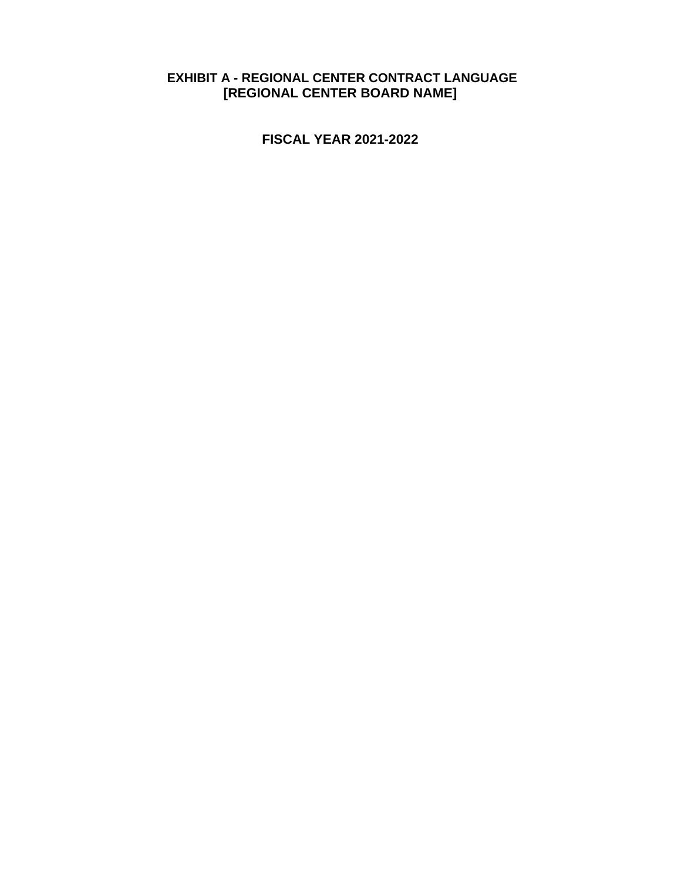# EXHIBIT A - REGIONAL CENTER CONTRACT LANGUAGE
# [REGIONAL CENTER BOARD NAME]

## FISCAL YEAR 2021-2022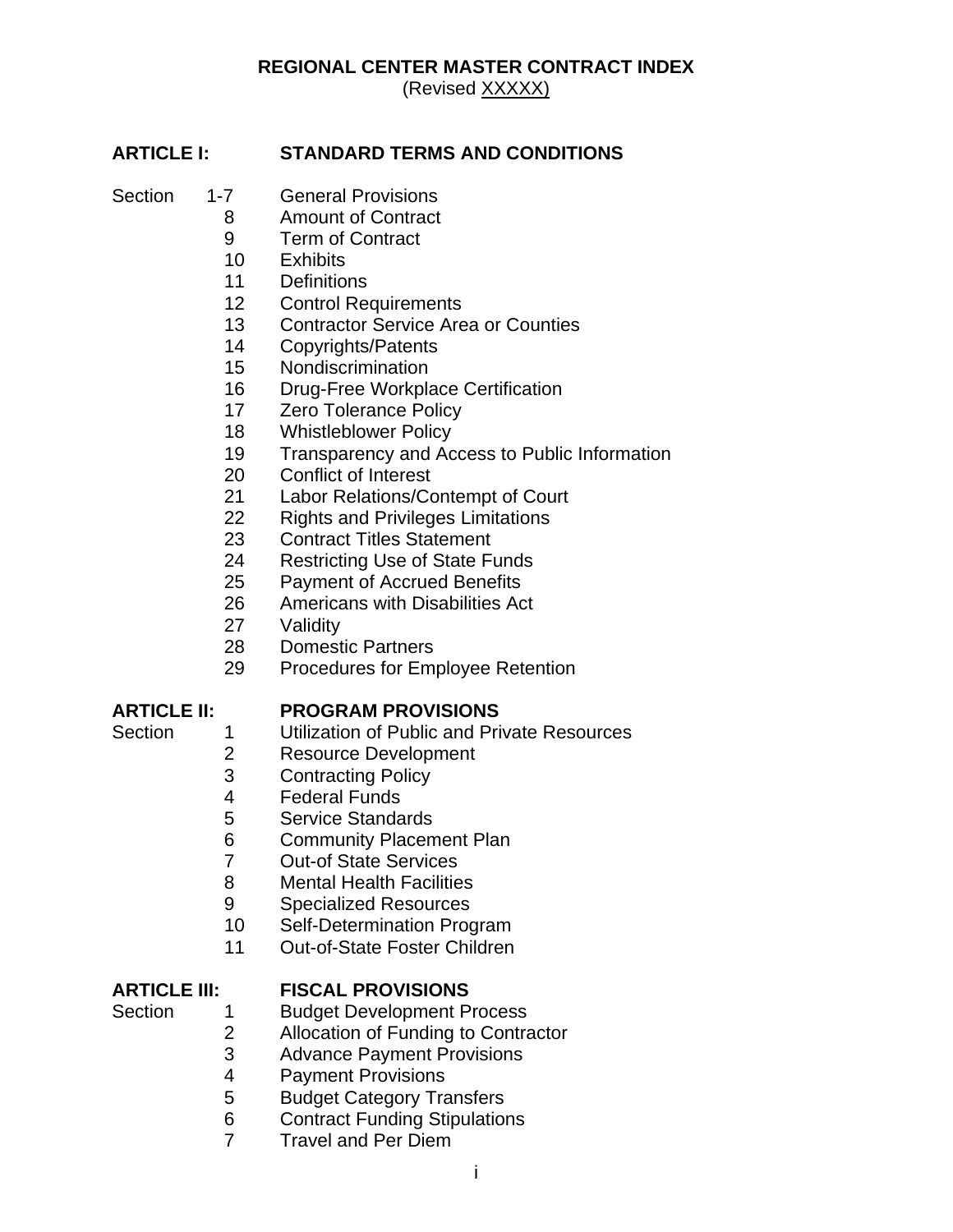# REGIONAL CENTER MASTER CONTRACT INDEX

(Revised XXXXX)

## ARTICLE I: STANDARD TERMS AND CONDITIONS

| Section | | |
|---|---|---|
| Section | 1-7 | General Provisions |
| | 8 | Amount of Contract |
| | 9 | Term of Contract |
| | 10 | Exhibits |
| | 11 | Definitions |
| | 12 | Control Requirements |
| | 13 | Contractor Service Area or Counties |
| | 14 | Copyrights/Patents |
| | 15 | Nondiscrimination |
| | 16 | Drug-Free Workplace Certification |
| | 17 | Zero Tolerance Policy |
| | 18 | Whistleblower Policy |
| | 19 | Transparency and Access to Public Information |
| | 20 | Conflict of Interest |
| | 21 | Labor Relations/Contempt of Court |
| | 22 | Rights and Privileges Limitations |
| | 23 | Contract Titles Statement |
| | 24 | Restricting Use of State Funds |
| | 25 | Payment of Accrued Benefits |
| | 26 | Americans with Disabilities Act |
| | 27 | Validity |
| | 28 | Domestic Partners |
| | 29 | Procedures for Employee Retention |

## ARTICLE II: PROGRAM PROVISIONS

| Section | | |
|---|---|---|
| Section | 1 | Utilization of Public and Private Resources |
| | 2 | Resource Development |
| | 3 | Contracting Policy |
| | 4 | Federal Funds |
| | 5 | Service Standards |
| | 6 | Community Placement Plan |
| | 7 | Out-of State Services |
| | 8 | Mental Health Facilities |
| | 9 | Specialized Resources |
| | 10 | Self-Determination Program |
| | 11 | Out-of-State Foster Children |

## ARTICLE III: FISCAL PROVISIONS

| Section | | |
|---|---|---|
| Section | 1 | Budget Development Process |
| | 2 | Allocation of Funding to Contractor |
| | 3 | Advance Payment Provisions |
| | 4 | Payment Provisions |
| | 5 | Budget Category Transfers |
| | 6 | Contract Funding Stipulations |
| | 7 | Travel and Per Diem |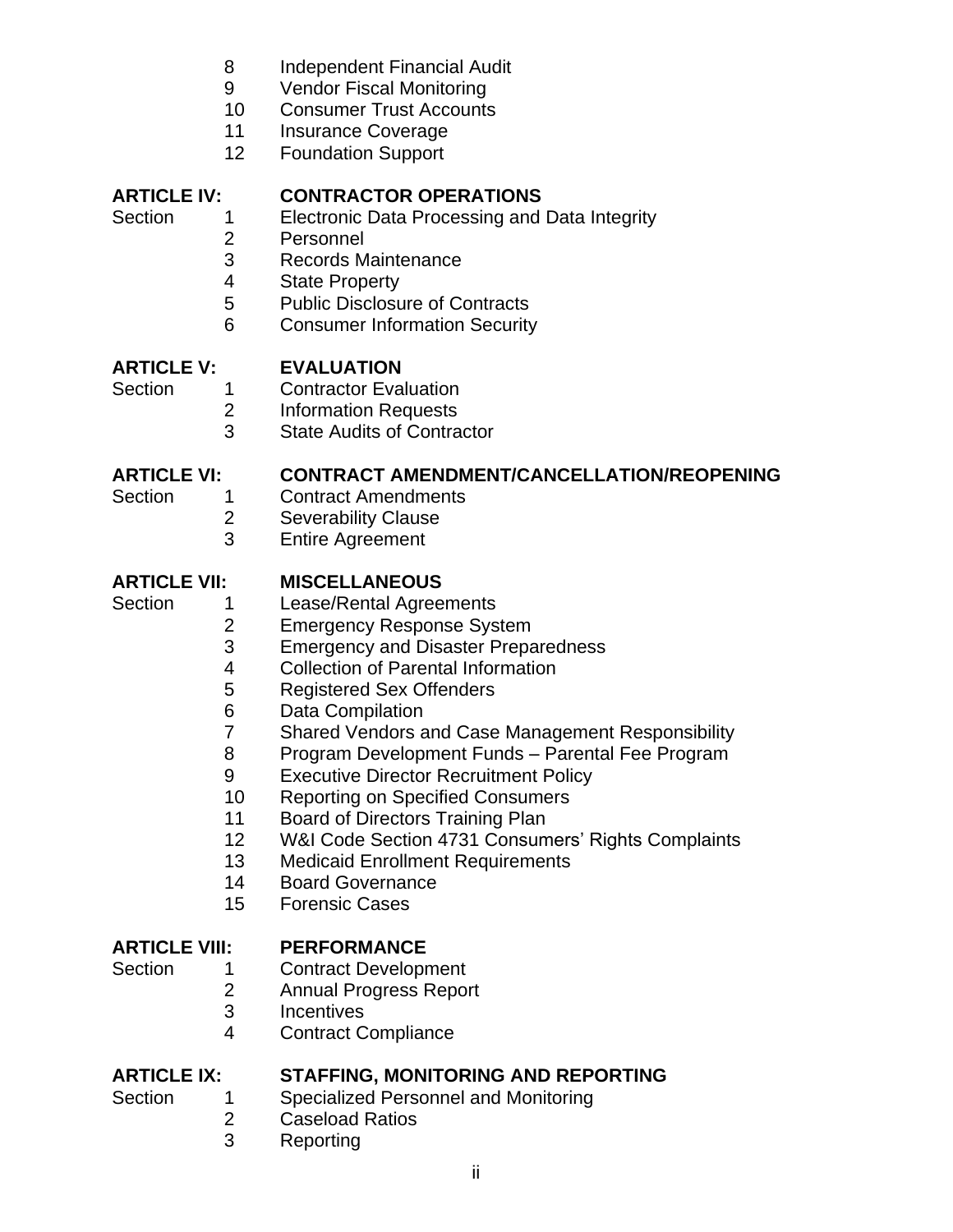| | | |
|---|---|---|
| | 8 | Independent Financial Audit |
| | 9 | Vendor Fiscal Monitoring |
| | 10 | Consumer Trust Accounts |
| | 11 | Insurance Coverage |
| | 12 | Foundation Support |

**ARTICLE IV: CONTRACTOR OPERATIONS**

| | | |
|---|---|---|
| Section | 1 | Electronic Data Processing and Data Integrity |
| | 2 | Personnel |
| | 3 | Records Maintenance |
| | 4 | State Property |
| | 5 | Public Disclosure of Contracts |
| | 6 | Consumer Information Security |

**ARTICLE V: EVALUATION**

| | | |
|---|---|---|
| Section | 1 | Contractor Evaluation |
| | 2 | Information Requests |
| | 3 | State Audits of Contractor |

**ARTICLE VI: CONTRACT AMENDMENT/CANCELLATION/REOPENING**

| | | |
|---|---|---|
| Section | 1 | Contract Amendments |
| | 2 | Severability Clause |
| | 3 | Entire Agreement |

**ARTICLE VII: MISCELLANEOUS**

| | | |
|---|---|---|
| Section | 1 | Lease/Rental Agreements |
| | 2 | Emergency Response System |
| | 3 | Emergency and Disaster Preparedness |
| | 4 | Collection of Parental Information |
| | 5 | Registered Sex Offenders |
| | 6 | Data Compilation |
| | 7 | Shared Vendors and Case Management Responsibility |
| | 8 | Program Development Funds – Parental Fee Program |
| | 9 | Executive Director Recruitment Policy |
| | 10 | Reporting on Specified Consumers |
| | 11 | Board of Directors Training Plan |
| | 12 | W&I Code Section 4731 Consumers' Rights Complaints |
| | 13 | Medicaid Enrollment Requirements |
| | 14 | Board Governance |
| | 15 | Forensic Cases |

**ARTICLE VIII: PERFORMANCE**

| | | |
|---|---|---|
| Section | 1 | Contract Development |
| | 2 | Annual Progress Report |
| | 3 | Incentives |
| | 4 | Contract Compliance |

**ARTICLE IX: STAFFING, MONITORING AND REPORTING**

| | | |
|---|---|---|
| Section | 1 | Specialized Personnel and Monitoring |
| | 2 | Caseload Ratios |
| | 3 | Reporting |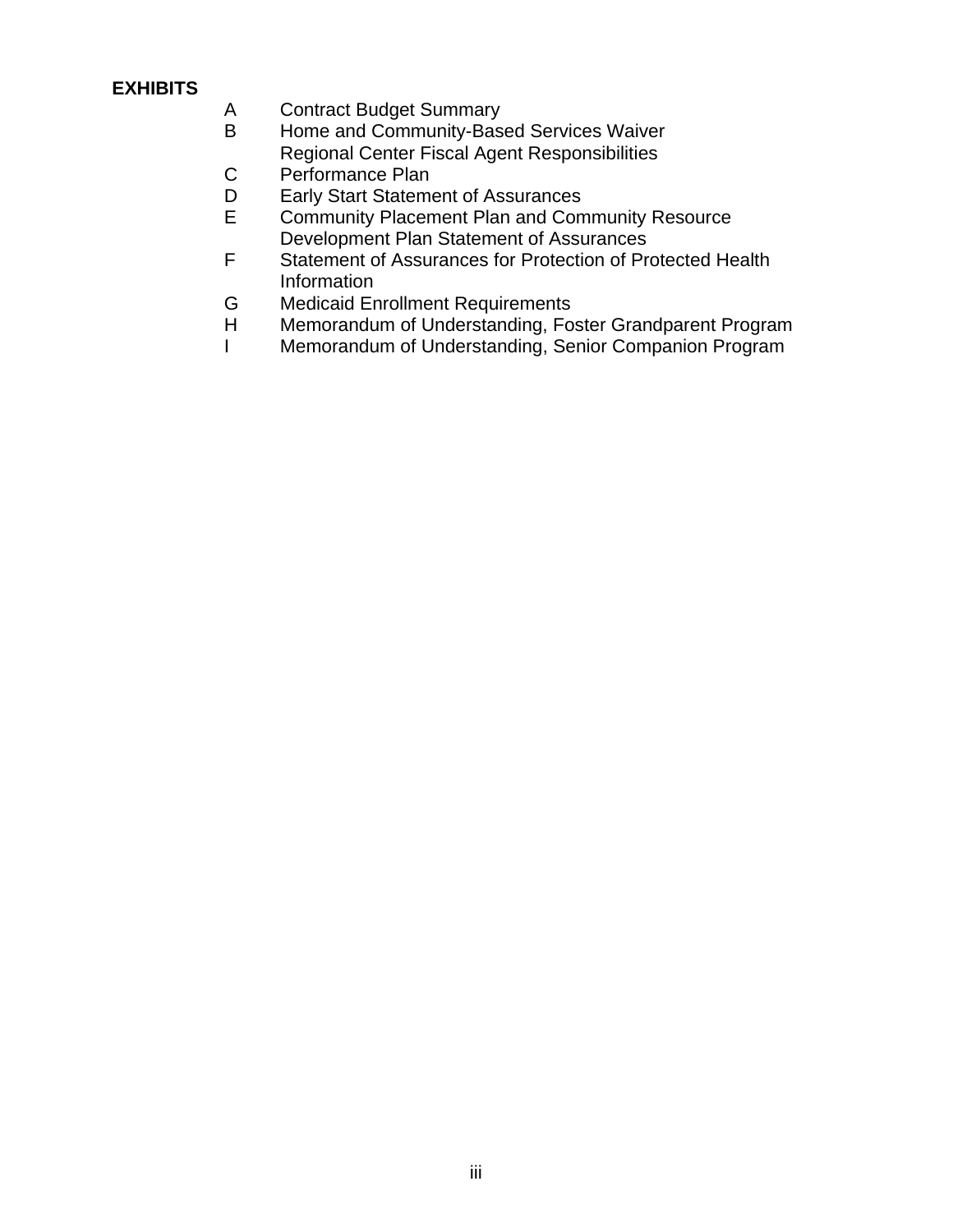**EXHIBITS**

| | |
|---|---|
| A | Contract Budget Summary |
| B | Home and Community-Based Services Waiver Regional Center Fiscal Agent Responsibilities |
| C | Performance Plan |
| D | Early Start Statement of Assurances |
| E | Community Placement Plan and Community Resource Development Plan Statement of Assurances |
| F | Statement of Assurances for Protection of Protected Health Information |
| G | Medicaid Enrollment Requirements |
| H | Memorandum of Understanding, Foster Grandparent Program |
| I | Memorandum of Understanding, Senior Companion Program |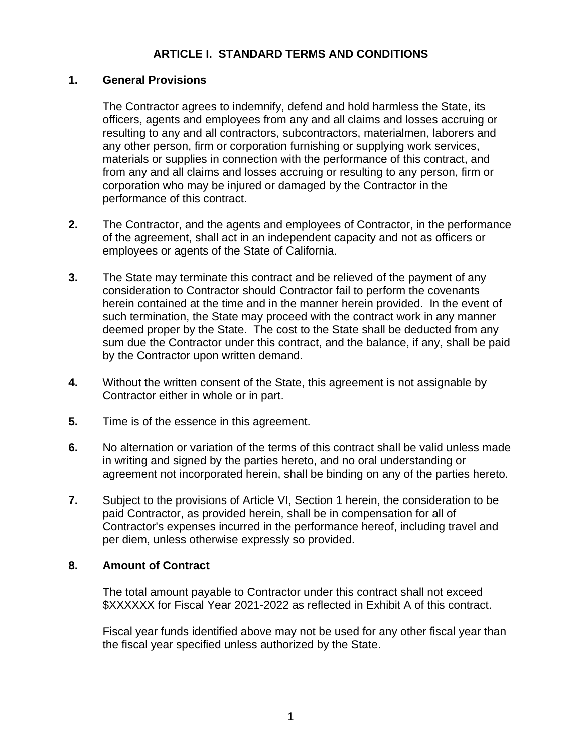# ARTICLE I. STANDARD TERMS AND CONDITIONS

**1. General Provisions**

The Contractor agrees to indemnify, defend and hold harmless the State, its officers, agents and employees from any and all claims and losses accruing or resulting to any and all contractors, subcontractors, materialmen, laborers and any other person, firm or corporation furnishing or supplying work services, materials or supplies in connection with the performance of this contract, and from any and all claims and losses accruing or resulting to any person, firm or corporation who may be injured or damaged by the Contractor in the performance of this contract.

**2.** The Contractor, and the agents and employees of Contractor, in the performance of the agreement, shall act in an independent capacity and not as officers or employees or agents of the State of California.

**3.** The State may terminate this contract and be relieved of the payment of any consideration to Contractor should Contractor fail to perform the covenants herein contained at the time and in the manner herein provided. In the event of such termination, the State may proceed with the contract work in any manner deemed proper by the State. The cost to the State shall be deducted from any sum due the Contractor under this contract, and the balance, if any, shall be paid by the Contractor upon written demand.

**4.** Without the written consent of the State, this agreement is not assignable by Contractor either in whole or in part.

**5.** Time is of the essence in this agreement.

**6.** No alternation or variation of the terms of this contract shall be valid unless made in writing and signed by the parties hereto, and no oral understanding or agreement not incorporated herein, shall be binding on any of the parties hereto.

**7.** Subject to the provisions of Article VI, Section 1 herein, the consideration to be paid Contractor, as provided herein, shall be in compensation for all of Contractor's expenses incurred in the performance hereof, including travel and per diem, unless otherwise expressly so provided.

**8. Amount of Contract**

The total amount payable to Contractor under this contract shall not exceed $XXXXXX for Fiscal Year 2021-2022 as reflected in Exhibit A of this contract.

Fiscal year funds identified above may not be used for any other fiscal year than the fiscal year specified unless authorized by the State.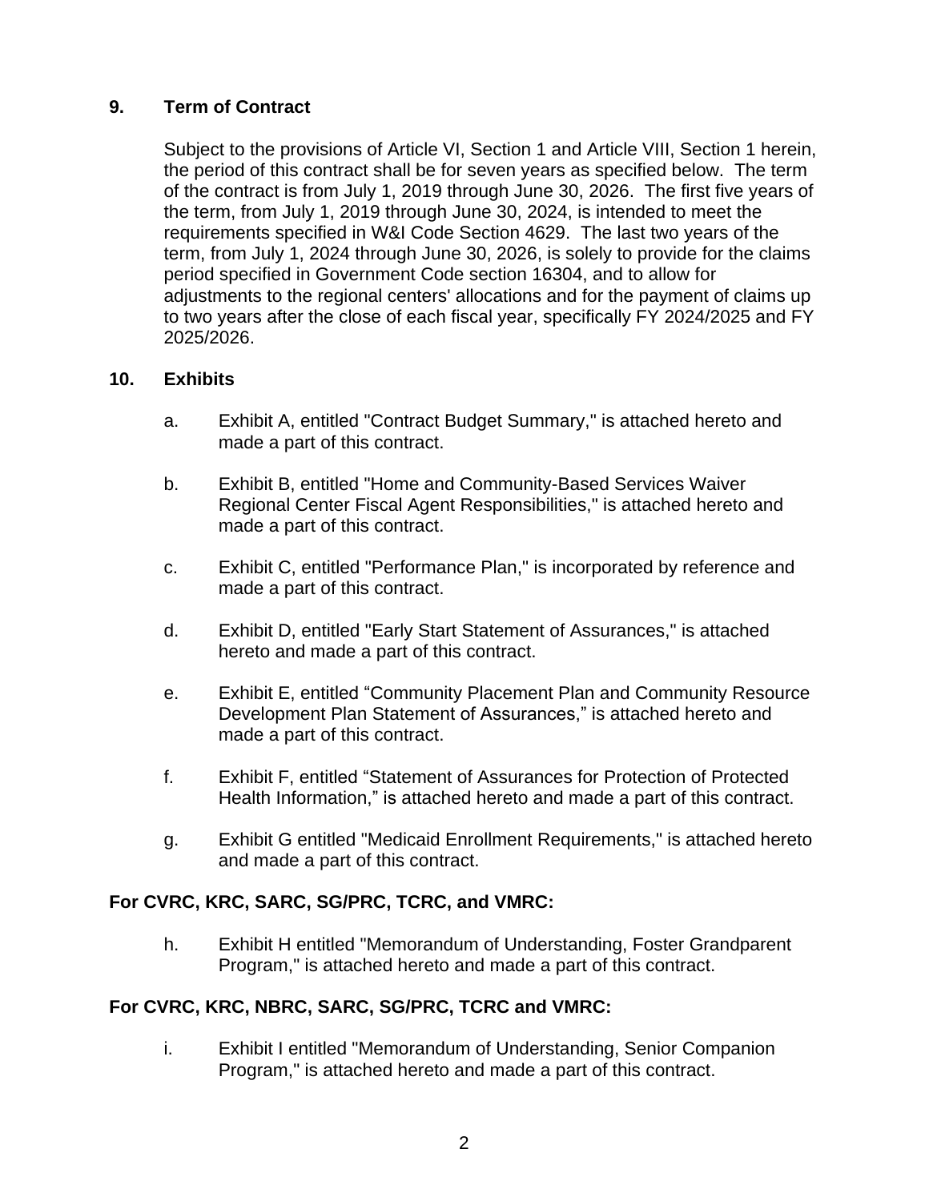**9. Term of Contract**

Subject to the provisions of Article VI, Section 1 and Article VIII, Section 1 herein, the period of this contract shall be for seven years as specified below. The term of the contract is from July 1, 2019 through June 30, 2026. The first five years of the term, from July 1, 2019 through June 30, 2024, is intended to meet the requirements specified in W&I Code Section 4629. The last two years of the term, from July 1, 2024 through June 30, 2026, is solely to provide for the claims period specified in Government Code section 16304, and to allow for adjustments to the regional centers' allocations and for the payment of claims up to two years after the close of each fiscal year, specifically FY 2024/2025 and FY 2025/2026.

**10. Exhibits**

a. Exhibit A, entitled "Contract Budget Summary," is attached hereto and made a part of this contract.

b. Exhibit B, entitled "Home and Community-Based Services Waiver Regional Center Fiscal Agent Responsibilities," is attached hereto and made a part of this contract.

c. Exhibit C, entitled "Performance Plan," is incorporated by reference and made a part of this contract.

d. Exhibit D, entitled "Early Start Statement of Assurances," is attached hereto and made a part of this contract.

e. Exhibit E, entitled “Community Placement Plan and Community Resource Development Plan Statement of Assurances,” is attached hereto and made a part of this contract.

f. Exhibit F, entitled “Statement of Assurances for Protection of Protected Health Information,” is attached hereto and made a part of this contract.

g. Exhibit G entitled "Medicaid Enrollment Requirements," is attached hereto and made a part of this contract.

**For CVRC, KRC, SARC, SG/PRC, TCRC, and VMRC:**

h. Exhibit H entitled "Memorandum of Understanding, Foster Grandparent Program," is attached hereto and made a part of this contract.

**For CVRC, KRC, NBRC, SARC, SG/PRC, TCRC and VMRC:**

i. Exhibit I entitled "Memorandum of Understanding, Senior Companion Program," is attached hereto and made a part of this contract.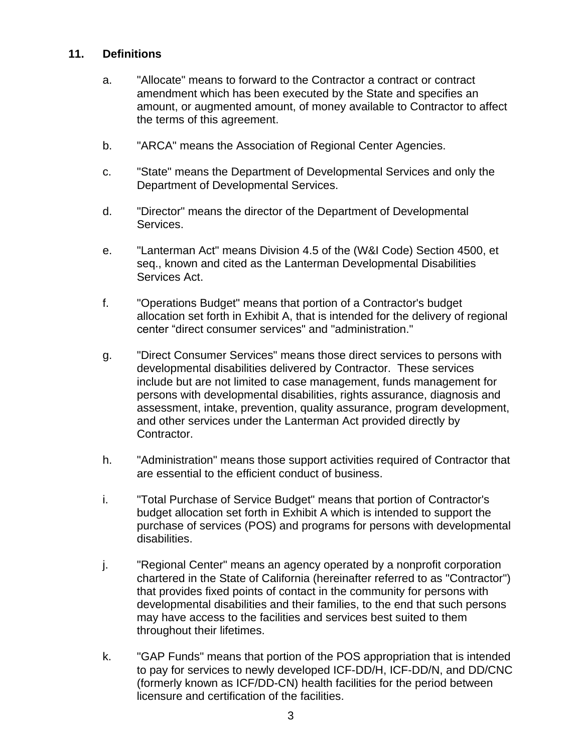## 11. Definitions

a. "Allocate" means to forward to the Contractor a contract or contract amendment which has been executed by the State and specifies an amount, or augmented amount, of money available to Contractor to affect the terms of this agreement.

b. "ARCA" means the Association of Regional Center Agencies.

c. "State" means the Department of Developmental Services and only the Department of Developmental Services.

d. "Director" means the director of the Department of Developmental Services.

e. "Lanterman Act" means Division 4.5 of the (W&I Code) Section 4500, et seq., known and cited as the Lanterman Developmental Disabilities Services Act.

f. "Operations Budget" means that portion of a Contractor's budget allocation set forth in Exhibit A, that is intended for the delivery of regional center "direct consumer services" and "administration."

g. "Direct Consumer Services" means those direct services to persons with developmental disabilities delivered by Contractor. These services include but are not limited to case management, funds management for persons with developmental disabilities, rights assurance, diagnosis and assessment, intake, prevention, quality assurance, program development, and other services under the Lanterman Act provided directly by Contractor.

h. "Administration" means those support activities required of Contractor that are essential to the efficient conduct of business.

i. "Total Purchase of Service Budget" means that portion of Contractor's budget allocation set forth in Exhibit A which is intended to support the purchase of services (POS) and programs for persons with developmental disabilities.

j. "Regional Center" means an agency operated by a nonprofit corporation chartered in the State of California (hereinafter referred to as "Contractor") that provides fixed points of contact in the community for persons with developmental disabilities and their families, to the end that such persons may have access to the facilities and services best suited to them throughout their lifetimes.

k. "GAP Funds" means that portion of the POS appropriation that is intended to pay for services to newly developed ICF-DD/H, ICF-DD/N, and DD/CNC (formerly known as ICF/DD-CN) health facilities for the period between licensure and certification of the facilities.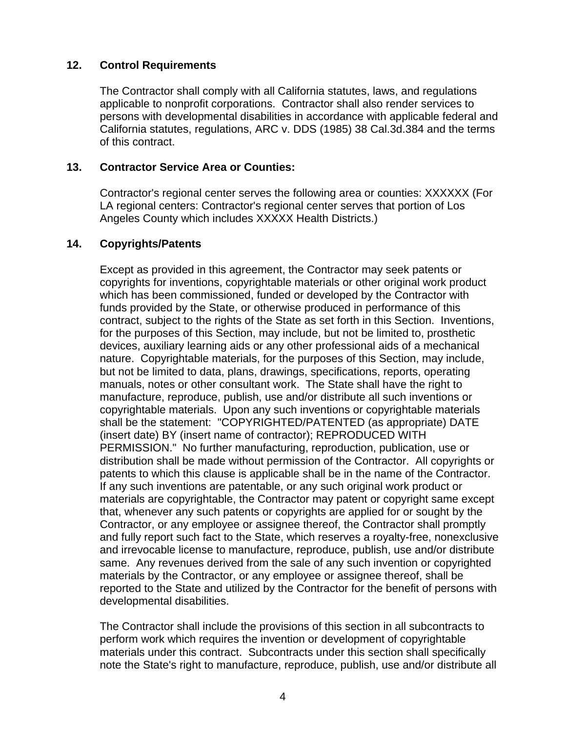**12. Control Requirements**

The Contractor shall comply with all California statutes, laws, and regulations applicable to nonprofit corporations. Contractor shall also render services to persons with developmental disabilities in accordance with applicable federal and California statutes, regulations, ARC v. DDS (1985) 38 Cal.3d.384 and the terms of this contract.

**13. Contractor Service Area or Counties:**

Contractor's regional center serves the following area or counties: XXXXXX (For LA regional centers: Contractor's regional center serves that portion of Los Angeles County which includes XXXXX Health Districts.)

**14. Copyrights/Patents**

Except as provided in this agreement, the Contractor may seek patents or copyrights for inventions, copyrightable materials or other original work product which has been commissioned, funded or developed by the Contractor with funds provided by the State, or otherwise produced in performance of this contract, subject to the rights of the State as set forth in this Section. Inventions, for the purposes of this Section, may include, but not be limited to, prosthetic devices, auxiliary learning aids or any other professional aids of a mechanical nature. Copyrightable materials, for the purposes of this Section, may include, but not be limited to data, plans, drawings, specifications, reports, operating manuals, notes or other consultant work. The State shall have the right to manufacture, reproduce, publish, use and/or distribute all such inventions or copyrightable materials. Upon any such inventions or copyrightable materials shall be the statement: "COPYRIGHTED/PATENTED (as appropriate) DATE (insert date) BY (insert name of contractor); REPRODUCED WITH PERMISSION." No further manufacturing, reproduction, publication, use or distribution shall be made without permission of the Contractor. All copyrights or patents to which this clause is applicable shall be in the name of the Contractor. If any such inventions are patentable, or any such original work product or materials are copyrightable, the Contractor may patent or copyright same except that, whenever any such patents or copyrights are applied for or sought by the Contractor, or any employee or assignee thereof, the Contractor shall promptly and fully report such fact to the State, which reserves a royalty-free, nonexclusive and irrevocable license to manufacture, reproduce, publish, use and/or distribute same. Any revenues derived from the sale of any such invention or copyrighted materials by the Contractor, or any employee or assignee thereof, shall be reported to the State and utilized by the Contractor for the benefit of persons with developmental disabilities.

The Contractor shall include the provisions of this section in all subcontracts to perform work which requires the invention or development of copyrightable materials under this contract. Subcontracts under this section shall specifically note the State's right to manufacture, reproduce, publish, use and/or distribute all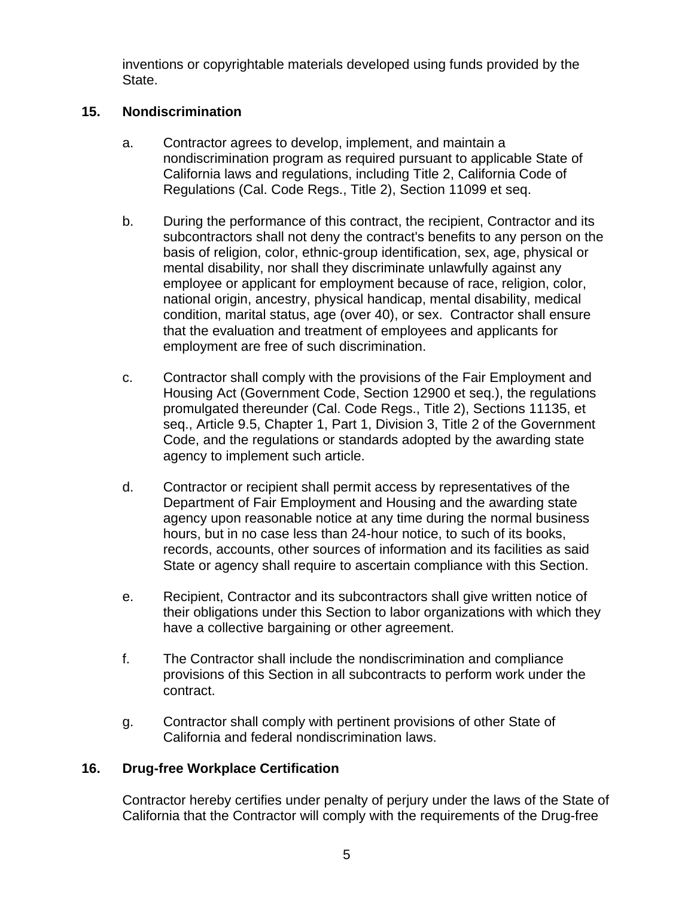inventions or copyrightable materials developed using funds provided by the State.

## 15. Nondiscrimination

a. Contractor agrees to develop, implement, and maintain a nondiscrimination program as required pursuant to applicable State of California laws and regulations, including Title 2, California Code of Regulations (Cal. Code Regs., Title 2), Section 11099 et seq.

b. During the performance of this contract, the recipient, Contractor and its subcontractors shall not deny the contract's benefits to any person on the basis of religion, color, ethnic-group identification, sex, age, physical or mental disability, nor shall they discriminate unlawfully against any employee or applicant for employment because of race, religion, color, national origin, ancestry, physical handicap, mental disability, medical condition, marital status, age (over 40), or sex. Contractor shall ensure that the evaluation and treatment of employees and applicants for employment are free of such discrimination.

c. Contractor shall comply with the provisions of the Fair Employment and Housing Act (Government Code, Section 12900 et seq.), the regulations promulgated thereunder (Cal. Code Regs., Title 2), Sections 11135, et seq., Article 9.5, Chapter 1, Part 1, Division 3, Title 2 of the Government Code, and the regulations or standards adopted by the awarding state agency to implement such article.

d. Contractor or recipient shall permit access by representatives of the Department of Fair Employment and Housing and the awarding state agency upon reasonable notice at any time during the normal business hours, but in no case less than 24-hour notice, to such of its books, records, accounts, other sources of information and its facilities as said State or agency shall require to ascertain compliance with this Section.

e. Recipient, Contractor and its subcontractors shall give written notice of their obligations under this Section to labor organizations with which they have a collective bargaining or other agreement.

f. The Contractor shall include the nondiscrimination and compliance provisions of this Section in all subcontracts to perform work under the contract.

g. Contractor shall comply with pertinent provisions of other State of California and federal nondiscrimination laws.

## 16. Drug-free Workplace Certification

Contractor hereby certifies under penalty of perjury under the laws of the State of California that the Contractor will comply with the requirements of the Drug-free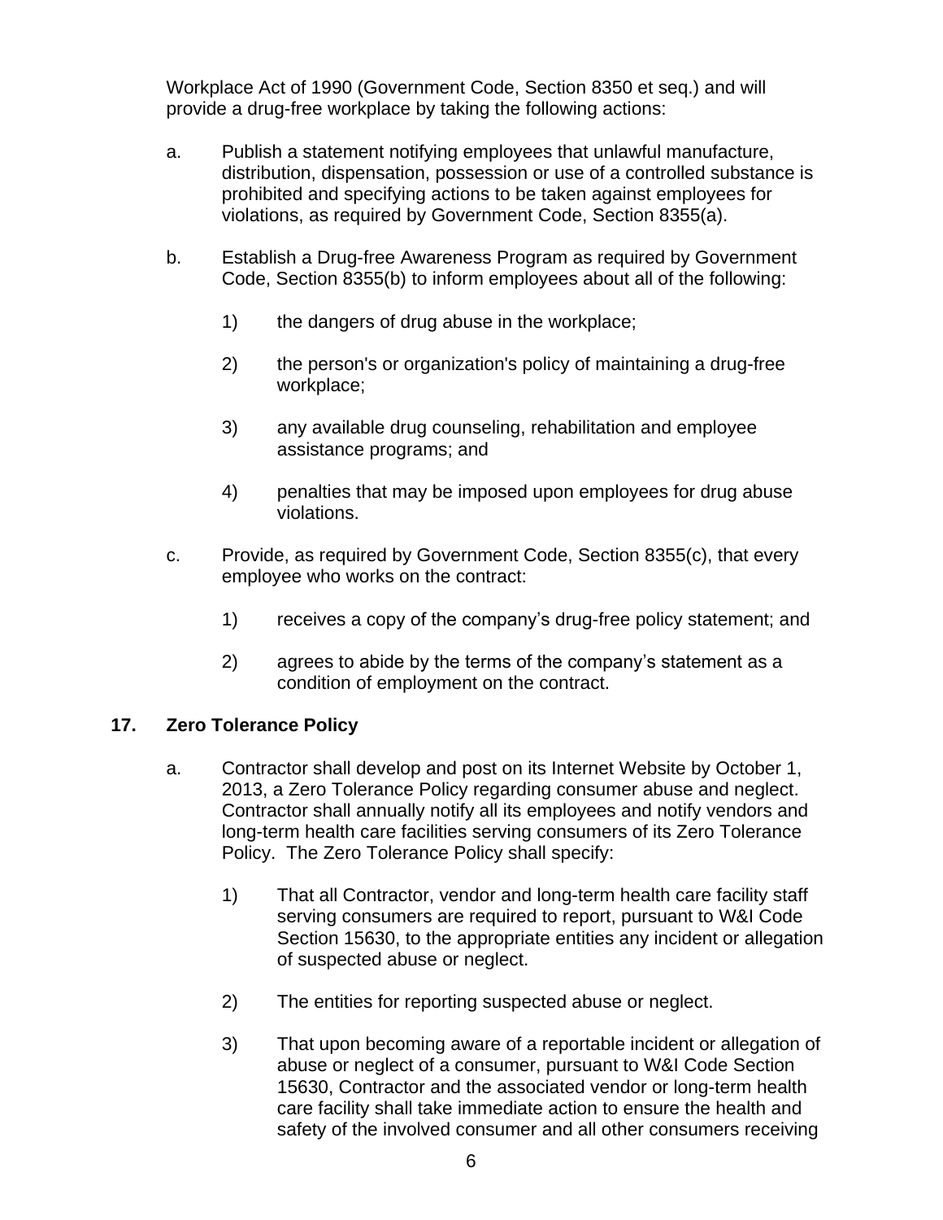Workplace Act of 1990 (Government Code, Section 8350 et seq.) and will provide a drug-free workplace by taking the following actions:

a. Publish a statement notifying employees that unlawful manufacture, distribution, dispensation, possession or use of a controlled substance is prohibited and specifying actions to be taken against employees for violations, as required by Government Code, Section 8355(a).

b. Establish a Drug-free Awareness Program as required by Government Code, Section 8355(b) to inform employees about all of the following:

   1) the dangers of drug abuse in the workplace;

   2) the person's or organization's policy of maintaining a drug-free workplace;

   3) any available drug counseling, rehabilitation and employee assistance programs; and

   4) penalties that may be imposed upon employees for drug abuse violations.

c. Provide, as required by Government Code, Section 8355(c), that every employee who works on the contract:

   1) receives a copy of the company’s drug-free policy statement; and

   2) agrees to abide by the terms of the company’s statement as a condition of employment on the contract.

## 17. Zero Tolerance Policy

a. Contractor shall develop and post on its Internet Website by October 1, 2013, a Zero Tolerance Policy regarding consumer abuse and neglect. Contractor shall annually notify all its employees and notify vendors and long-term health care facilities serving consumers of its Zero Tolerance Policy. The Zero Tolerance Policy shall specify:

   1) That all Contractor, vendor and long-term health care facility staff serving consumers are required to report, pursuant to W&I Code Section 15630, to the appropriate entities any incident or allegation of suspected abuse or neglect.

   2) The entities for reporting suspected abuse or neglect.

   3) That upon becoming aware of a reportable incident or allegation of abuse or neglect of a consumer, pursuant to W&I Code Section 15630, Contractor and the associated vendor or long-term health care facility shall take immediate action to ensure the health and safety of the involved consumer and all other consumers receiving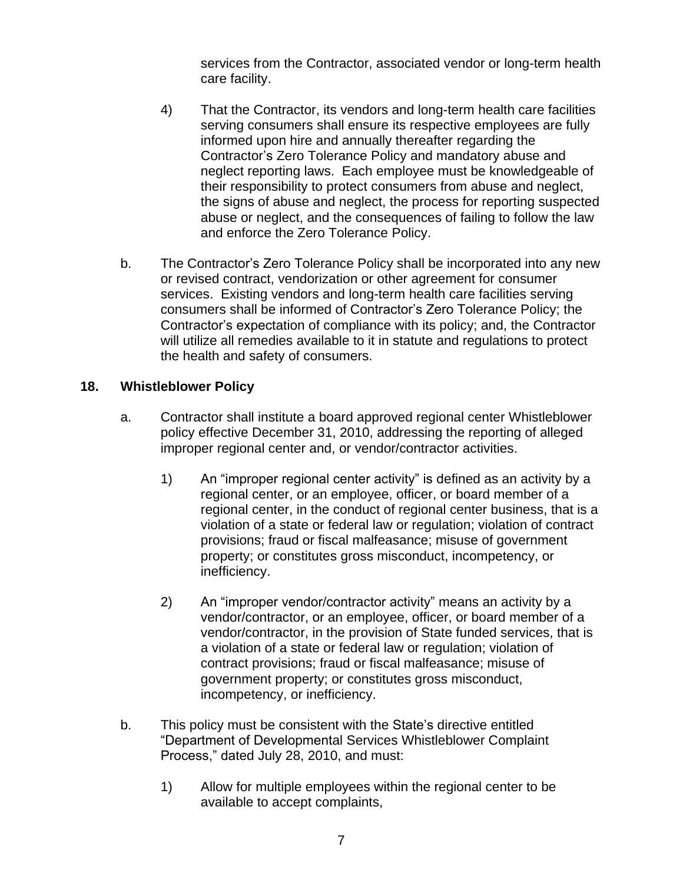services from the Contractor, associated vendor or long-term health care facility.

4) That the Contractor, its vendors and long-term health care facilities serving consumers shall ensure its respective employees are fully informed upon hire and annually thereafter regarding the Contractor's Zero Tolerance Policy and mandatory abuse and neglect reporting laws. Each employee must be knowledgeable of their responsibility to protect consumers from abuse and neglect, the signs of abuse and neglect, the process for reporting suspected abuse or neglect, and the consequences of failing to follow the law and enforce the Zero Tolerance Policy.

b. The Contractor's Zero Tolerance Policy shall be incorporated into any new or revised contract, vendorization or other agreement for consumer services. Existing vendors and long-term health care facilities serving consumers shall be informed of Contractor's Zero Tolerance Policy; the Contractor's expectation of compliance with its policy; and, the Contractor will utilize all remedies available to it in statute and regulations to protect the health and safety of consumers.

**18. Whistleblower Policy**

a. Contractor shall institute a board approved regional center Whistleblower policy effective December 31, 2010, addressing the reporting of alleged improper regional center and, or vendor/contractor activities.

1) An "improper regional center activity" is defined as an activity by a regional center, or an employee, officer, or board member of a regional center, in the conduct of regional center business, that is a violation of a state or federal law or regulation; violation of contract provisions; fraud or fiscal malfeasance; misuse of government property; or constitutes gross misconduct, incompetency, or inefficiency.

2) An "improper vendor/contractor activity" means an activity by a vendor/contractor, or an employee, officer, or board member of a vendor/contractor, in the provision of State funded services, that is a violation of a state or federal law or regulation; violation of contract provisions; fraud or fiscal malfeasance; misuse of government property; or constitutes gross misconduct, incompetency, or inefficiency.

b. This policy must be consistent with the State's directive entitled "Department of Developmental Services Whistleblower Complaint Process," dated July 28, 2010, and must:

1) Allow for multiple employees within the regional center to be available to accept complaints,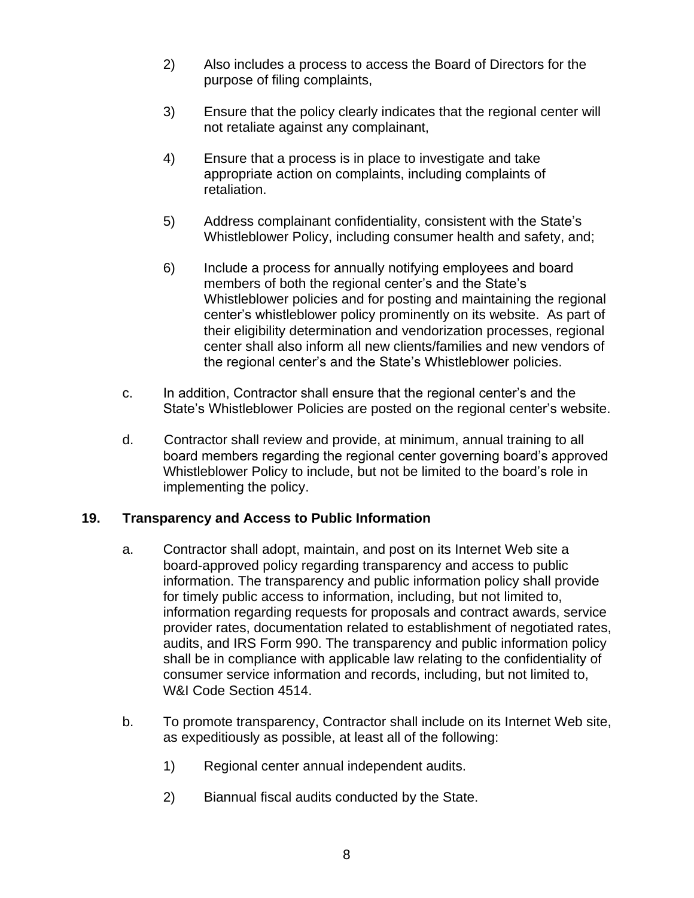2) Also includes a process to access the Board of Directors for the purpose of filing complaints,

3) Ensure that the policy clearly indicates that the regional center will not retaliate against any complainant,

4) Ensure that a process is in place to investigate and take appropriate action on complaints, including complaints of retaliation.

5) Address complainant confidentiality, consistent with the State's Whistleblower Policy, including consumer health and safety, and;

6) Include a process for annually notifying employees and board members of both the regional center's and the State's Whistleblower policies and for posting and maintaining the regional center's whistleblower policy prominently on its website. As part of their eligibility determination and vendorization processes, regional center shall also inform all new clients/families and new vendors of the regional center's and the State's Whistleblower policies.

c. In addition, Contractor shall ensure that the regional center's and the State's Whistleblower Policies are posted on the regional center's website.

d. Contractor shall review and provide, at minimum, annual training to all board members regarding the regional center governing board's approved Whistleblower Policy to include, but not be limited to the board's role in implementing the policy.

## 19. Transparency and Access to Public Information

a. Contractor shall adopt, maintain, and post on its Internet Web site a board-approved policy regarding transparency and access to public information. The transparency and public information policy shall provide for timely public access to information, including, but not limited to, information regarding requests for proposals and contract awards, service provider rates, documentation related to establishment of negotiated rates, audits, and IRS Form 990. The transparency and public information policy shall be in compliance with applicable law relating to the confidentiality of consumer service information and records, including, but not limited to, W&I Code Section 4514.

b. To promote transparency, Contractor shall include on its Internet Web site, as expeditiously as possible, at least all of the following:

1) Regional center annual independent audits.

2) Biannual fiscal audits conducted by the State.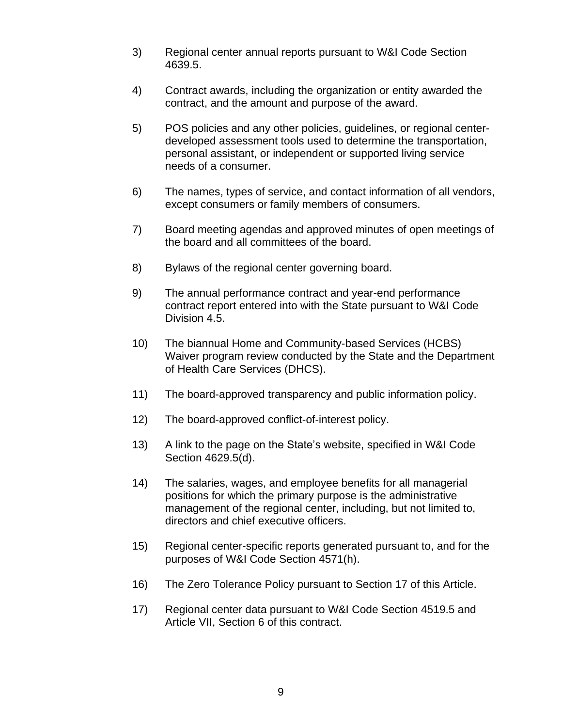3) Regional center annual reports pursuant to W&I Code Section 4639.5.

4) Contract awards, including the organization or entity awarded the contract, and the amount and purpose of the award.

5) POS policies and any other policies, guidelines, or regional center-developed assessment tools used to determine the transportation, personal assistant, or independent or supported living service needs of a consumer.

6) The names, types of service, and contact information of all vendors, except consumers or family members of consumers.

7) Board meeting agendas and approved minutes of open meetings of the board and all committees of the board.

8) Bylaws of the regional center governing board.

9) The annual performance contract and year-end performance contract report entered into with the State pursuant to W&I Code Division 4.5.

10) The biannual Home and Community-based Services (HCBS) Waiver program review conducted by the State and the Department of Health Care Services (DHCS).

11) The board-approved transparency and public information policy.

12) The board-approved conflict-of-interest policy.

13) A link to the page on the State's website, specified in W&I Code Section 4629.5(d).

14) The salaries, wages, and employee benefits for all managerial positions for which the primary purpose is the administrative management of the regional center, including, but not limited to, directors and chief executive officers.

15) Regional center-specific reports generated pursuant to, and for the purposes of W&I Code Section 4571(h).

16) The Zero Tolerance Policy pursuant to Section 17 of this Article.

17) Regional center data pursuant to W&I Code Section 4519.5 and Article VII, Section 6 of this contract.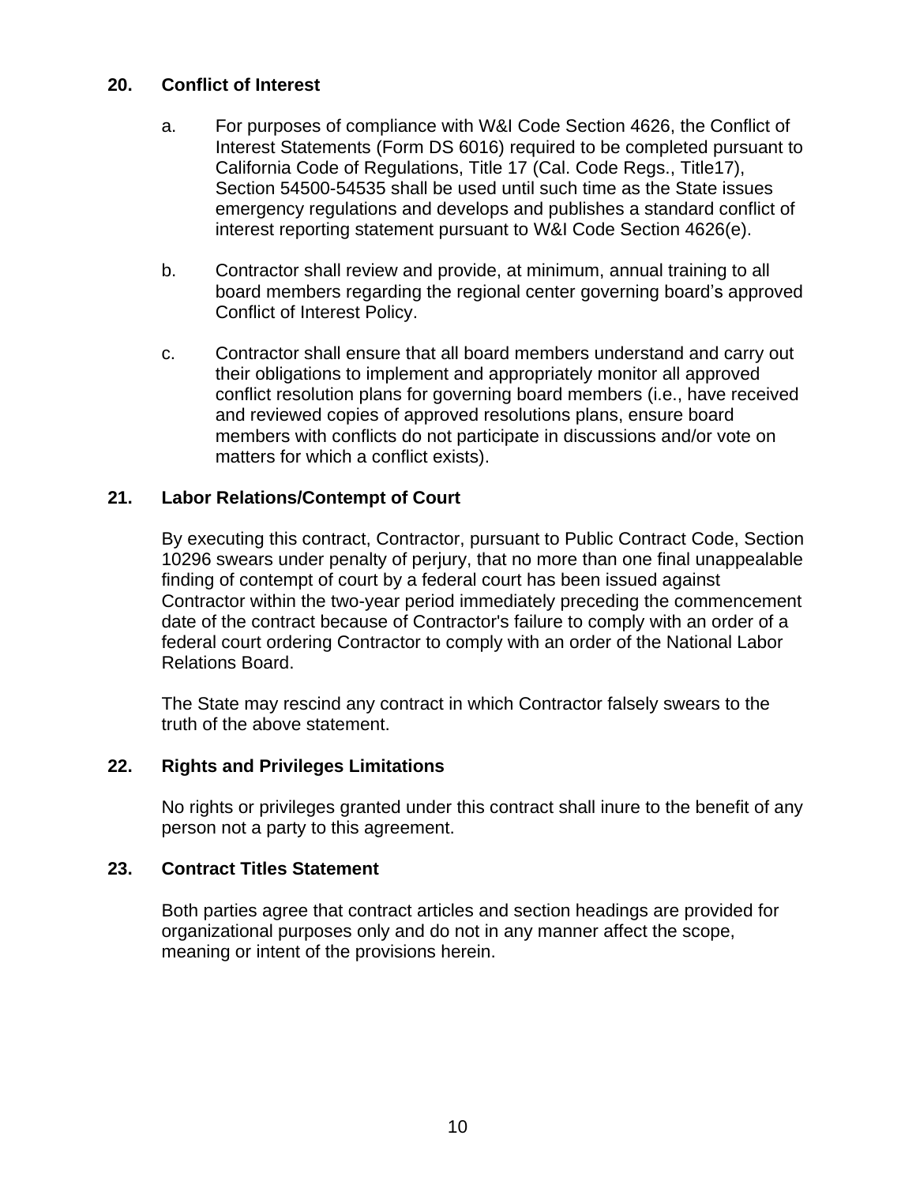**20. Conflict of Interest**

a. For purposes of compliance with W&I Code Section 4626, the Conflict of Interest Statements (Form DS 6016) required to be completed pursuant to California Code of Regulations, Title 17 (Cal. Code Regs., Title17), Section 54500-54535 shall be used until such time as the State issues emergency regulations and develops and publishes a standard conflict of interest reporting statement pursuant to W&I Code Section 4626(e).

b. Contractor shall review and provide, at minimum, annual training to all board members regarding the regional center governing board's approved Conflict of Interest Policy.

c. Contractor shall ensure that all board members understand and carry out their obligations to implement and appropriately monitor all approved conflict resolution plans for governing board members (i.e., have received and reviewed copies of approved resolutions plans, ensure board members with conflicts do not participate in discussions and/or vote on matters for which a conflict exists).

**21. Labor Relations/Contempt of Court**

By executing this contract, Contractor, pursuant to Public Contract Code, Section 10296 swears under penalty of perjury, that no more than one final unappealable finding of contempt of court by a federal court has been issued against Contractor within the two-year period immediately preceding the commencement date of the contract because of Contractor's failure to comply with an order of a federal court ordering Contractor to comply with an order of the National Labor Relations Board.

The State may rescind any contract in which Contractor falsely swears to the truth of the above statement.

**22. Rights and Privileges Limitations**

No rights or privileges granted under this contract shall inure to the benefit of any person not a party to this agreement.

**23. Contract Titles Statement**

Both parties agree that contract articles and section headings are provided for organizational purposes only and do not in any manner affect the scope, meaning or intent of the provisions herein.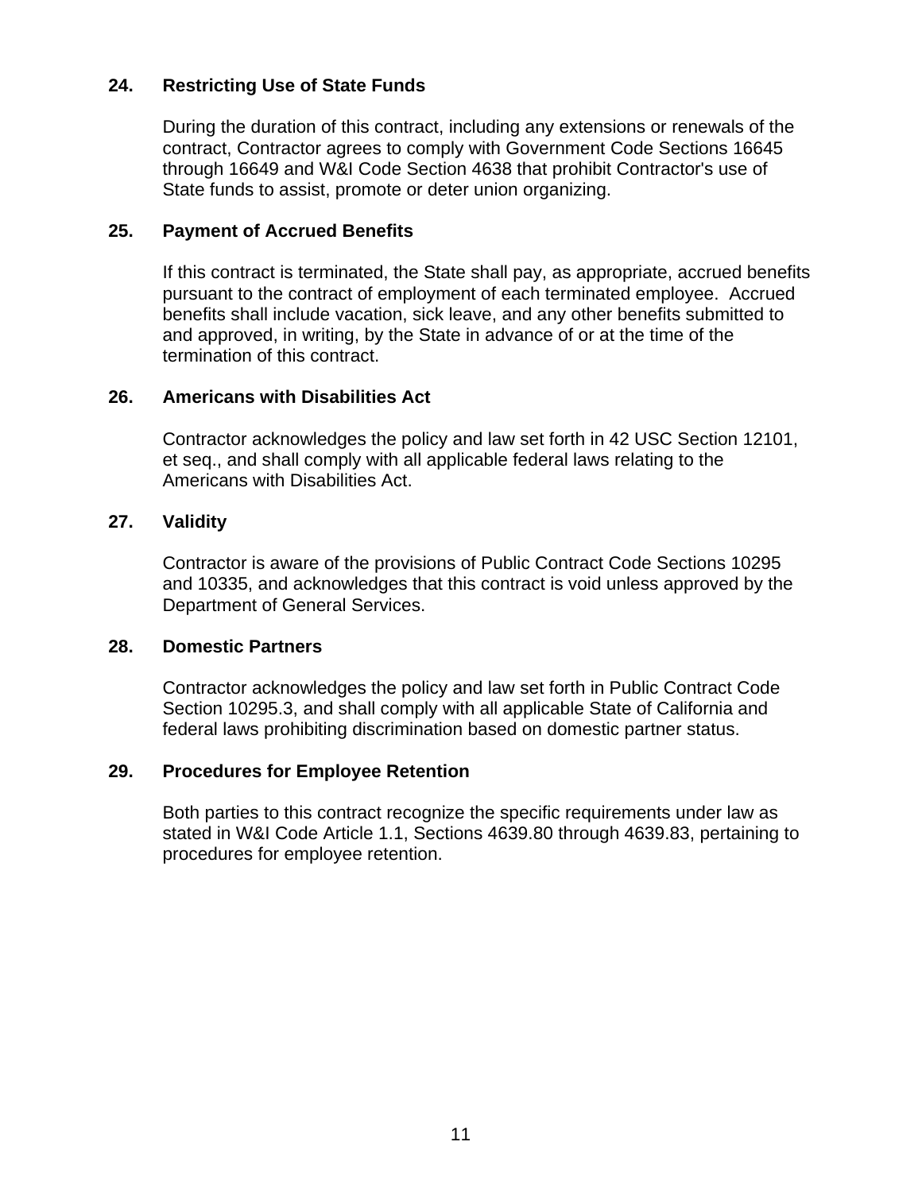**24. Restricting Use of State Funds**

During the duration of this contract, including any extensions or renewals of the contract, Contractor agrees to comply with Government Code Sections 16645 through 16649 and W&I Code Section 4638 that prohibit Contractor's use of State funds to assist, promote or deter union organizing.

**25. Payment of Accrued Benefits**

If this contract is terminated, the State shall pay, as appropriate, accrued benefits pursuant to the contract of employment of each terminated employee. Accrued benefits shall include vacation, sick leave, and any other benefits submitted to and approved, in writing, by the State in advance of or at the time of the termination of this contract.

**26. Americans with Disabilities Act**

Contractor acknowledges the policy and law set forth in 42 USC Section 12101, et seq., and shall comply with all applicable federal laws relating to the Americans with Disabilities Act.

**27. Validity**

Contractor is aware of the provisions of Public Contract Code Sections 10295 and 10335, and acknowledges that this contract is void unless approved by the Department of General Services.

**28. Domestic Partners**

Contractor acknowledges the policy and law set forth in Public Contract Code Section 10295.3, and shall comply with all applicable State of California and federal laws prohibiting discrimination based on domestic partner status.

**29. Procedures for Employee Retention**

Both parties to this contract recognize the specific requirements under law as stated in W&I Code Article 1.1, Sections 4639.80 through 4639.83, pertaining to procedures for employee retention.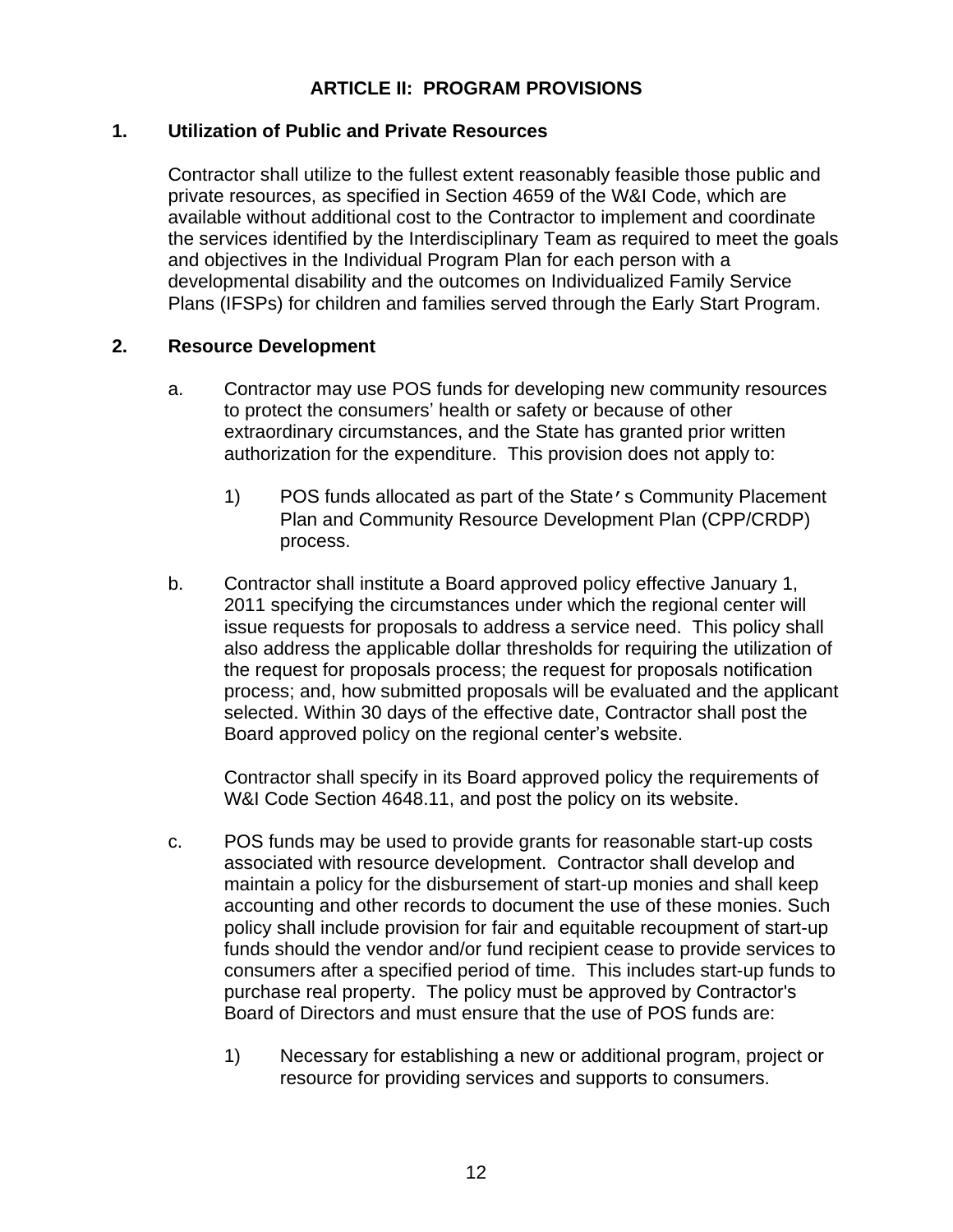# ARTICLE II: PROGRAM PROVISIONS

## 1. Utilization of Public and Private Resources

Contractor shall utilize to the fullest extent reasonably feasible those public and private resources, as specified in Section 4659 of the W&I Code, which are available without additional cost to the Contractor to implement and coordinate the services identified by the Interdisciplinary Team as required to meet the goals and objectives in the Individual Program Plan for each person with a developmental disability and the outcomes on Individualized Family Service Plans (IFSPs) for children and families served through the Early Start Program.

## 2. Resource Development

a. Contractor may use POS funds for developing new community resources to protect the consumers' health or safety or because of other extraordinary circumstances, and the State has granted prior written authorization for the expenditure. This provision does not apply to:

   1) POS funds allocated as part of the State's Community Placement Plan and Community Resource Development Plan (CPP/CRDP) process.

b. Contractor shall institute a Board approved policy effective January 1, 2011 specifying the circumstances under which the regional center will issue requests for proposals to address a service need. This policy shall also address the applicable dollar thresholds for requiring the utilization of the request for proposals process; the request for proposals notification process; and, how submitted proposals will be evaluated and the applicant selected. Within 30 days of the effective date, Contractor shall post the Board approved policy on the regional center's website.

   Contractor shall specify in its Board approved policy the requirements of W&I Code Section 4648.11, and post the policy on its website.

c. POS funds may be used to provide grants for reasonable start-up costs associated with resource development. Contractor shall develop and maintain a policy for the disbursement of start-up monies and shall keep accounting and other records to document the use of these monies. Such policy shall include provision for fair and equitable recoupment of start-up funds should the vendor and/or fund recipient cease to provide services to consumers after a specified period of time. This includes start-up funds to purchase real property. The policy must be approved by Contractor's Board of Directors and must ensure that the use of POS funds are:

   1) Necessary for establishing a new or additional program, project or resource for providing services and supports to consumers.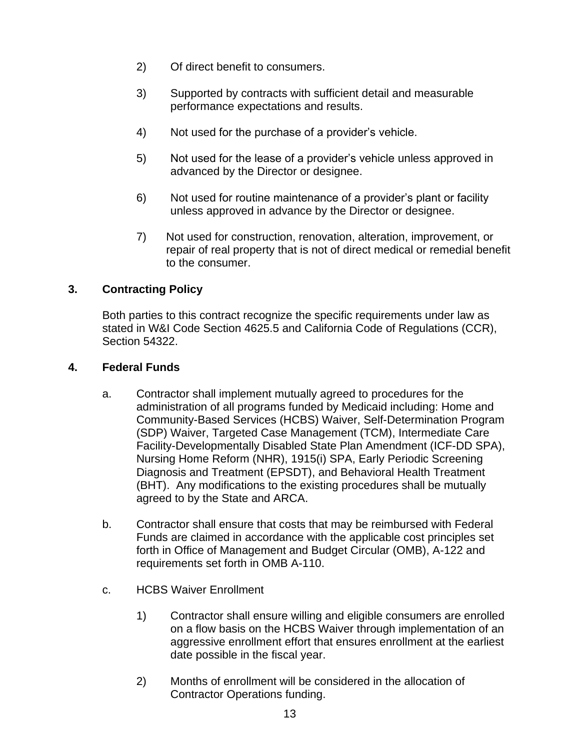2) Of direct benefit to consumers.

3) Supported by contracts with sufficient detail and measurable performance expectations and results.

4) Not used for the purchase of a provider's vehicle.

5) Not used for the lease of a provider's vehicle unless approved in advanced by the Director or designee.

6) Not used for routine maintenance of a provider's plant or facility unless approved in advance by the Director or designee.

7) Not used for construction, renovation, alteration, improvement, or repair of real property that is not of direct medical or remedial benefit to the consumer.

**3. Contracting Policy**

Both parties to this contract recognize the specific requirements under law as stated in W&I Code Section 4625.5 and California Code of Regulations (CCR), Section 54322.

**4. Federal Funds**

a. Contractor shall implement mutually agreed to procedures for the administration of all programs funded by Medicaid including: Home and Community-Based Services (HCBS) Waiver, Self-Determination Program (SDP) Waiver, Targeted Case Management (TCM), Intermediate Care Facility-Developmentally Disabled State Plan Amendment (ICF-DD SPA), Nursing Home Reform (NHR), 1915(i) SPA, Early Periodic Screening Diagnosis and Treatment (EPSDT), and Behavioral Health Treatment (BHT). Any modifications to the existing procedures shall be mutually agreed to by the State and ARCA.

b. Contractor shall ensure that costs that may be reimbursed with Federal Funds are claimed in accordance with the applicable cost principles set forth in Office of Management and Budget Circular (OMB), A-122 and requirements set forth in OMB A-110.

c. HCBS Waiver Enrollment

1) Contractor shall ensure willing and eligible consumers are enrolled on a flow basis on the HCBS Waiver through implementation of an aggressive enrollment effort that ensures enrollment at the earliest date possible in the fiscal year.

2) Months of enrollment will be considered in the allocation of Contractor Operations funding.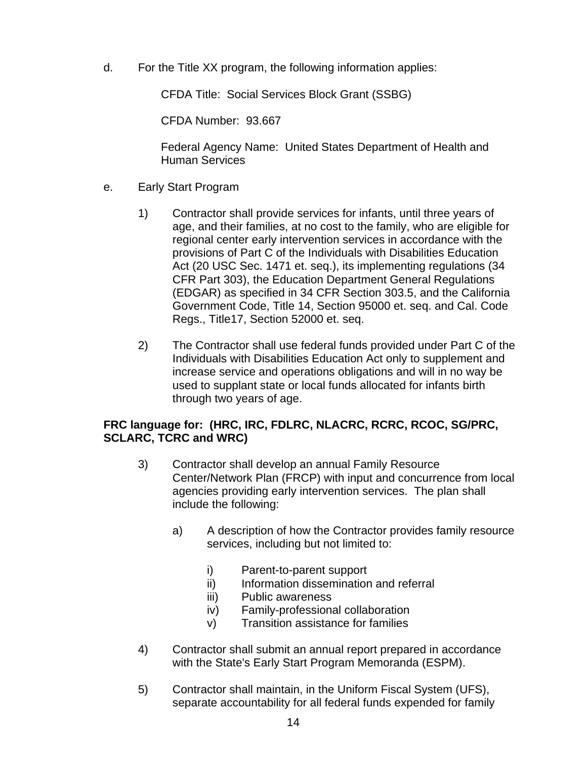d. For the Title XX program, the following information applies:

   CFDA Title: Social Services Block Grant (SSBG)

   CFDA Number: 93.667

   Federal Agency Name: United States Department of Health and Human Services

e. Early Start Program

   1) Contractor shall provide services for infants, until three years of age, and their families, at no cost to the family, who are eligible for regional center early intervention services in accordance with the provisions of Part C of the Individuals with Disabilities Education Act (20 USC Sec. 1471 et. seq.), its implementing regulations (34 CFR Part 303), the Education Department General Regulations (EDGAR) as specified in 34 CFR Section 303.5, and the California Government Code, Title 14, Section 95000 et. seq. and Cal. Code Regs., Title17, Section 52000 et. seq.

   2) The Contractor shall use federal funds provided under Part C of the Individuals with Disabilities Education Act only to supplement and increase service and operations obligations and will in no way be used to supplant state or local funds allocated for infants birth through two years of age.

**FRC language for: (HRC, IRC, FDLRC, NLACRC, RCRC, RCOC, SG/PRC, SCLARC, TCRC and WRC)**

   3) Contractor shall develop an annual Family Resource Center/Network Plan (FRCP) with input and concurrence from local agencies providing early intervention services. The plan shall include the following:

      a) A description of how the Contractor provides family resource services, including but not limited to:

         i) Parent-to-parent support
         ii) Information dissemination and referral
         iii) Public awareness
         iv) Family-professional collaboration
         v) Transition assistance for families

   4) Contractor shall submit an annual report prepared in accordance with the State's Early Start Program Memoranda (ESPM).

   5) Contractor shall maintain, in the Uniform Fiscal System (UFS), separate accountability for all federal funds expended for family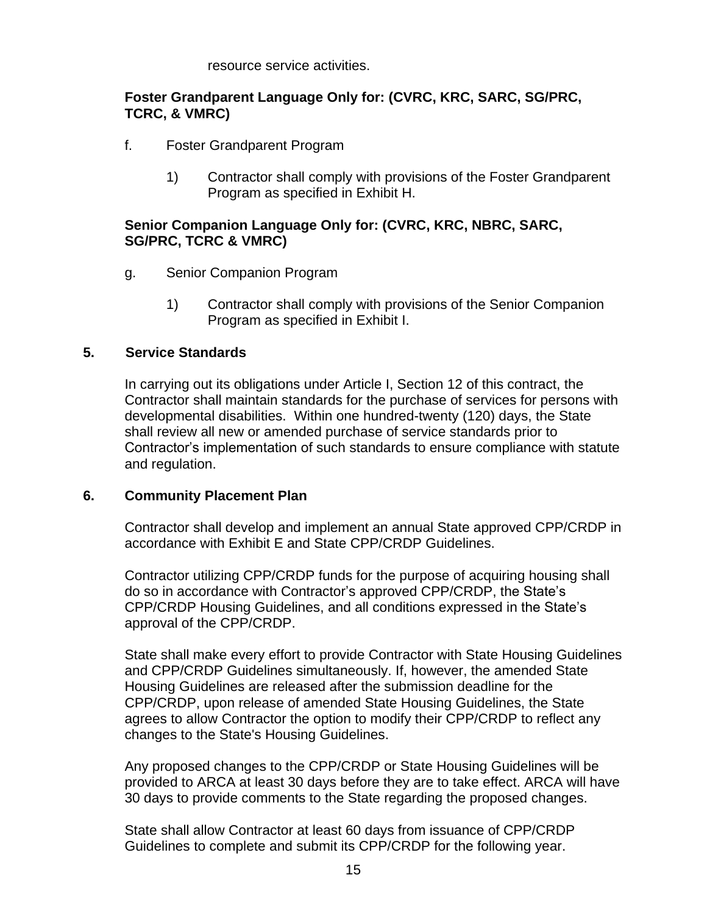resource service activities.

**Foster Grandparent Language Only for: (CVRC, KRC, SARC, SG/PRC, TCRC, & VMRC)**

f. Foster Grandparent Program

1) Contractor shall comply with provisions of the Foster Grandparent Program as specified in Exhibit H.

**Senior Companion Language Only for: (CVRC, KRC, NBRC, SARC, SG/PRC, TCRC & VMRC)**

g. Senior Companion Program

1) Contractor shall comply with provisions of the Senior Companion Program as specified in Exhibit I.

## 5. Service Standards

In carrying out its obligations under Article I, Section 12 of this contract, the Contractor shall maintain standards for the purchase of services for persons with developmental disabilities. Within one hundred-twenty (120) days, the State shall review all new or amended purchase of service standards prior to Contractor's implementation of such standards to ensure compliance with statute and regulation.

## 6. Community Placement Plan

Contractor shall develop and implement an annual State approved CPP/CRDP in accordance with Exhibit E and State CPP/CRDP Guidelines.

Contractor utilizing CPP/CRDP funds for the purpose of acquiring housing shall do so in accordance with Contractor's approved CPP/CRDP, the State's CPP/CRDP Housing Guidelines, and all conditions expressed in the State's approval of the CPP/CRDP.

State shall make every effort to provide Contractor with State Housing Guidelines and CPP/CRDP Guidelines simultaneously. If, however, the amended State Housing Guidelines are released after the submission deadline for the CPP/CRDP, upon release of amended State Housing Guidelines, the State agrees to allow Contractor the option to modify their CPP/CRDP to reflect any changes to the State's Housing Guidelines.

Any proposed changes to the CPP/CRDP or State Housing Guidelines will be provided to ARCA at least 30 days before they are to take effect. ARCA will have 30 days to provide comments to the State regarding the proposed changes.

State shall allow Contractor at least 60 days from issuance of CPP/CRDP Guidelines to complete and submit its CPP/CRDP for the following year.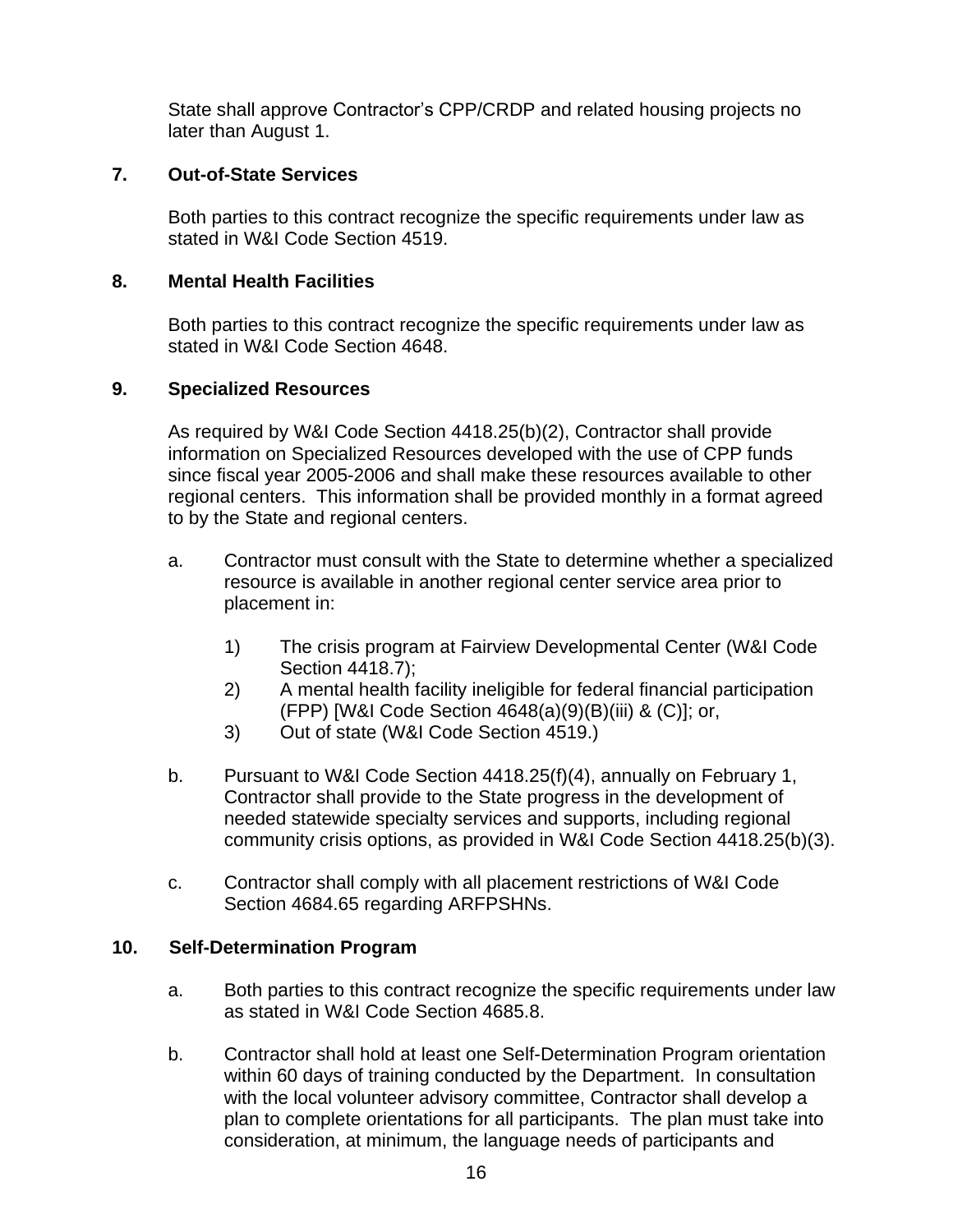State shall approve Contractor's CPP/CRDP and related housing projects no later than August 1.

**7. Out-of-State Services**

Both parties to this contract recognize the specific requirements under law as stated in W&I Code Section 4519.

**8. Mental Health Facilities**

Both parties to this contract recognize the specific requirements under law as stated in W&I Code Section 4648.

**9. Specialized Resources**

As required by W&I Code Section 4418.25(b)(2), Contractor shall provide information on Specialized Resources developed with the use of CPP funds since fiscal year 2005-2006 and shall make these resources available to other regional centers. This information shall be provided monthly in a format agreed to by the State and regional centers.

a. Contractor must consult with the State to determine whether a specialized resource is available in another regional center service area prior to placement in:

   1) The crisis program at Fairview Developmental Center (W&I Code Section 4418.7);
   2) A mental health facility ineligible for federal financial participation (FPP) [W&I Code Section 4648(a)(9)(B)(iii) & (C)]; or,
   3) Out of state (W&I Code Section 4519.)

b. Pursuant to W&I Code Section 4418.25(f)(4), annually on February 1, Contractor shall provide to the State progress in the development of needed statewide specialty services and supports, including regional community crisis options, as provided in W&I Code Section 4418.25(b)(3).

c. Contractor shall comply with all placement restrictions of W&I Code Section 4684.65 regarding ARFPSHNs.

**10. Self-Determination Program**

a. Both parties to this contract recognize the specific requirements under law as stated in W&I Code Section 4685.8.

b. Contractor shall hold at least one Self-Determination Program orientation within 60 days of training conducted by the Department. In consultation with the local volunteer advisory committee, Contractor shall develop a plan to complete orientations for all participants. The plan must take into consideration, at minimum, the language needs of participants and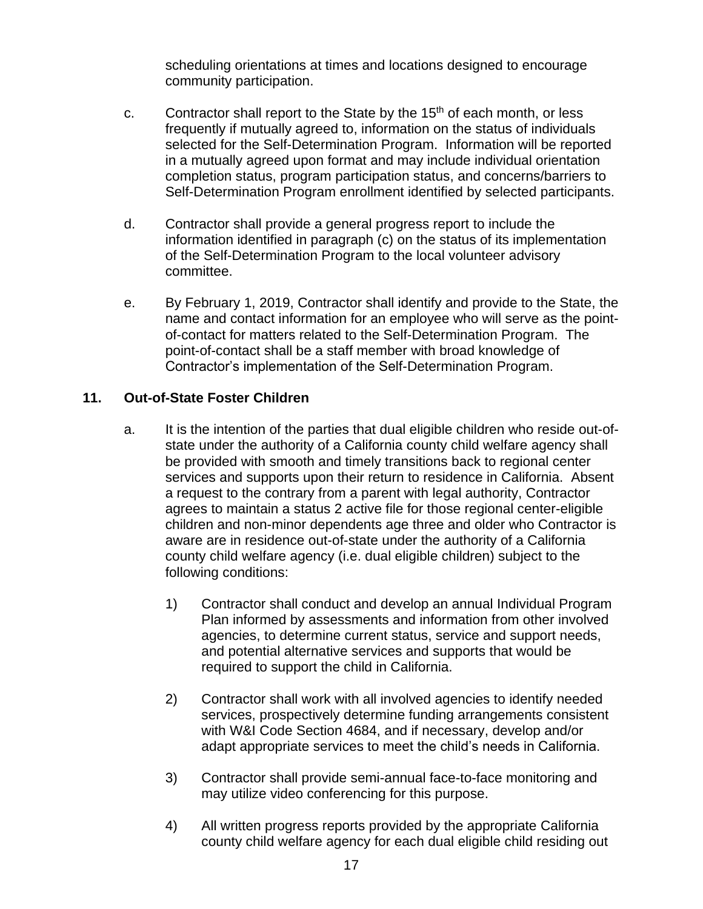scheduling orientations at times and locations designed to encourage community participation.

c. Contractor shall report to the State by the 15th of each month, or less frequently if mutually agreed to, information on the status of individuals selected for the Self-Determination Program. Information will be reported in a mutually agreed upon format and may include individual orientation completion status, program participation status, and concerns/barriers to Self-Determination Program enrollment identified by selected participants.

d. Contractor shall provide a general progress report to include the information identified in paragraph (c) on the status of its implementation of the Self-Determination Program to the local volunteer advisory committee.

e. By February 1, 2019, Contractor shall identify and provide to the State, the name and contact information for an employee who will serve as the point-of-contact for matters related to the Self-Determination Program. The point-of-contact shall be a staff member with broad knowledge of Contractor's implementation of the Self-Determination Program.

**11. Out-of-State Foster Children**

a. It is the intention of the parties that dual eligible children who reside out-of-state under the authority of a California county child welfare agency shall be provided with smooth and timely transitions back to regional center services and supports upon their return to residence in California. Absent a request to the contrary from a parent with legal authority, Contractor agrees to maintain a status 2 active file for those regional center-eligible children and non-minor dependents age three and older who Contractor is aware are in residence out-of-state under the authority of a California county child welfare agency (i.e. dual eligible children) subject to the following conditions:

1) Contractor shall conduct and develop an annual Individual Program Plan informed by assessments and information from other involved agencies, to determine current status, service and support needs, and potential alternative services and supports that would be required to support the child in California.

2) Contractor shall work with all involved agencies to identify needed services, prospectively determine funding arrangements consistent with W&I Code Section 4684, and if necessary, develop and/or adapt appropriate services to meet the child's needs in California.

3) Contractor shall provide semi-annual face-to-face monitoring and may utilize video conferencing for this purpose.

4) All written progress reports provided by the appropriate California county child welfare agency for each dual eligible child residing out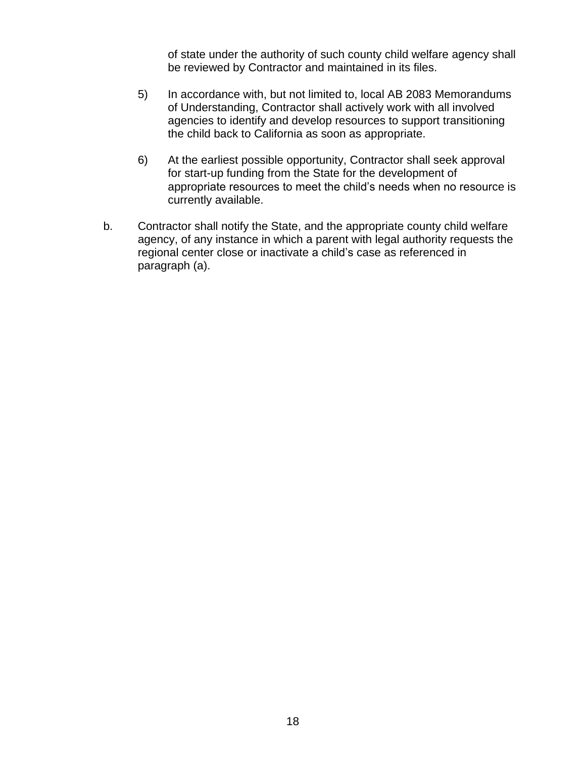of state under the authority of such county child welfare agency shall be reviewed by Contractor and maintained in its files.

5) In accordance with, but not limited to, local AB 2083 Memorandums of Understanding, Contractor shall actively work with all involved agencies to identify and develop resources to support transitioning the child back to California as soon as appropriate.

6) At the earliest possible opportunity, Contractor shall seek approval for start-up funding from the State for the development of appropriate resources to meet the child's needs when no resource is currently available.

b. Contractor shall notify the State, and the appropriate county child welfare agency, of any instance in which a parent with legal authority requests the regional center close or inactivate a child's case as referenced in paragraph (a).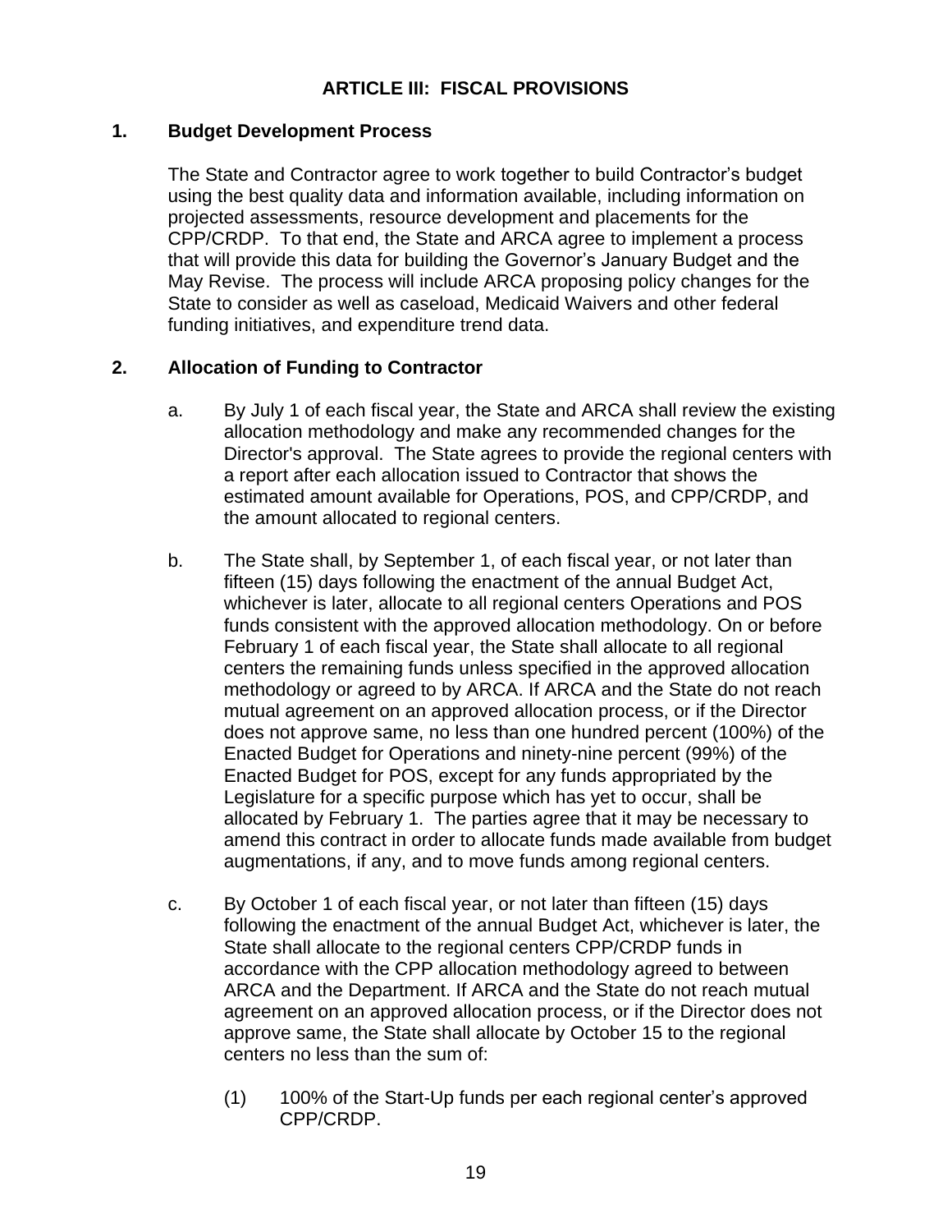# ARTICLE III: FISCAL PROVISIONS

## 1. Budget Development Process

The State and Contractor agree to work together to build Contractor's budget using the best quality data and information available, including information on projected assessments, resource development and placements for the CPP/CRDP. To that end, the State and ARCA agree to implement a process that will provide this data for building the Governor's January Budget and the May Revise. The process will include ARCA proposing policy changes for the State to consider as well as caseload, Medicaid Waivers and other federal funding initiatives, and expenditure trend data.

## 2. Allocation of Funding to Contractor

a. By July 1 of each fiscal year, the State and ARCA shall review the existing allocation methodology and make any recommended changes for the Director's approval. The State agrees to provide the regional centers with a report after each allocation issued to Contractor that shows the estimated amount available for Operations, POS, and CPP/CRDP, and the amount allocated to regional centers.

b. The State shall, by September 1, of each fiscal year, or not later than fifteen (15) days following the enactment of the annual Budget Act, whichever is later, allocate to all regional centers Operations and POS funds consistent with the approved allocation methodology. On or before February 1 of each fiscal year, the State shall allocate to all regional centers the remaining funds unless specified in the approved allocation methodology or agreed to by ARCA. If ARCA and the State do not reach mutual agreement on an approved allocation process, or if the Director does not approve same, no less than one hundred percent (100%) of the Enacted Budget for Operations and ninety-nine percent (99%) of the Enacted Budget for POS, except for any funds appropriated by the Legislature for a specific purpose which has yet to occur, shall be allocated by February 1. The parties agree that it may be necessary to amend this contract in order to allocate funds made available from budget augmentations, if any, and to move funds among regional centers.

c. By October 1 of each fiscal year, or not later than fifteen (15) days following the enactment of the annual Budget Act, whichever is later, the State shall allocate to the regional centers CPP/CRDP funds in accordance with the CPP allocation methodology agreed to between ARCA and the Department. If ARCA and the State do not reach mutual agreement on an approved allocation process, or if the Director does not approve same, the State shall allocate by October 15 to the regional centers no less than the sum of:

   (1) 100% of the Start-Up funds per each regional center's approved CPP/CRDP.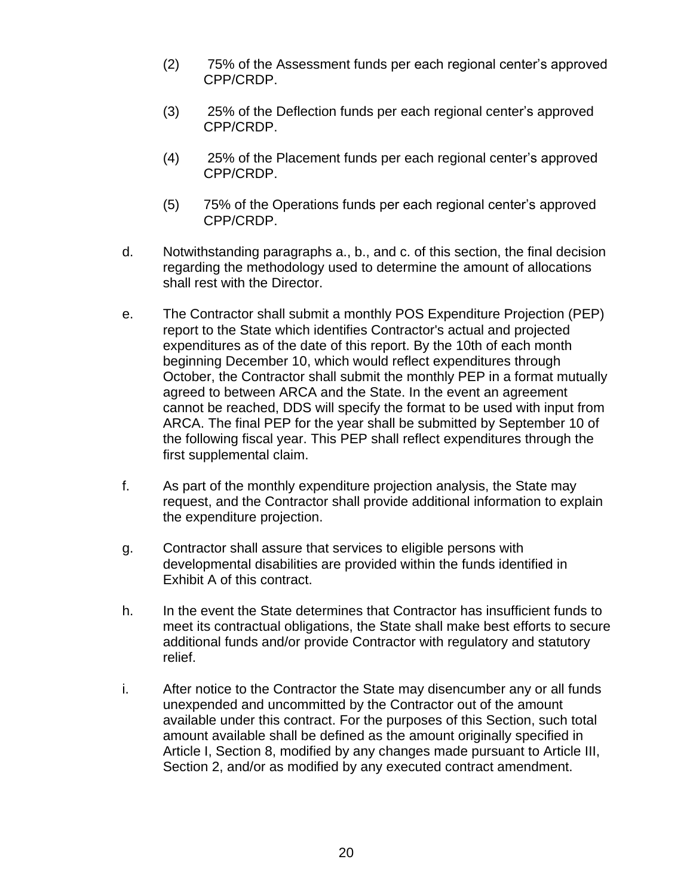(2) 75% of the Assessment funds per each regional center's approved CPP/CRDP.

(3) 25% of the Deflection funds per each regional center's approved CPP/CRDP.

(4) 25% of the Placement funds per each regional center's approved CPP/CRDP.

(5) 75% of the Operations funds per each regional center's approved CPP/CRDP.

d. Notwithstanding paragraphs a., b., and c. of this section, the final decision regarding the methodology used to determine the amount of allocations shall rest with the Director.

e. The Contractor shall submit a monthly POS Expenditure Projection (PEP) report to the State which identifies Contractor's actual and projected expenditures as of the date of this report. By the 10th of each month beginning December 10, which would reflect expenditures through October, the Contractor shall submit the monthly PEP in a format mutually agreed to between ARCA and the State. In the event an agreement cannot be reached, DDS will specify the format to be used with input from ARCA. The final PEP for the year shall be submitted by September 10 of the following fiscal year. This PEP shall reflect expenditures through the first supplemental claim.

f. As part of the monthly expenditure projection analysis, the State may request, and the Contractor shall provide additional information to explain the expenditure projection.

g. Contractor shall assure that services to eligible persons with developmental disabilities are provided within the funds identified in Exhibit A of this contract.

h. In the event the State determines that Contractor has insufficient funds to meet its contractual obligations, the State shall make best efforts to secure additional funds and/or provide Contractor with regulatory and statutory relief.

i. After notice to the Contractor the State may disencumber any or all funds unexpended and uncommitted by the Contractor out of the amount available under this contract. For the purposes of this Section, such total amount available shall be defined as the amount originally specified in Article I, Section 8, modified by any changes made pursuant to Article III, Section 2, and/or as modified by any executed contract amendment.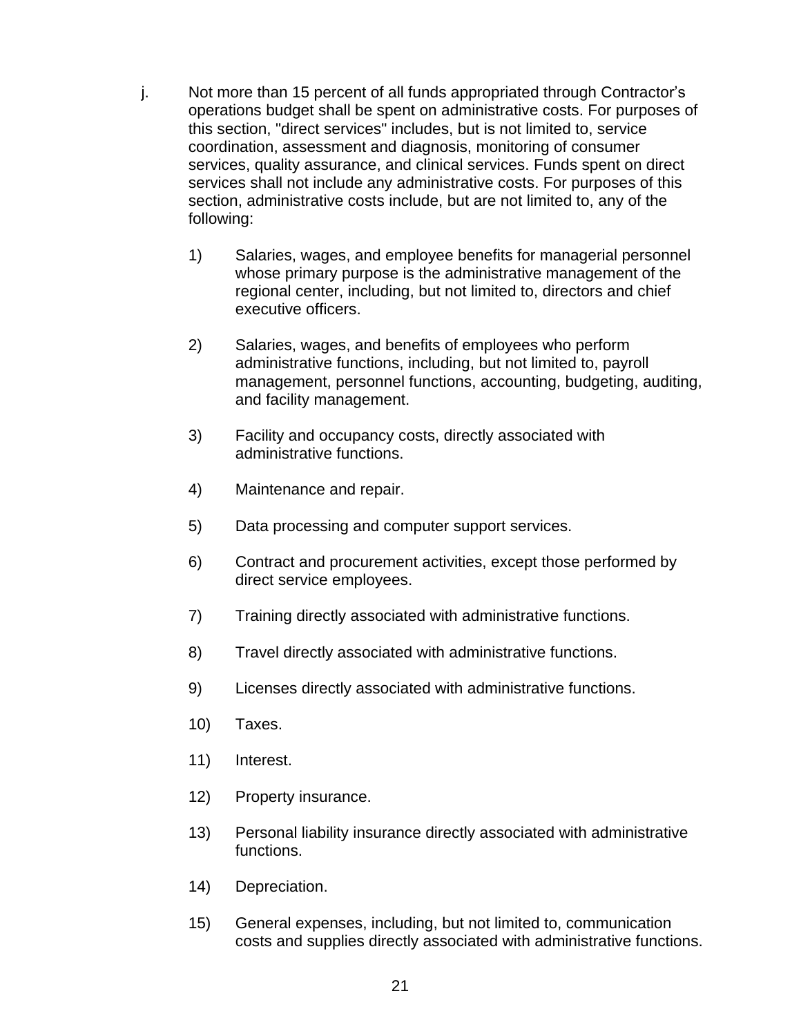j. Not more than 15 percent of all funds appropriated through Contractor's operations budget shall be spent on administrative costs. For purposes of this section, "direct services" includes, but is not limited to, service coordination, assessment and diagnosis, monitoring of consumer services, quality assurance, and clinical services. Funds spent on direct services shall not include any administrative costs. For purposes of this section, administrative costs include, but are not limited to, any of the following:

   1) Salaries, wages, and employee benefits for managerial personnel whose primary purpose is the administrative management of the regional center, including, but not limited to, directors and chief executive officers.

   2) Salaries, wages, and benefits of employees who perform administrative functions, including, but not limited to, payroll management, personnel functions, accounting, budgeting, auditing, and facility management.

   3) Facility and occupancy costs, directly associated with administrative functions.

   4) Maintenance and repair.

   5) Data processing and computer support services.

   6) Contract and procurement activities, except those performed by direct service employees.

   7) Training directly associated with administrative functions.

   8) Travel directly associated with administrative functions.

   9) Licenses directly associated with administrative functions.

   10) Taxes.

   11) Interest.

   12) Property insurance.

   13) Personal liability insurance directly associated with administrative functions.

   14) Depreciation.

   15) General expenses, including, but not limited to, communication costs and supplies directly associated with administrative functions.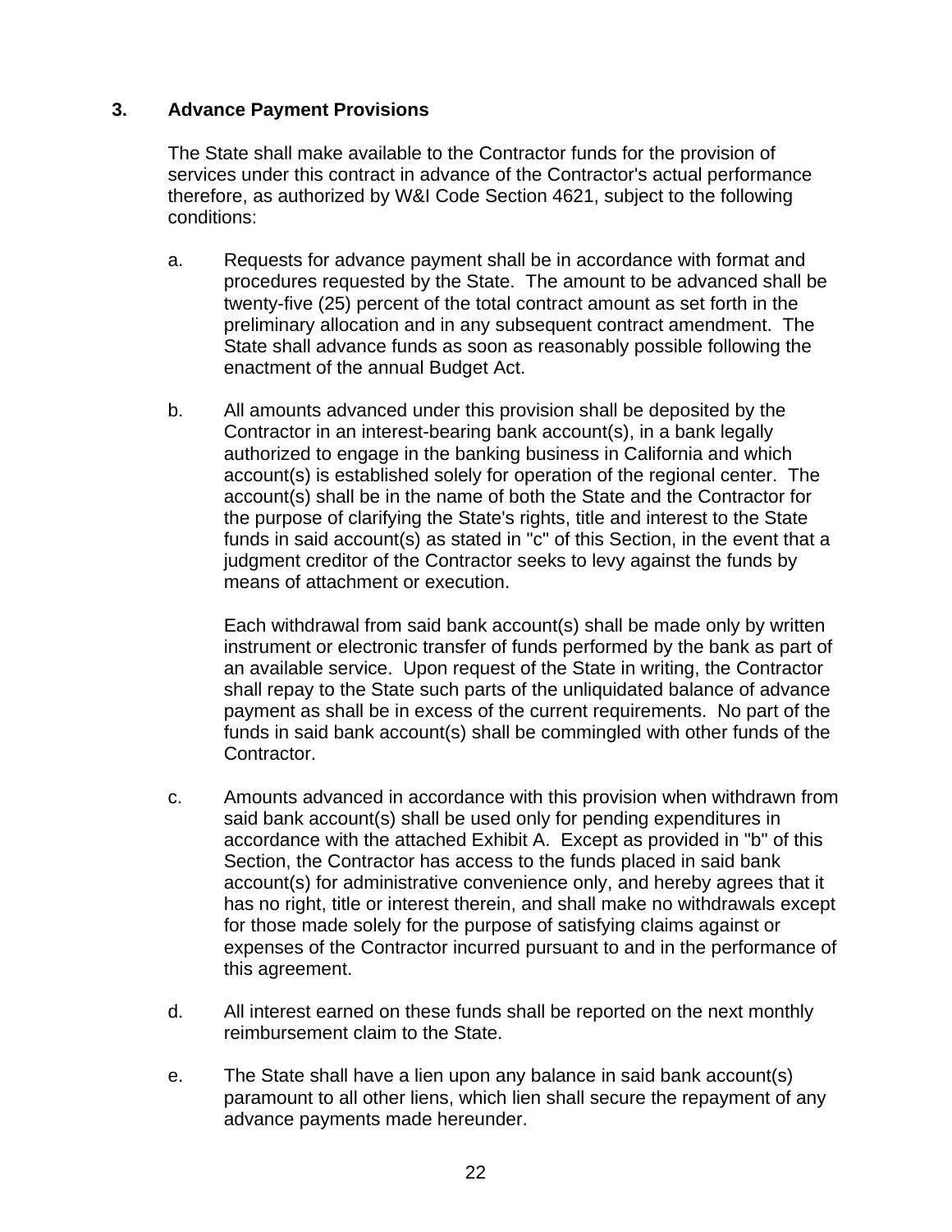### 3. Advance Payment Provisions

The State shall make available to the Contractor funds for the provision of services under this contract in advance of the Contractor's actual performance therefore, as authorized by W&I Code Section 4621, subject to the following conditions:

a. Requests for advance payment shall be in accordance with format and procedures requested by the State. The amount to be advanced shall be twenty-five (25) percent of the total contract amount as set forth in the preliminary allocation and in any subsequent contract amendment. The State shall advance funds as soon as reasonably possible following the enactment of the annual Budget Act.

b. All amounts advanced under this provision shall be deposited by the Contractor in an interest-bearing bank account(s), in a bank legally authorized to engage in the banking business in California and which account(s) is established solely for operation of the regional center. The account(s) shall be in the name of both the State and the Contractor for the purpose of clarifying the State's rights, title and interest to the State funds in said account(s) as stated in "c" of this Section, in the event that a judgment creditor of the Contractor seeks to levy against the funds by means of attachment or execution.

   Each withdrawal from said bank account(s) shall be made only by written instrument or electronic transfer of funds performed by the bank as part of an available service. Upon request of the State in writing, the Contractor shall repay to the State such parts of the unliquidated balance of advance payment as shall be in excess of the current requirements. No part of the funds in said bank account(s) shall be commingled with other funds of the Contractor.

c. Amounts advanced in accordance with this provision when withdrawn from said bank account(s) shall be used only for pending expenditures in accordance with the attached Exhibit A. Except as provided in "b" of this Section, the Contractor has access to the funds placed in said bank account(s) for administrative convenience only, and hereby agrees that it has no right, title or interest therein, and shall make no withdrawals except for those made solely for the purpose of satisfying claims against or expenses of the Contractor incurred pursuant to and in the performance of this agreement.

d. All interest earned on these funds shall be reported on the next monthly reimbursement claim to the State.

e. The State shall have a lien upon any balance in said bank account(s) paramount to all other liens, which lien shall secure the repayment of any advance payments made hereunder.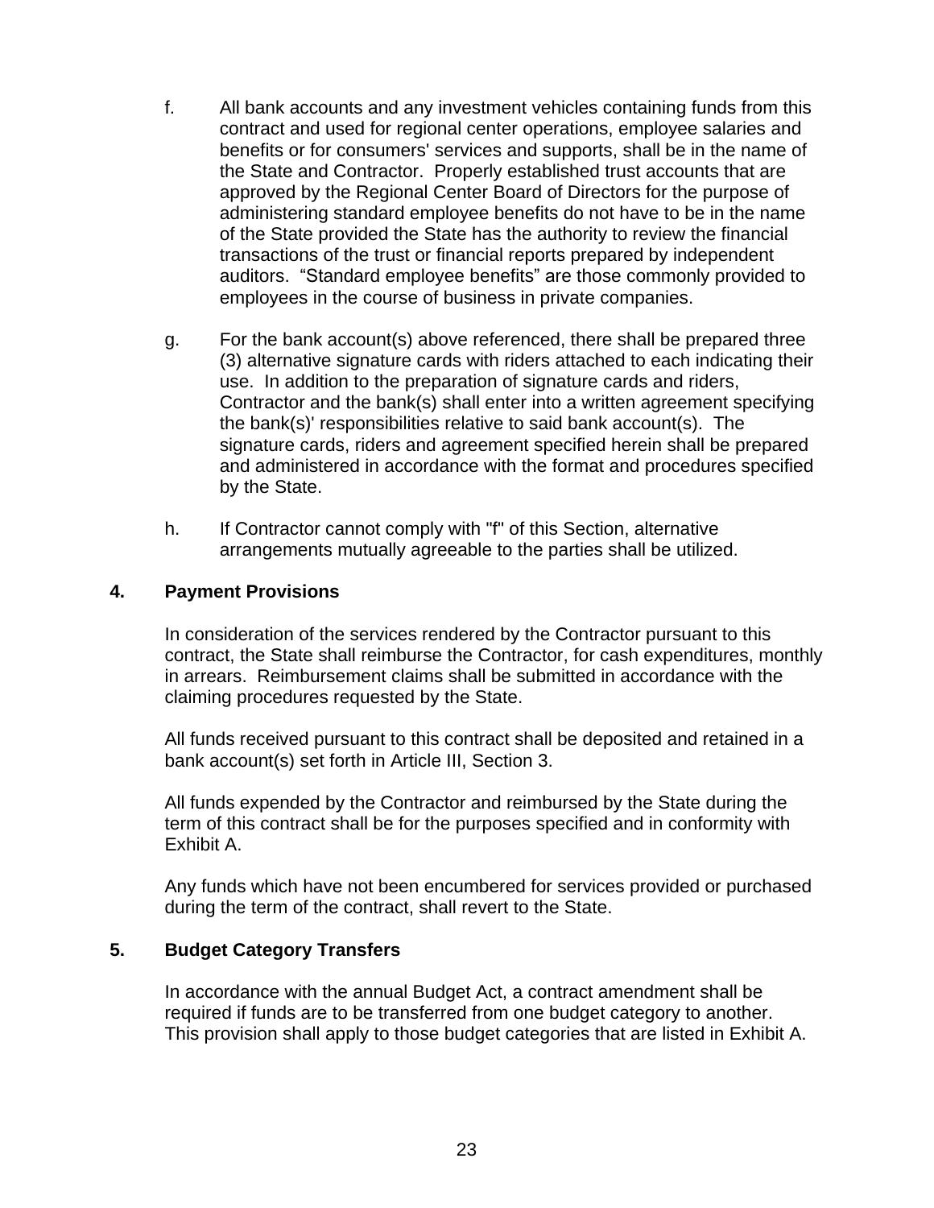f. All bank accounts and any investment vehicles containing funds from this contract and used for regional center operations, employee salaries and benefits or for consumers' services and supports, shall be in the name of the State and Contractor. Properly established trust accounts that are approved by the Regional Center Board of Directors for the purpose of administering standard employee benefits do not have to be in the name of the State provided the State has the authority to review the financial transactions of the trust or financial reports prepared by independent auditors. "Standard employee benefits" are those commonly provided to employees in the course of business in private companies.

g. For the bank account(s) above referenced, there shall be prepared three (3) alternative signature cards with riders attached to each indicating their use. In addition to the preparation of signature cards and riders, Contractor and the bank(s) shall enter into a written agreement specifying the bank(s)' responsibilities relative to said bank account(s). The signature cards, riders and agreement specified herein shall be prepared and administered in accordance with the format and procedures specified by the State.

h. If Contractor cannot comply with "f" of this Section, alternative arrangements mutually agreeable to the parties shall be utilized.

## 4. Payment Provisions

In consideration of the services rendered by the Contractor pursuant to this contract, the State shall reimburse the Contractor, for cash expenditures, monthly in arrears. Reimbursement claims shall be submitted in accordance with the claiming procedures requested by the State.

All funds received pursuant to this contract shall be deposited and retained in a bank account(s) set forth in Article III, Section 3.

All funds expended by the Contractor and reimbursed by the State during the term of this contract shall be for the purposes specified and in conformity with Exhibit A.

Any funds which have not been encumbered for services provided or purchased during the term of the contract, shall revert to the State.

## 5. Budget Category Transfers

In accordance with the annual Budget Act, a contract amendment shall be required if funds are to be transferred from one budget category to another. This provision shall apply to those budget categories that are listed in Exhibit A.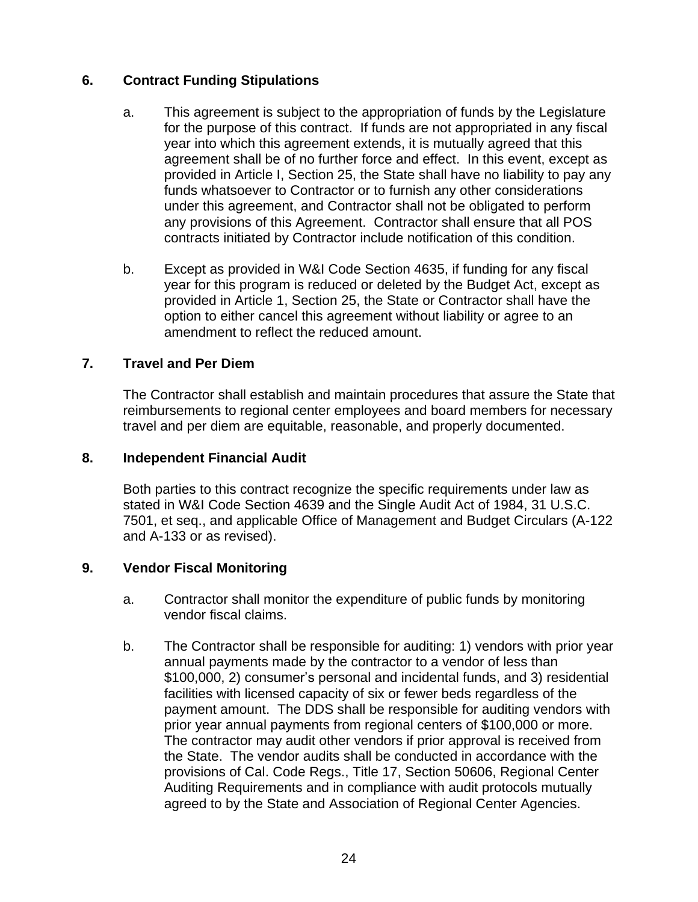## 6. Contract Funding Stipulations

a. This agreement is subject to the appropriation of funds by the Legislature for the purpose of this contract. If funds are not appropriated in any fiscal year into which this agreement extends, it is mutually agreed that this agreement shall be of no further force and effect. In this event, except as provided in Article I, Section 25, the State shall have no liability to pay any funds whatsoever to Contractor or to furnish any other considerations under this agreement, and Contractor shall not be obligated to perform any provisions of this Agreement. Contractor shall ensure that all POS contracts initiated by Contractor include notification of this condition.

b. Except as provided in W&I Code Section 4635, if funding for any fiscal year for this program is reduced or deleted by the Budget Act, except as provided in Article 1, Section 25, the State or Contractor shall have the option to either cancel this agreement without liability or agree to an amendment to reflect the reduced amount.

## 7. Travel and Per Diem

The Contractor shall establish and maintain procedures that assure the State that reimbursements to regional center employees and board members for necessary travel and per diem are equitable, reasonable, and properly documented.

## 8. Independent Financial Audit

Both parties to this contract recognize the specific requirements under law as stated in W&I Code Section 4639 and the Single Audit Act of 1984, 31 U.S.C. 7501, et seq., and applicable Office of Management and Budget Circulars (A-122 and A-133 or as revised).

## 9. Vendor Fiscal Monitoring

a. Contractor shall monitor the expenditure of public funds by monitoring vendor fiscal claims.

b. The Contractor shall be responsible for auditing: 1) vendors with prior year annual payments made by the contractor to a vendor of less than $100,000, 2) consumer's personal and incidental funds, and 3) residential facilities with licensed capacity of six or fewer beds regardless of the payment amount. The DDS shall be responsible for auditing vendors with prior year annual payments from regional centers of $100,000 or more. The contractor may audit other vendors if prior approval is received from the State. The vendor audits shall be conducted in accordance with the provisions of Cal. Code Regs., Title 17, Section 50606, Regional Center Auditing Requirements and in compliance with audit protocols mutually agreed to by the State and Association of Regional Center Agencies.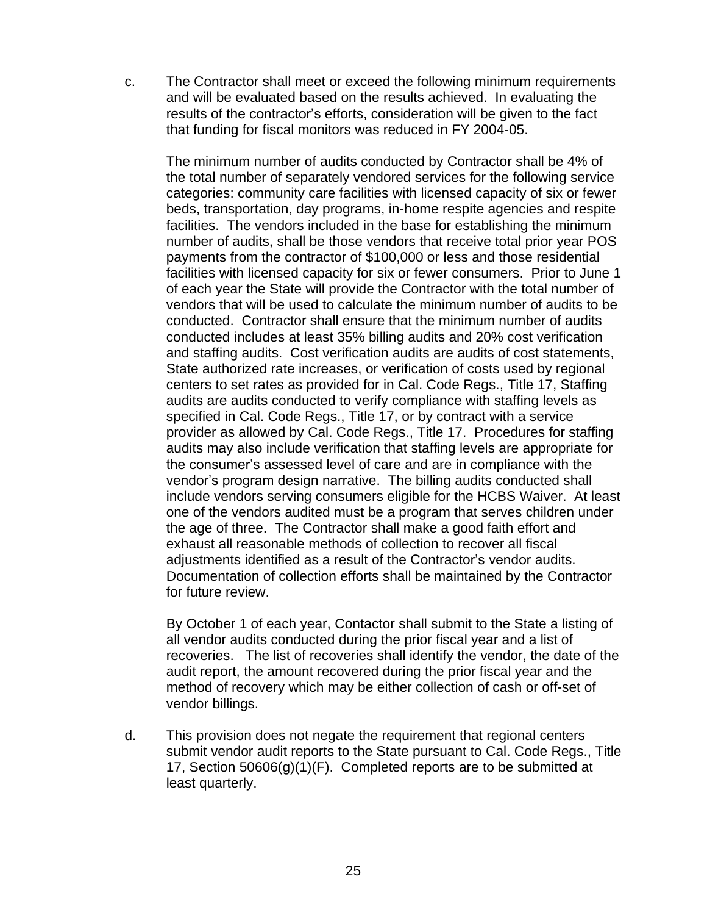c. The Contractor shall meet or exceed the following minimum requirements and will be evaluated based on the results achieved. In evaluating the results of the contractor's efforts, consideration will be given to the fact that funding for fiscal monitors was reduced in FY 2004-05.

   The minimum number of audits conducted by Contractor shall be 4% of the total number of separately vendored services for the following service categories: community care facilities with licensed capacity of six or fewer beds, transportation, day programs, in-home respite agencies and respite facilities. The vendors included in the base for establishing the minimum number of audits, shall be those vendors that receive total prior year POS payments from the contractor of $100,000 or less and those residential facilities with licensed capacity for six or fewer consumers. Prior to June 1 of each year the State will provide the Contractor with the total number of vendors that will be used to calculate the minimum number of audits to be conducted. Contractor shall ensure that the minimum number of audits conducted includes at least 35% billing audits and 20% cost verification and staffing audits. Cost verification audits are audits of cost statements, State authorized rate increases, or verification of costs used by regional centers to set rates as provided for in Cal. Code Regs., Title 17, Staffing audits are audits conducted to verify compliance with staffing levels as specified in Cal. Code Regs., Title 17, or by contract with a service provider as allowed by Cal. Code Regs., Title 17. Procedures for staffing audits may also include verification that staffing levels are appropriate for the consumer's assessed level of care and are in compliance with the vendor's program design narrative. The billing audits conducted shall include vendors serving consumers eligible for the HCBS Waiver. At least one of the vendors audited must be a program that serves children under the age of three. The Contractor shall make a good faith effort and exhaust all reasonable methods of collection to recover all fiscal adjustments identified as a result of the Contractor's vendor audits. Documentation of collection efforts shall be maintained by the Contractor for future review.

   By October 1 of each year, Contactor shall submit to the State a listing of all vendor audits conducted during the prior fiscal year and a list of recoveries. The list of recoveries shall identify the vendor, the date of the audit report, the amount recovered during the prior fiscal year and the method of recovery which may be either collection of cash or off-set of vendor billings.

d. This provision does not negate the requirement that regional centers submit vendor audit reports to the State pursuant to Cal. Code Regs., Title 17, Section 50606(g)(1)(F). Completed reports are to be submitted at least quarterly.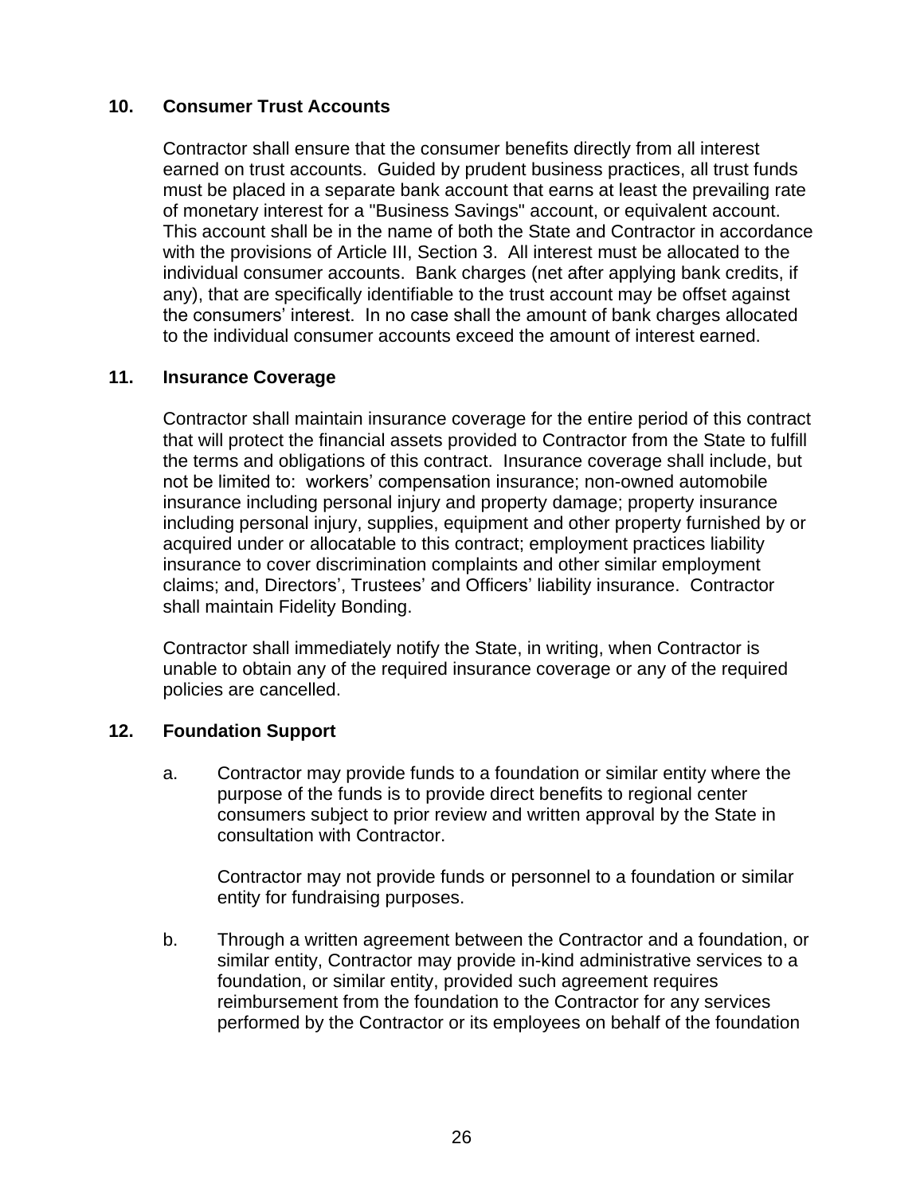**10. Consumer Trust Accounts**

Contractor shall ensure that the consumer benefits directly from all interest earned on trust accounts. Guided by prudent business practices, all trust funds must be placed in a separate bank account that earns at least the prevailing rate of monetary interest for a "Business Savings" account, or equivalent account. This account shall be in the name of both the State and Contractor in accordance with the provisions of Article III, Section 3. All interest must be allocated to the individual consumer accounts. Bank charges (net after applying bank credits, if any), that are specifically identifiable to the trust account may be offset against the consumers' interest. In no case shall the amount of bank charges allocated to the individual consumer accounts exceed the amount of interest earned.

**11. Insurance Coverage**

Contractor shall maintain insurance coverage for the entire period of this contract that will protect the financial assets provided to Contractor from the State to fulfill the terms and obligations of this contract. Insurance coverage shall include, but not be limited to: workers' compensation insurance; non-owned automobile insurance including personal injury and property damage; property insurance including personal injury, supplies, equipment and other property furnished by or acquired under or allocatable to this contract; employment practices liability insurance to cover discrimination complaints and other similar employment claims; and, Directors', Trustees' and Officers' liability insurance. Contractor shall maintain Fidelity Bonding.

Contractor shall immediately notify the State, in writing, when Contractor is unable to obtain any of the required insurance coverage or any of the required policies are cancelled.

**12. Foundation Support**

a. Contractor may provide funds to a foundation or similar entity where the purpose of the funds is to provide direct benefits to regional center consumers subject to prior review and written approval by the State in consultation with Contractor.

   Contractor may not provide funds or personnel to a foundation or similar entity for fundraising purposes.

b. Through a written agreement between the Contractor and a foundation, or similar entity, Contractor may provide in-kind administrative services to a foundation, or similar entity, provided such agreement requires reimbursement from the foundation to the Contractor for any services performed by the Contractor or its employees on behalf of the foundation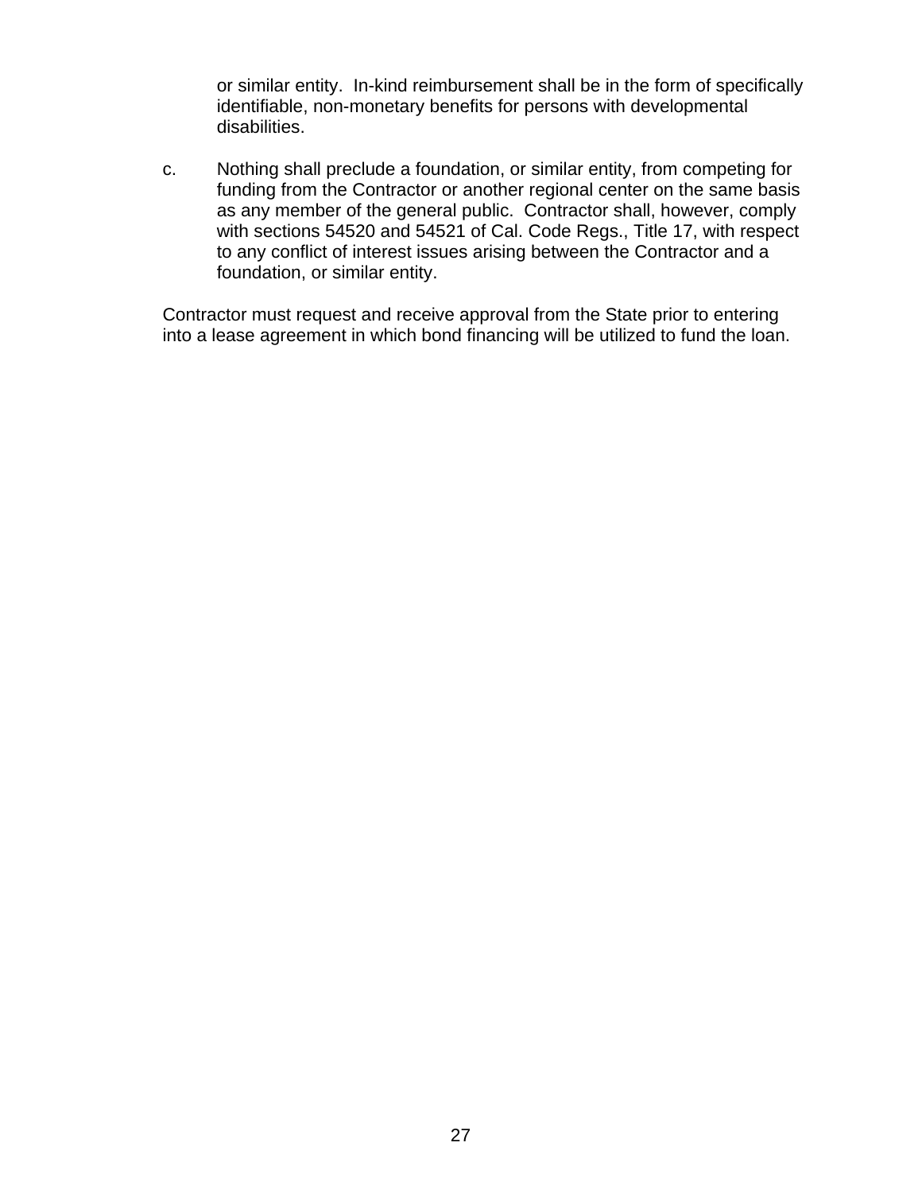or similar entity. In-kind reimbursement shall be in the form of specifically identifiable, non-monetary benefits for persons with developmental disabilities.

c. Nothing shall preclude a foundation, or similar entity, from competing for funding from the Contractor or another regional center on the same basis as any member of the general public. Contractor shall, however, comply with sections 54520 and 54521 of Cal. Code Regs., Title 17, with respect to any conflict of interest issues arising between the Contractor and a foundation, or similar entity.

Contractor must request and receive approval from the State prior to entering into a lease agreement in which bond financing will be utilized to fund the loan.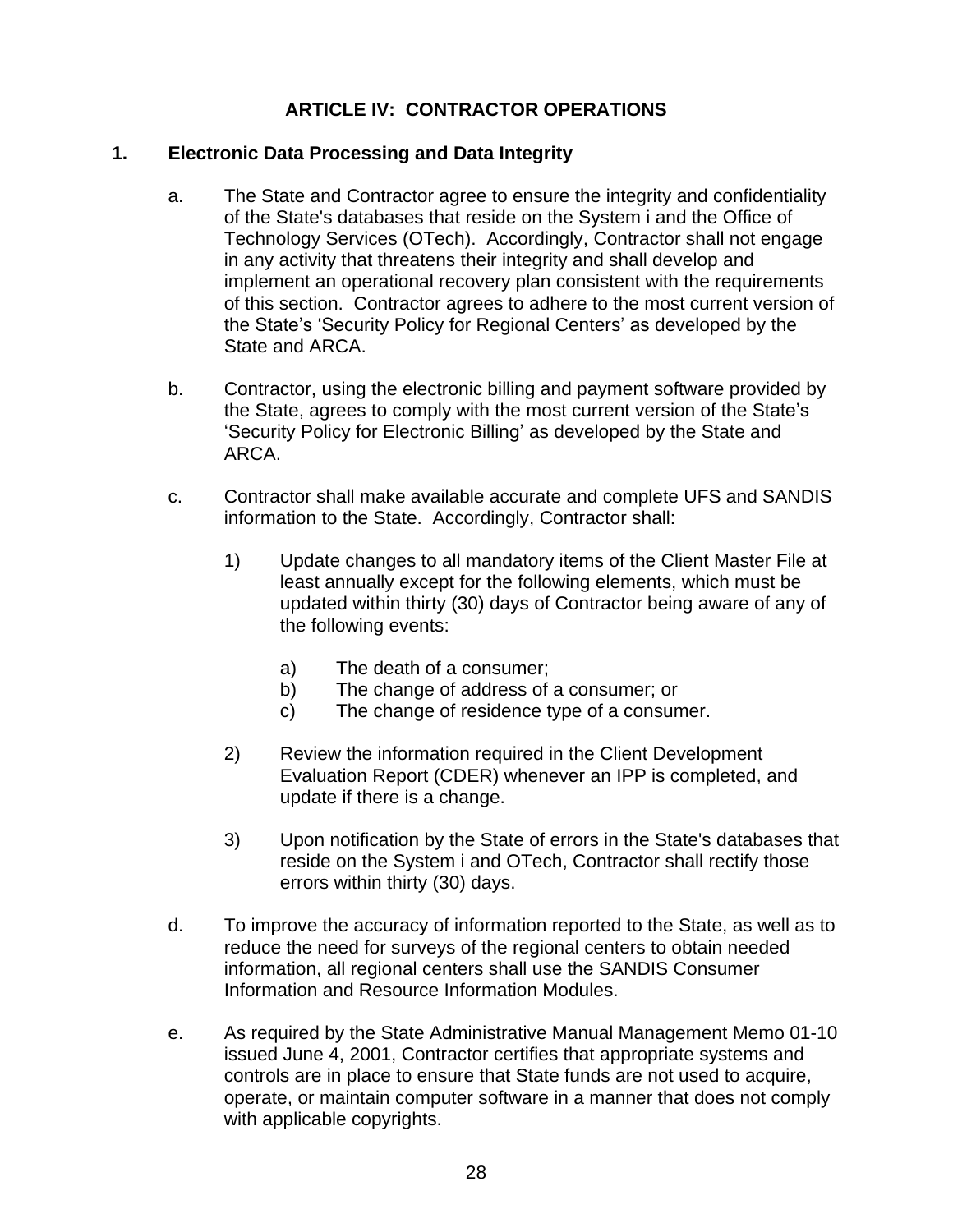## ARTICLE IV: CONTRACTOR OPERATIONS

### 1. Electronic Data Processing and Data Integrity

a. The State and Contractor agree to ensure the integrity and confidentiality of the State's databases that reside on the System i and the Office of Technology Services (OTech). Accordingly, Contractor shall not engage in any activity that threatens their integrity and shall develop and implement an operational recovery plan consistent with the requirements of this section. Contractor agrees to adhere to the most current version of the State's 'Security Policy for Regional Centers' as developed by the State and ARCA.

b. Contractor, using the electronic billing and payment software provided by the State, agrees to comply with the most current version of the State's 'Security Policy for Electronic Billing' as developed by the State and ARCA.

c. Contractor shall make available accurate and complete UFS and SANDIS information to the State. Accordingly, Contractor shall:

   1) Update changes to all mandatory items of the Client Master File at least annually except for the following elements, which must be updated within thirty (30) days of Contractor being aware of any of the following events:

      a) The death of a consumer;
      b) The change of address of a consumer; or
      c) The change of residence type of a consumer.

   2) Review the information required in the Client Development Evaluation Report (CDER) whenever an IPP is completed, and update if there is a change.

   3) Upon notification by the State of errors in the State's databases that reside on the System i and OTech, Contractor shall rectify those errors within thirty (30) days.

d. To improve the accuracy of information reported to the State, as well as to reduce the need for surveys of the regional centers to obtain needed information, all regional centers shall use the SANDIS Consumer Information and Resource Information Modules.

e. As required by the State Administrative Manual Management Memo 01-10 issued June 4, 2001, Contractor certifies that appropriate systems and controls are in place to ensure that State funds are not used to acquire, operate, or maintain computer software in a manner that does not comply with applicable copyrights.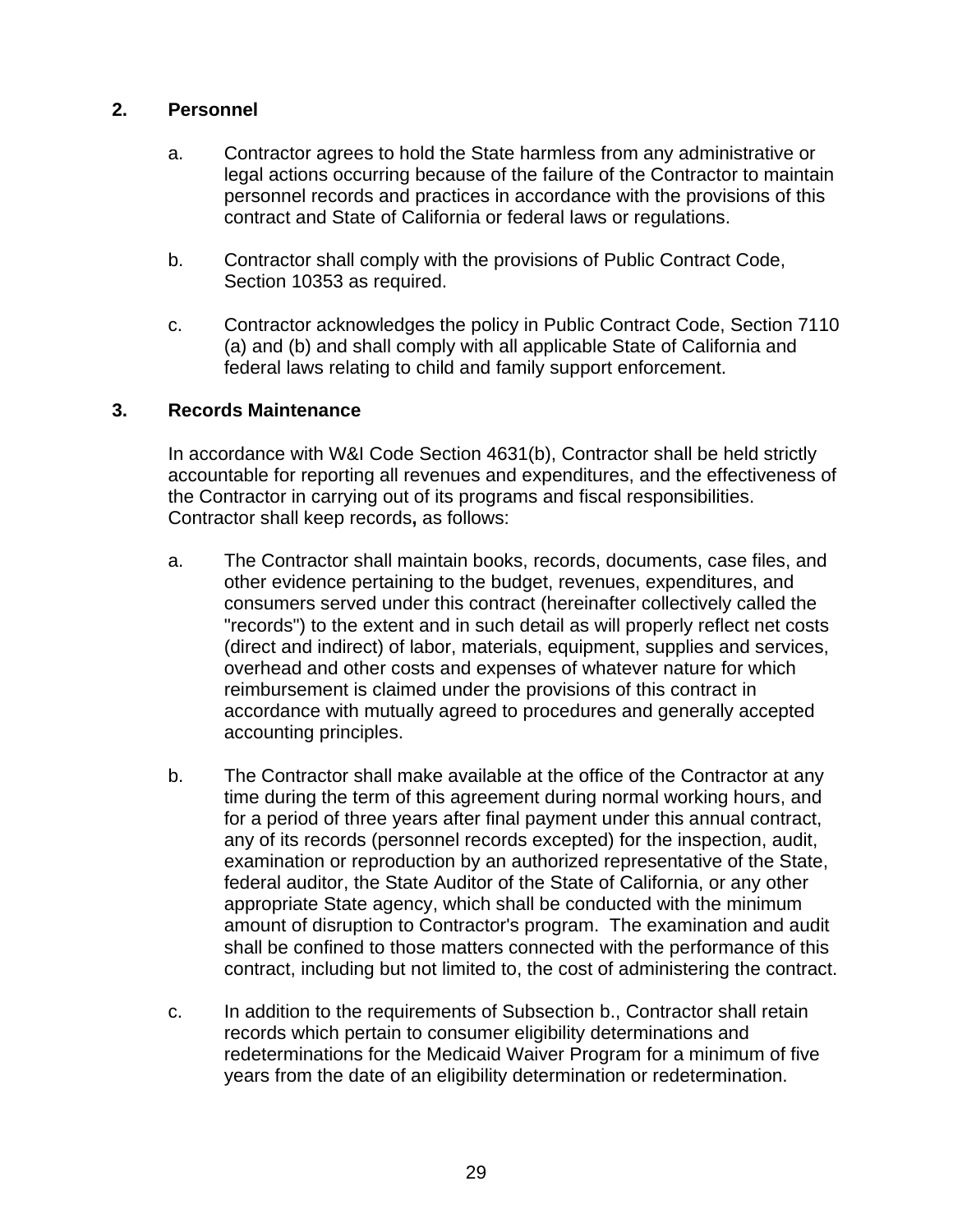**2. Personnel**

a. Contractor agrees to hold the State harmless from any administrative or legal actions occurring because of the failure of the Contractor to maintain personnel records and practices in accordance with the provisions of this contract and State of California or federal laws or regulations.

b. Contractor shall comply with the provisions of Public Contract Code, Section 10353 as required.

c. Contractor acknowledges the policy in Public Contract Code, Section 7110 (a) and (b) and shall comply with all applicable State of California and federal laws relating to child and family support enforcement.

**3. Records Maintenance**

In accordance with W&I Code Section 4631(b), Contractor shall be held strictly accountable for reporting all revenues and expenditures, and the effectiveness of the Contractor in carrying out of its programs and fiscal responsibilities. Contractor shall keep records**,** as follows:

a. The Contractor shall maintain books, records, documents, case files, and other evidence pertaining to the budget, revenues, expenditures, and consumers served under this contract (hereinafter collectively called the "records") to the extent and in such detail as will properly reflect net costs (direct and indirect) of labor, materials, equipment, supplies and services, overhead and other costs and expenses of whatever nature for which reimbursement is claimed under the provisions of this contract in accordance with mutually agreed to procedures and generally accepted accounting principles.

b. The Contractor shall make available at the office of the Contractor at any time during the term of this agreement during normal working hours, and for a period of three years after final payment under this annual contract, any of its records (personnel records excepted) for the inspection, audit, examination or reproduction by an authorized representative of the State, federal auditor, the State Auditor of the State of California, or any other appropriate State agency, which shall be conducted with the minimum amount of disruption to Contractor's program. The examination and audit shall be confined to those matters connected with the performance of this contract, including but not limited to, the cost of administering the contract.

c. In addition to the requirements of Subsection b., Contractor shall retain records which pertain to consumer eligibility determinations and redeterminations for the Medicaid Waiver Program for a minimum of five years from the date of an eligibility determination or redetermination.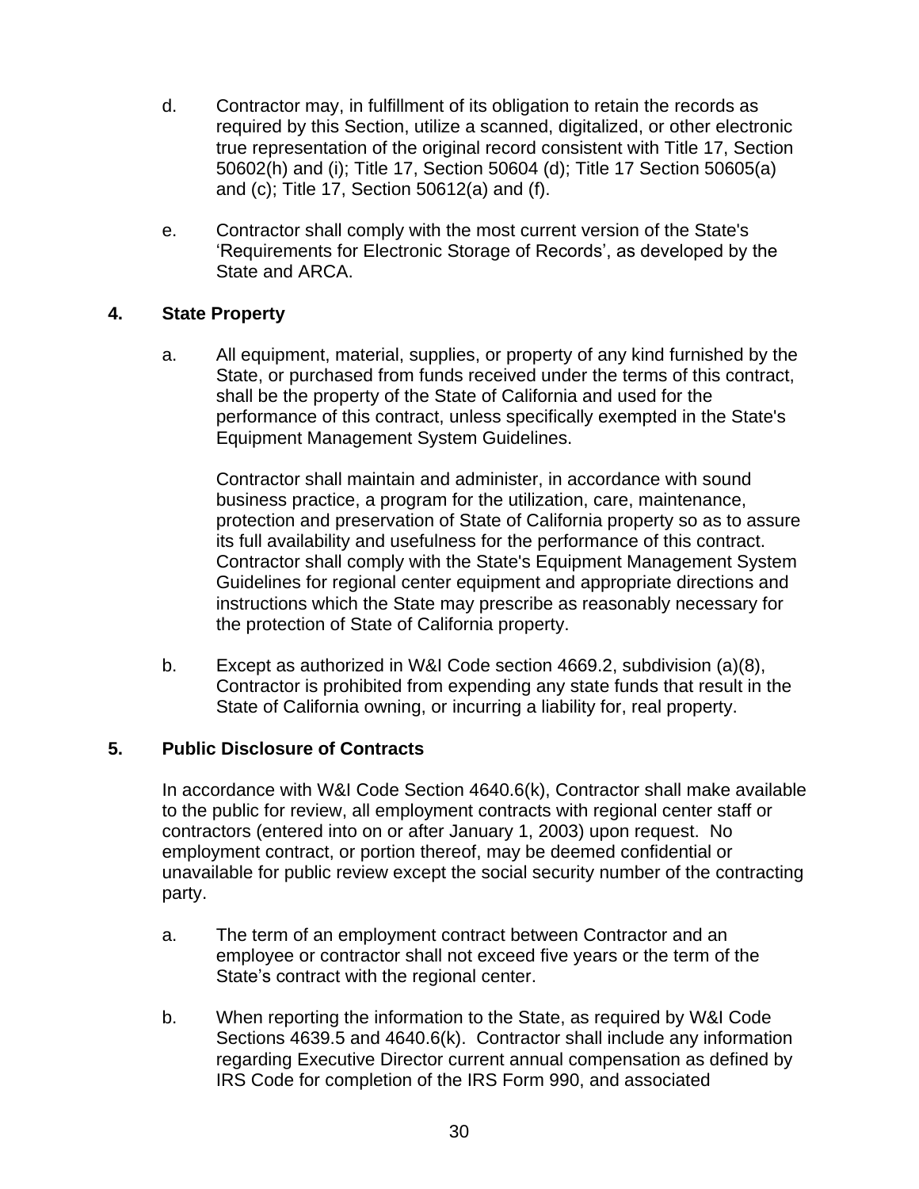d. Contractor may, in fulfillment of its obligation to retain the records as required by this Section, utilize a scanned, digitalized, or other electronic true representation of the original record consistent with Title 17, Section 50602(h) and (i); Title 17, Section 50604 (d); Title 17 Section 50605(a) and (c); Title 17, Section 50612(a) and (f).

e. Contractor shall comply with the most current version of the State's 'Requirements for Electronic Storage of Records', as developed by the State and ARCA.

## 4. State Property

a. All equipment, material, supplies, or property of any kind furnished by the State, or purchased from funds received under the terms of this contract, shall be the property of the State of California and used for the performance of this contract, unless specifically exempted in the State's Equipment Management System Guidelines.

   Contractor shall maintain and administer, in accordance with sound business practice, a program for the utilization, care, maintenance, protection and preservation of State of California property so as to assure its full availability and usefulness for the performance of this contract. Contractor shall comply with the State's Equipment Management System Guidelines for regional center equipment and appropriate directions and instructions which the State may prescribe as reasonably necessary for the protection of State of California property.

b. Except as authorized in W&I Code section 4669.2, subdivision (a)(8), Contractor is prohibited from expending any state funds that result in the State of California owning, or incurring a liability for, real property.

## 5. Public Disclosure of Contracts

In accordance with W&I Code Section 4640.6(k), Contractor shall make available to the public for review, all employment contracts with regional center staff or contractors (entered into on or after January 1, 2003) upon request. No employment contract, or portion thereof, may be deemed confidential or unavailable for public review except the social security number of the contracting party.

a. The term of an employment contract between Contractor and an employee or contractor shall not exceed five years or the term of the State's contract with the regional center.

b. When reporting the information to the State, as required by W&I Code Sections 4639.5 and 4640.6(k). Contractor shall include any information regarding Executive Director current annual compensation as defined by IRS Code for completion of the IRS Form 990, and associated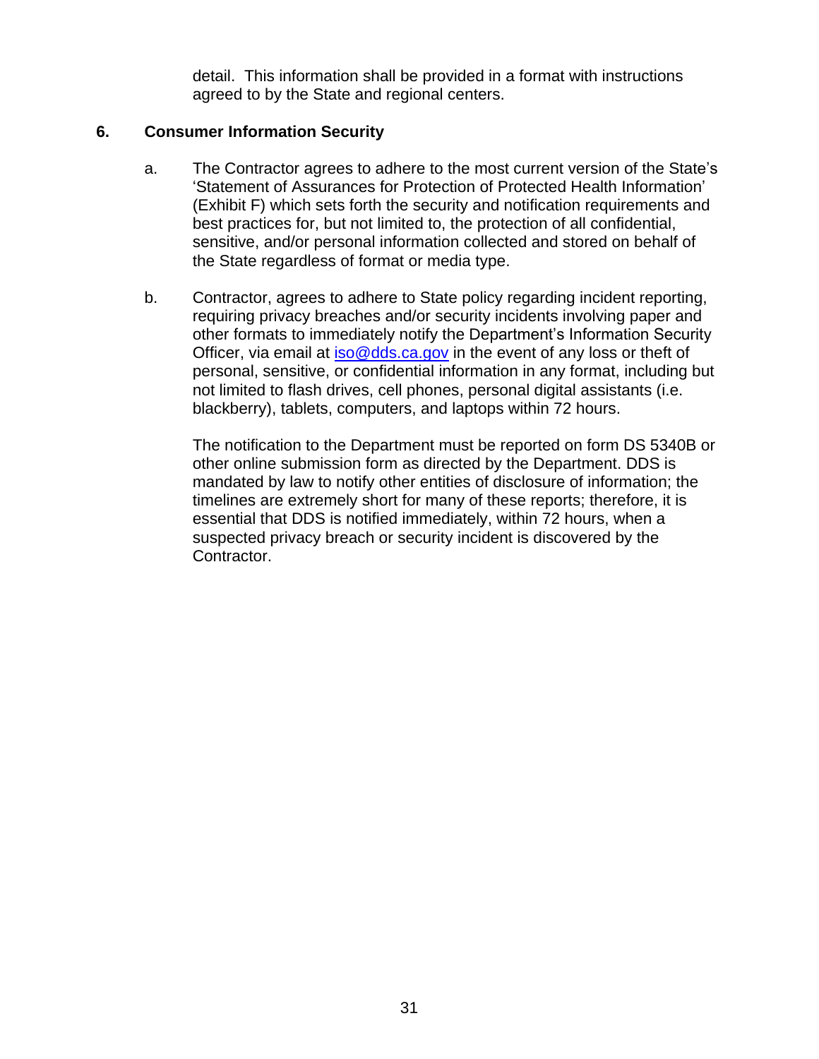detail. This information shall be provided in a format with instructions agreed to by the State and regional centers.

**6. Consumer Information Security**

a. The Contractor agrees to adhere to the most current version of the State's 'Statement of Assurances for Protection of Protected Health Information' (Exhibit F) which sets forth the security and notification requirements and best practices for, but not limited to, the protection of all confidential, sensitive, and/or personal information collected and stored on behalf of the State regardless of format or media type.

b. Contractor, agrees to adhere to State policy regarding incident reporting, requiring privacy breaches and/or security incidents involving paper and other formats to immediately notify the Department's Information Security Officer, via email at iso@dds.ca.gov in the event of any loss or theft of personal, sensitive, or confidential information in any format, including but not limited to flash drives, cell phones, personal digital assistants (i.e. blackberry), tablets, computers, and laptops within 72 hours.

The notification to the Department must be reported on form DS 5340B or other online submission form as directed by the Department. DDS is mandated by law to notify other entities of disclosure of information; the timelines are extremely short for many of these reports; therefore, it is essential that DDS is notified immediately, within 72 hours, when a suspected privacy breach or security incident is discovered by the Contractor.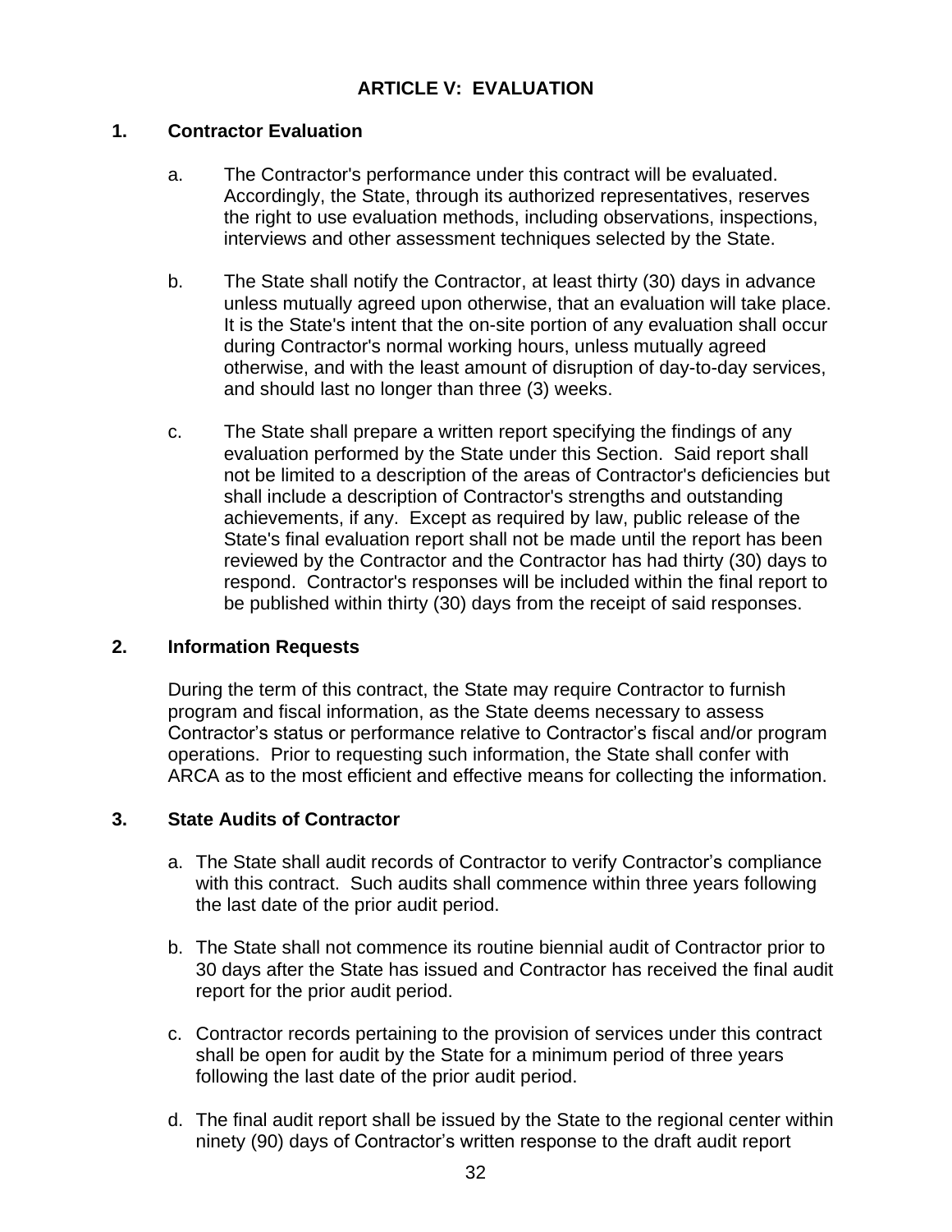## ARTICLE V: EVALUATION

### 1. Contractor Evaluation

a. The Contractor's performance under this contract will be evaluated. Accordingly, the State, through its authorized representatives, reserves the right to use evaluation methods, including observations, inspections, interviews and other assessment techniques selected by the State.

b. The State shall notify the Contractor, at least thirty (30) days in advance unless mutually agreed upon otherwise, that an evaluation will take place. It is the State's intent that the on-site portion of any evaluation shall occur during Contractor's normal working hours, unless mutually agreed otherwise, and with the least amount of disruption of day-to-day services, and should last no longer than three (3) weeks.

c. The State shall prepare a written report specifying the findings of any evaluation performed by the State under this Section. Said report shall not be limited to a description of the areas of Contractor's deficiencies but shall include a description of Contractor's strengths and outstanding achievements, if any. Except as required by law, public release of the State's final evaluation report shall not be made until the report has been reviewed by the Contractor and the Contractor has had thirty (30) days to respond. Contractor's responses will be included within the final report to be published within thirty (30) days from the receipt of said responses.

### 2. Information Requests

During the term of this contract, the State may require Contractor to furnish program and fiscal information, as the State deems necessary to assess Contractor's status or performance relative to Contractor's fiscal and/or program operations. Prior to requesting such information, the State shall confer with ARCA as to the most efficient and effective means for collecting the information.

### 3. State Audits of Contractor

a. The State shall audit records of Contractor to verify Contractor's compliance with this contract. Such audits shall commence within three years following the last date of the prior audit period.

b. The State shall not commence its routine biennial audit of Contractor prior to 30 days after the State has issued and Contractor has received the final audit report for the prior audit period.

c. Contractor records pertaining to the provision of services under this contract shall be open for audit by the State for a minimum period of three years following the last date of the prior audit period.

d. The final audit report shall be issued by the State to the regional center within ninety (90) days of Contractor's written response to the draft audit report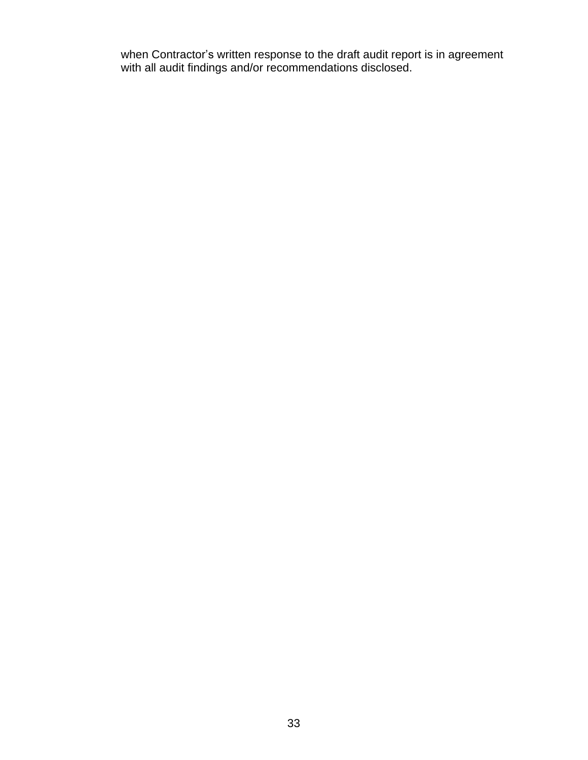when Contractor’s written response to the draft audit report is in agreement with all audit findings and/or recommendations disclosed.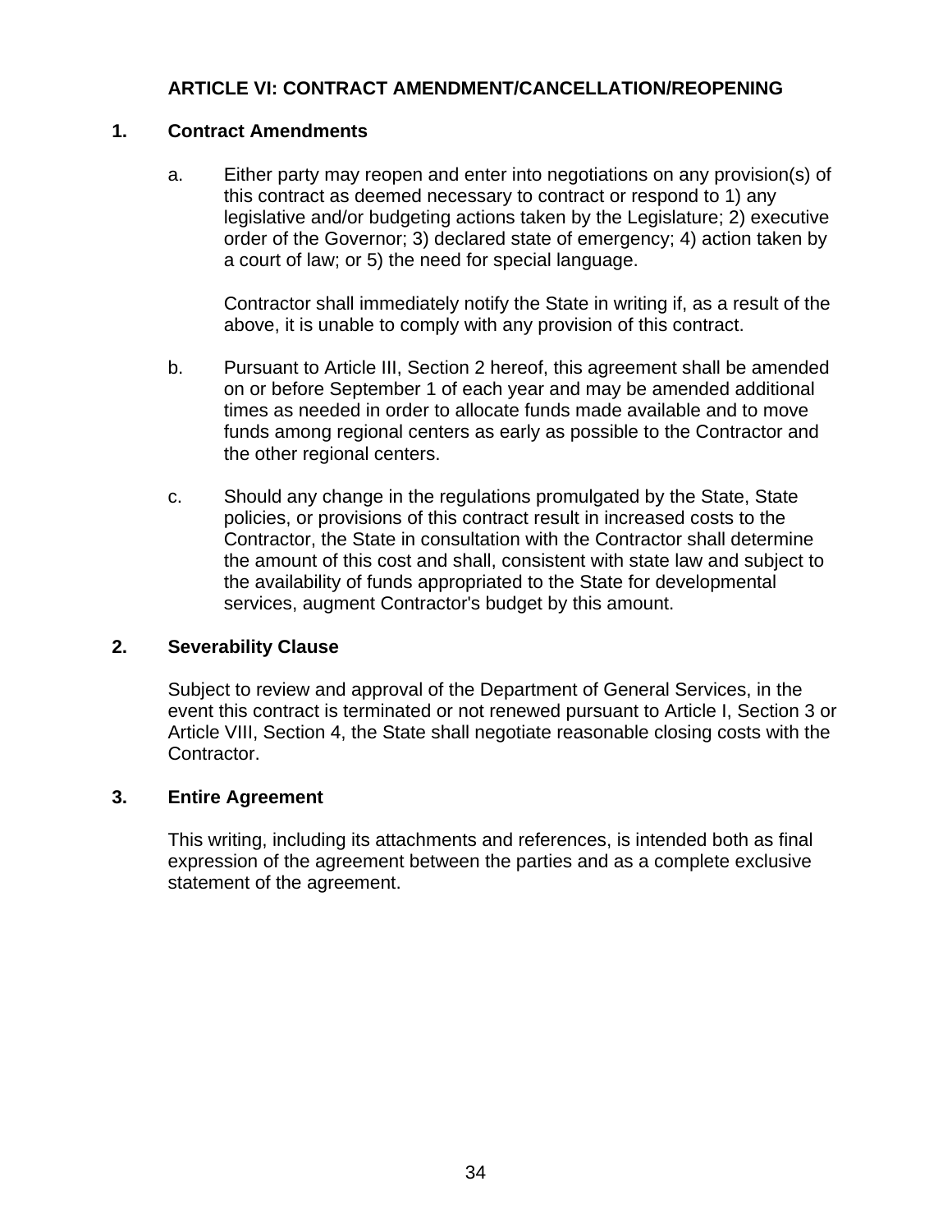## ARTICLE VI: CONTRACT AMENDMENT/CANCELLATION/REOPENING

### 1. Contract Amendments

a. Either party may reopen and enter into negotiations on any provision(s) of this contract as deemed necessary to contract or respond to 1) any legislative and/or budgeting actions taken by the Legislature; 2) executive order of the Governor; 3) declared state of emergency; 4) action taken by a court of law; or 5) the need for special language.

   Contractor shall immediately notify the State in writing if, as a result of the above, it is unable to comply with any provision of this contract.

b. Pursuant to Article III, Section 2 hereof, this agreement shall be amended on or before September 1 of each year and may be amended additional times as needed in order to allocate funds made available and to move funds among regional centers as early as possible to the Contractor and the other regional centers.

c. Should any change in the regulations promulgated by the State, State policies, or provisions of this contract result in increased costs to the Contractor, the State in consultation with the Contractor shall determine the amount of this cost and shall, consistent with state law and subject to the availability of funds appropriated to the State for developmental services, augment Contractor's budget by this amount.

### 2. Severability Clause

Subject to review and approval of the Department of General Services, in the event this contract is terminated or not renewed pursuant to Article I, Section 3 or Article VIII, Section 4, the State shall negotiate reasonable closing costs with the Contractor.

### 3. Entire Agreement

This writing, including its attachments and references, is intended both as final expression of the agreement between the parties and as a complete exclusive statement of the agreement.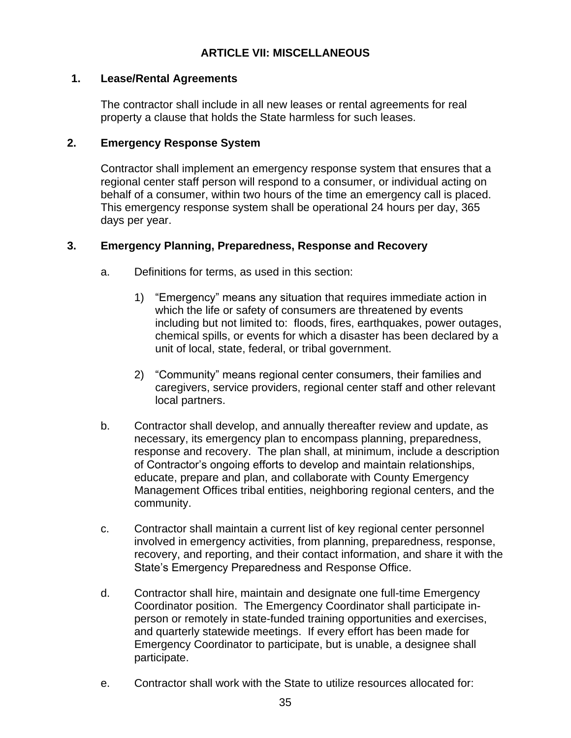## ARTICLE VII: MISCELLANEOUS

**1. Lease/Rental Agreements**

The contractor shall include in all new leases or rental agreements for real property a clause that holds the State harmless for such leases.

**2. Emergency Response System**

Contractor shall implement an emergency response system that ensures that a regional center staff person will respond to a consumer, or individual acting on behalf of a consumer, within two hours of the time an emergency call is placed. This emergency response system shall be operational 24 hours per day, 365 days per year.

**3. Emergency Planning, Preparedness, Response and Recovery**

a. Definitions for terms, as used in this section:

1) "Emergency" means any situation that requires immediate action in which the life or safety of consumers are threatened by events including but not limited to: floods, fires, earthquakes, power outages, chemical spills, or events for which a disaster has been declared by a unit of local, state, federal, or tribal government.

2) "Community" means regional center consumers, their families and caregivers, service providers, regional center staff and other relevant local partners.

b. Contractor shall develop, and annually thereafter review and update, as necessary, its emergency plan to encompass planning, preparedness, response and recovery. The plan shall, at minimum, include a description of Contractor's ongoing efforts to develop and maintain relationships, educate, prepare and plan, and collaborate with County Emergency Management Offices tribal entities, neighboring regional centers, and the community.

c. Contractor shall maintain a current list of key regional center personnel involved in emergency activities, from planning, preparedness, response, recovery, and reporting, and their contact information, and share it with the State's Emergency Preparedness and Response Office.

d. Contractor shall hire, maintain and designate one full-time Emergency Coordinator position. The Emergency Coordinator shall participate in-person or remotely in state-funded training opportunities and exercises, and quarterly statewide meetings. If every effort has been made for Emergency Coordinator to participate, but is unable, a designee shall participate.

e. Contractor shall work with the State to utilize resources allocated for: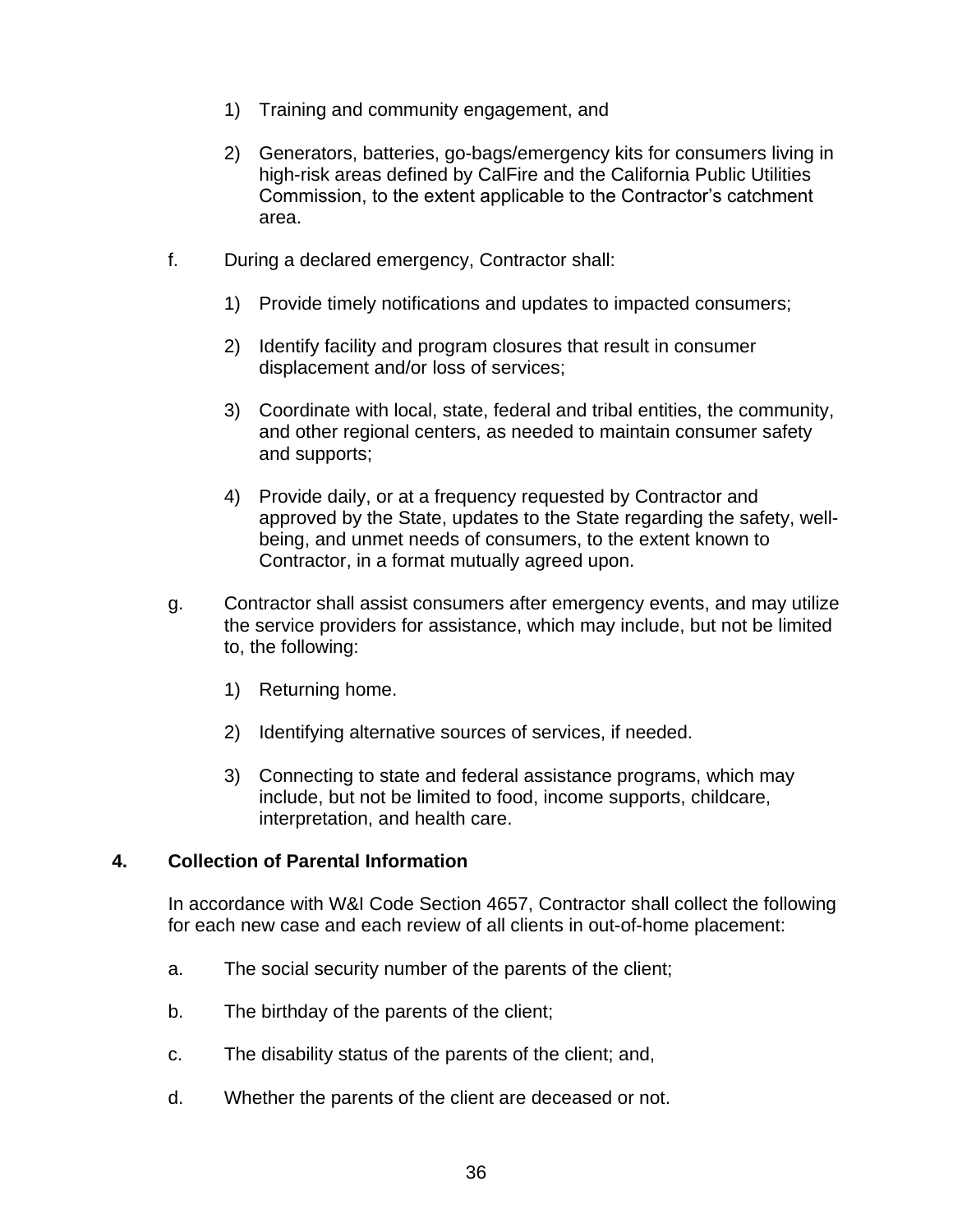1) Training and community engagement, and

2) Generators, batteries, go-bags/emergency kits for consumers living in high-risk areas defined by CalFire and the California Public Utilities Commission, to the extent applicable to the Contractor's catchment area.

f. During a declared emergency, Contractor shall:

1) Provide timely notifications and updates to impacted consumers;

2) Identify facility and program closures that result in consumer displacement and/or loss of services;

3) Coordinate with local, state, federal and tribal entities, the community, and other regional centers, as needed to maintain consumer safety and supports;

4) Provide daily, or at a frequency requested by Contractor and approved by the State, updates to the State regarding the safety, well-being, and unmet needs of consumers, to the extent known to Contractor, in a format mutually agreed upon.

g. Contractor shall assist consumers after emergency events, and may utilize the service providers for assistance, which may include, but not be limited to, the following:

1) Returning home.

2) Identifying alternative sources of services, if needed.

3) Connecting to state and federal assistance programs, which may include, but not be limited to food, income supports, childcare, interpretation, and health care.

**4. Collection of Parental Information**

In accordance with W&I Code Section 4657, Contractor shall collect the following for each new case and each review of all clients in out-of-home placement:

a. The social security number of the parents of the client;

b. The birthday of the parents of the client;

c. The disability status of the parents of the client; and,

d. Whether the parents of the client are deceased or not.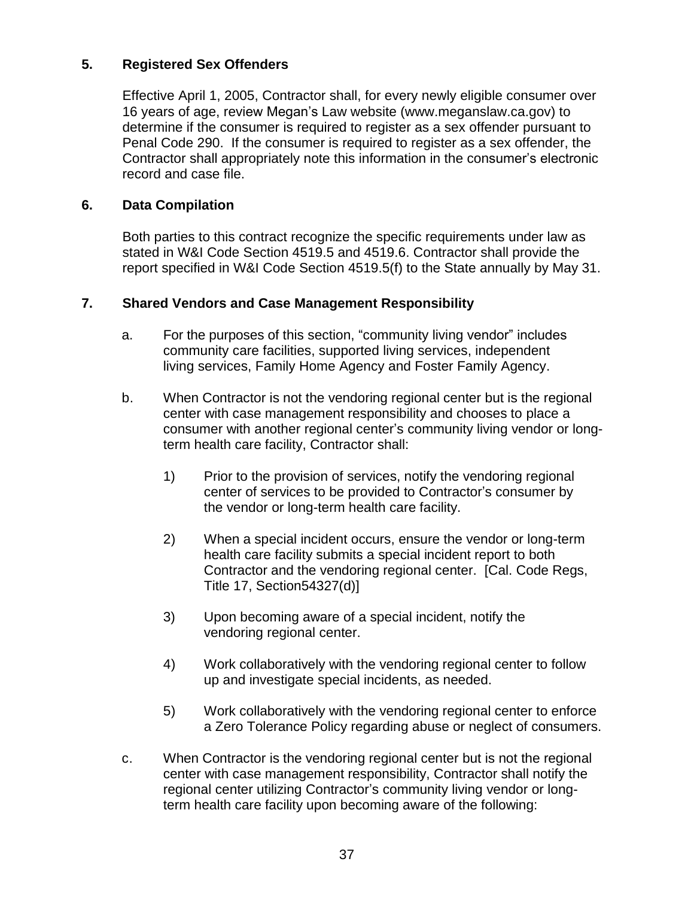## 5. Registered Sex Offenders

Effective April 1, 2005, Contractor shall, for every newly eligible consumer over 16 years of age, review Megan's Law website (www.meganslaw.ca.gov) to determine if the consumer is required to register as a sex offender pursuant to Penal Code 290. If the consumer is required to register as a sex offender, the Contractor shall appropriately note this information in the consumer's electronic record and case file.

## 6. Data Compilation

Both parties to this contract recognize the specific requirements under law as stated in W&I Code Section 4519.5 and 4519.6. Contractor shall provide the report specified in W&I Code Section 4519.5(f) to the State annually by May 31.

## 7. Shared Vendors and Case Management Responsibility

a. For the purposes of this section, "community living vendor" includes community care facilities, supported living services, independent living services, Family Home Agency and Foster Family Agency.

b. When Contractor is not the vendoring regional center but is the regional center with case management responsibility and chooses to place a consumer with another regional center's community living vendor or long-term health care facility, Contractor shall:

   1) Prior to the provision of services, notify the vendoring regional center of services to be provided to Contractor's consumer by the vendor or long-term health care facility.

   2) When a special incident occurs, ensure the vendor or long-term health care facility submits a special incident report to both Contractor and the vendoring regional center. [Cal. Code Regs, Title 17, Section54327(d)]

   3) Upon becoming aware of a special incident, notify the vendoring regional center.

   4) Work collaboratively with the vendoring regional center to follow up and investigate special incidents, as needed.

   5) Work collaboratively with the vendoring regional center to enforce a Zero Tolerance Policy regarding abuse or neglect of consumers.

c. When Contractor is the vendoring regional center but is not the regional center with case management responsibility, Contractor shall notify the regional center utilizing Contractor's community living vendor or long-term health care facility upon becoming aware of the following: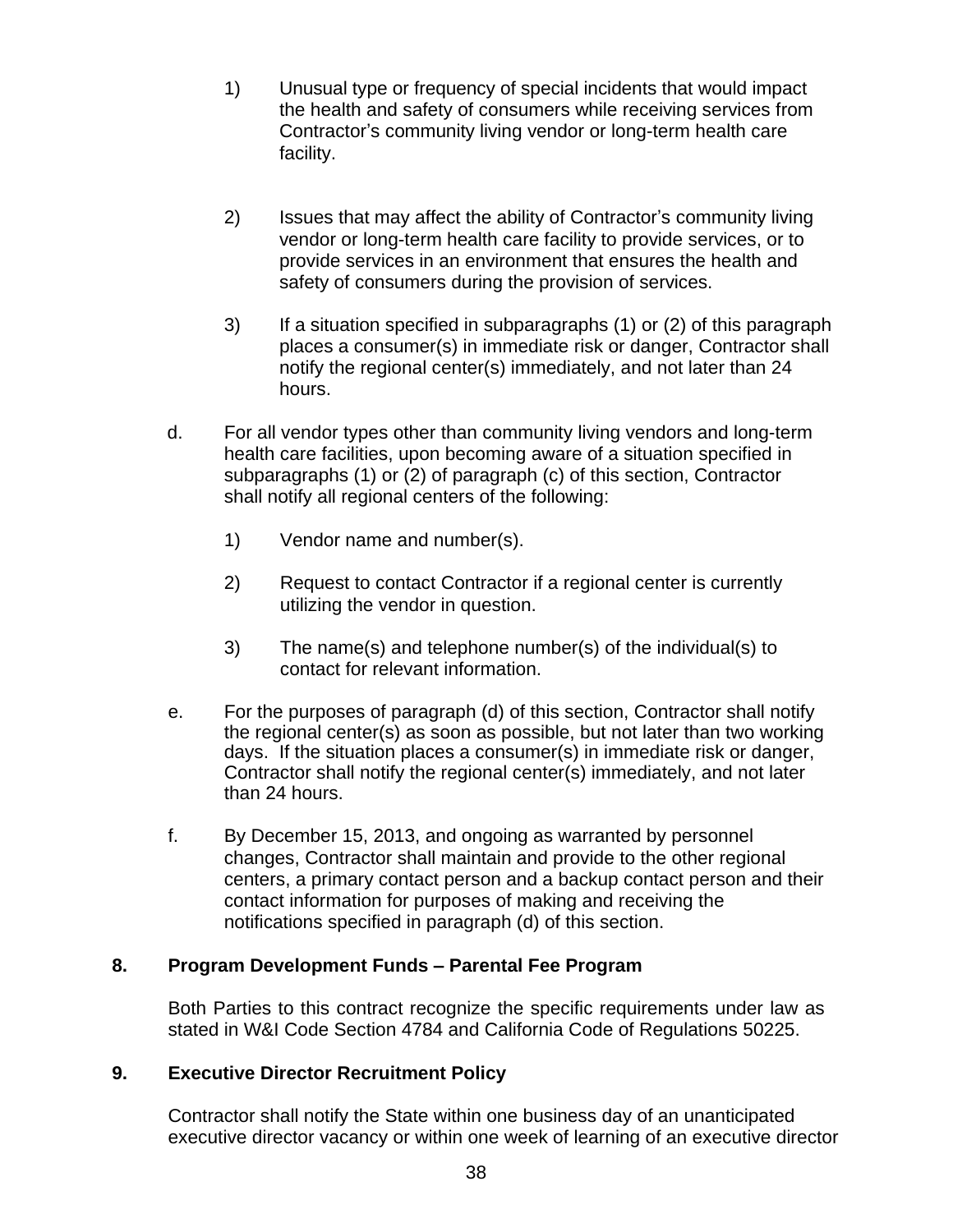1) Unusual type or frequency of special incidents that would impact the health and safety of consumers while receiving services from Contractor's community living vendor or long-term health care facility.

2) Issues that may affect the ability of Contractor's community living vendor or long-term health care facility to provide services, or to provide services in an environment that ensures the health and safety of consumers during the provision of services.

3) If a situation specified in subparagraphs (1) or (2) of this paragraph places a consumer(s) in immediate risk or danger, Contractor shall notify the regional center(s) immediately, and not later than 24 hours.

d. For all vendor types other than community living vendors and long-term health care facilities, upon becoming aware of a situation specified in subparagraphs (1) or (2) of paragraph (c) of this section, Contractor shall notify all regional centers of the following:

1) Vendor name and number(s).

2) Request to contact Contractor if a regional center is currently utilizing the vendor in question.

3) The name(s) and telephone number(s) of the individual(s) to contact for relevant information.

e. For the purposes of paragraph (d) of this section, Contractor shall notify the regional center(s) as soon as possible, but not later than two working days. If the situation places a consumer(s) in immediate risk or danger, Contractor shall notify the regional center(s) immediately, and not later than 24 hours.

f. By December 15, 2013, and ongoing as warranted by personnel changes, Contractor shall maintain and provide to the other regional centers, a primary contact person and a backup contact person and their contact information for purposes of making and receiving the notifications specified in paragraph (d) of this section.

## 8. Program Development Funds – Parental Fee Program

Both Parties to this contract recognize the specific requirements under law as stated in W&I Code Section 4784 and California Code of Regulations 50225.

## 9. Executive Director Recruitment Policy

Contractor shall notify the State within one business day of an unanticipated executive director vacancy or within one week of learning of an executive director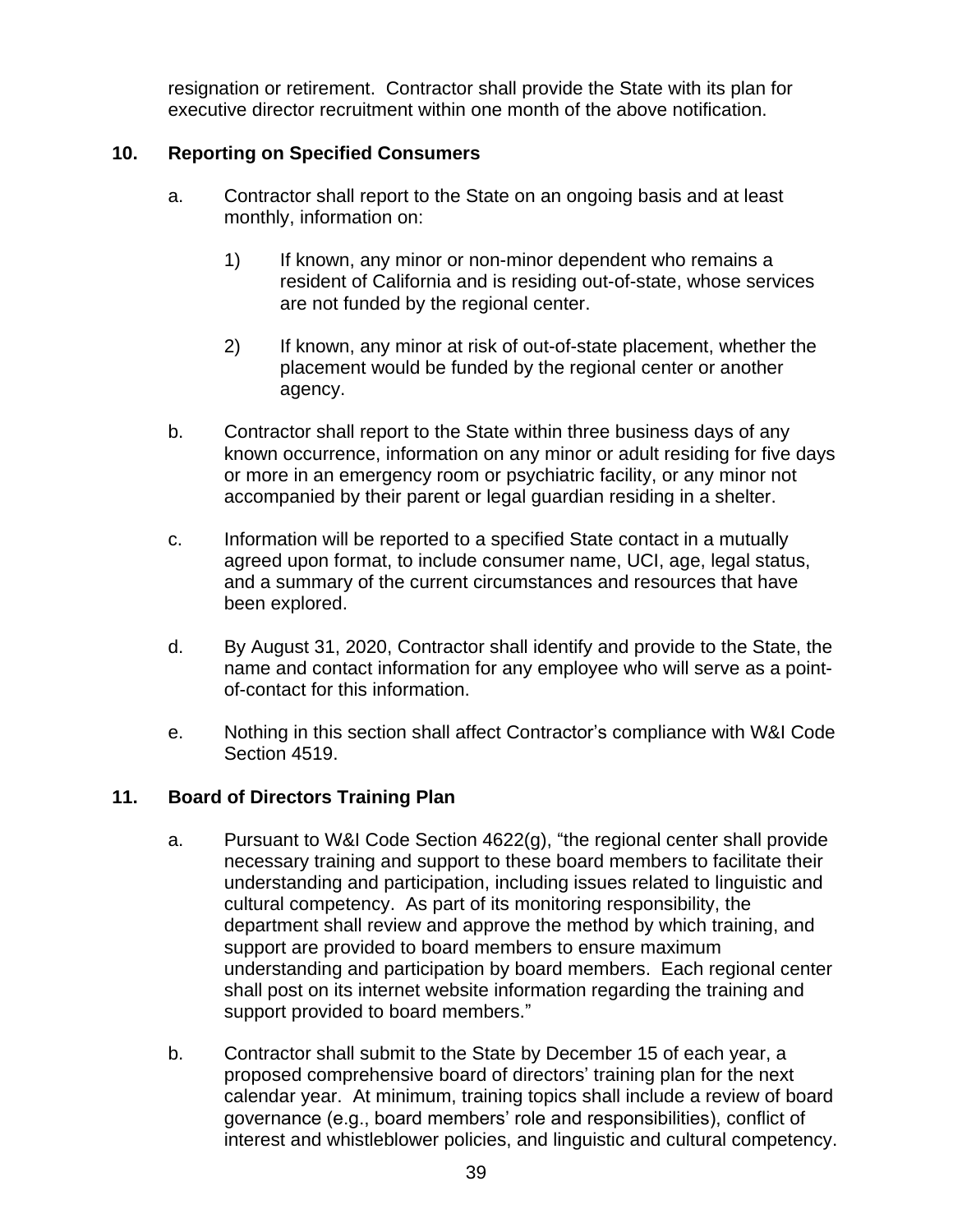resignation or retirement. Contractor shall provide the State with its plan for executive director recruitment within one month of the above notification.

**10. Reporting on Specified Consumers**

a. Contractor shall report to the State on an ongoing basis and at least monthly, information on:

1) If known, any minor or non-minor dependent who remains a resident of California and is residing out-of-state, whose services are not funded by the regional center.

2) If known, any minor at risk of out-of-state placement, whether the placement would be funded by the regional center or another agency.

b. Contractor shall report to the State within three business days of any known occurrence, information on any minor or adult residing for five days or more in an emergency room or psychiatric facility, or any minor not accompanied by their parent or legal guardian residing in a shelter.

c. Information will be reported to a specified State contact in a mutually agreed upon format, to include consumer name, UCI, age, legal status, and a summary of the current circumstances and resources that have been explored.

d. By August 31, 2020, Contractor shall identify and provide to the State, the name and contact information for any employee who will serve as a point-of-contact for this information.

e. Nothing in this section shall affect Contractor's compliance with W&I Code Section 4519.

**11. Board of Directors Training Plan**

a. Pursuant to W&I Code Section 4622(g), "the regional center shall provide necessary training and support to these board members to facilitate their understanding and participation, including issues related to linguistic and cultural competency. As part of its monitoring responsibility, the department shall review and approve the method by which training, and support are provided to board members to ensure maximum understanding and participation by board members. Each regional center shall post on its internet website information regarding the training and support provided to board members."

b. Contractor shall submit to the State by December 15 of each year, a proposed comprehensive board of directors' training plan for the next calendar year. At minimum, training topics shall include a review of board governance (e.g., board members' role and responsibilities), conflict of interest and whistleblower policies, and linguistic and cultural competency.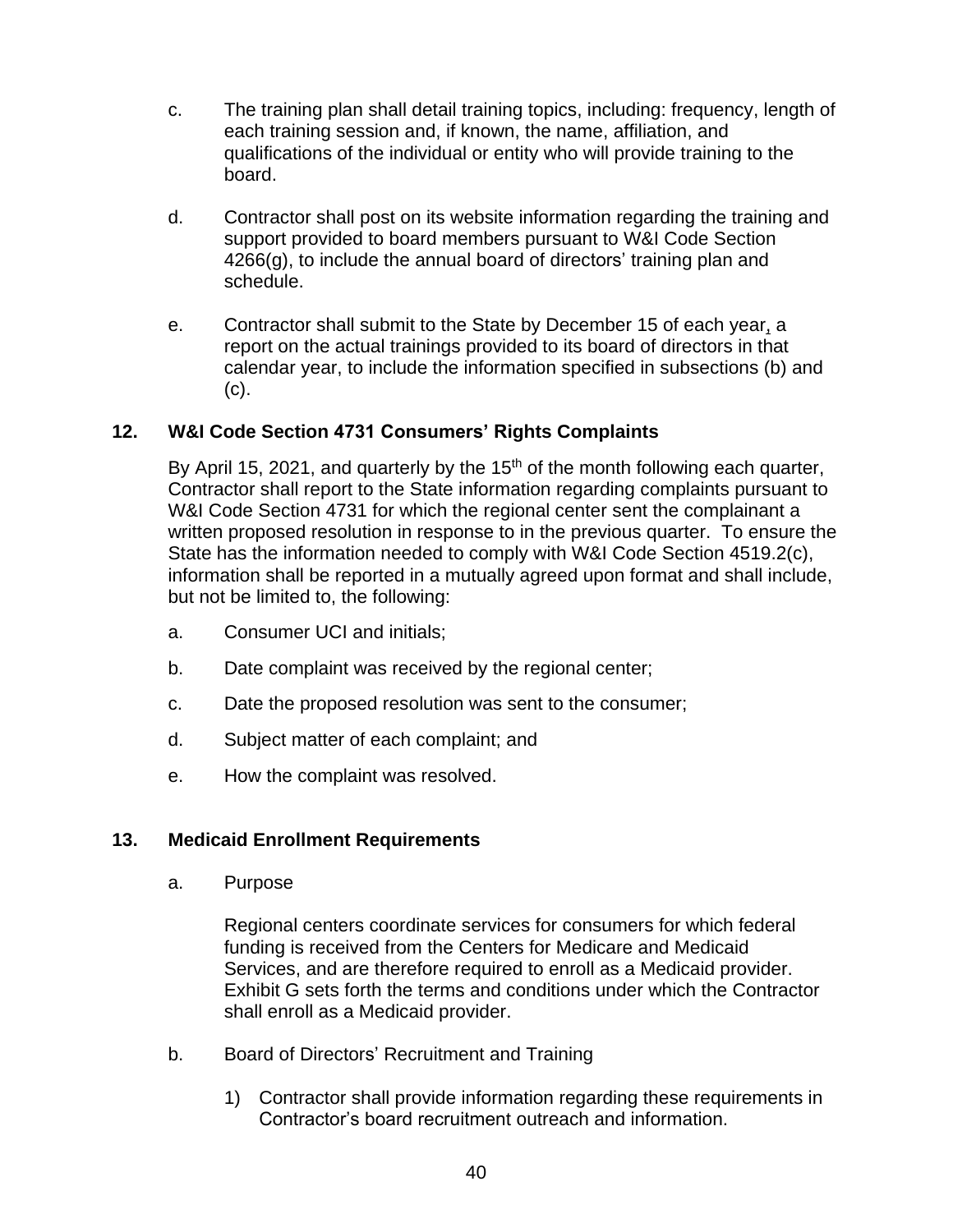c. The training plan shall detail training topics, including: frequency, length of each training session and, if known, the name, affiliation, and qualifications of the individual or entity who will provide training to the board.

d. Contractor shall post on its website information regarding the training and support provided to board members pursuant to W&I Code Section 4266(g), to include the annual board of directors' training plan and schedule.

e. Contractor shall submit to the State by December 15 of each year, a report on the actual trainings provided to its board of directors in that calendar year, to include the information specified in subsections (b) and (c).

## 12. W&I Code Section 4731 Consumers' Rights Complaints

By April 15, 2021, and quarterly by the 15th of the month following each quarter, Contractor shall report to the State information regarding complaints pursuant to W&I Code Section 4731 for which the regional center sent the complainant a written proposed resolution in response to in the previous quarter. To ensure the State has the information needed to comply with W&I Code Section 4519.2(c), information shall be reported in a mutually agreed upon format and shall include, but not be limited to, the following:

a. Consumer UCI and initials;

b. Date complaint was received by the regional center;

c. Date the proposed resolution was sent to the consumer;

d. Subject matter of each complaint; and

e. How the complaint was resolved.

## 13. Medicaid Enrollment Requirements

a. Purpose

Regional centers coordinate services for consumers for which federal funding is received from the Centers for Medicare and Medicaid Services, and are therefore required to enroll as a Medicaid provider. Exhibit G sets forth the terms and conditions under which the Contractor shall enroll as a Medicaid provider.

b. Board of Directors' Recruitment and Training

1) Contractor shall provide information regarding these requirements in Contractor's board recruitment outreach and information.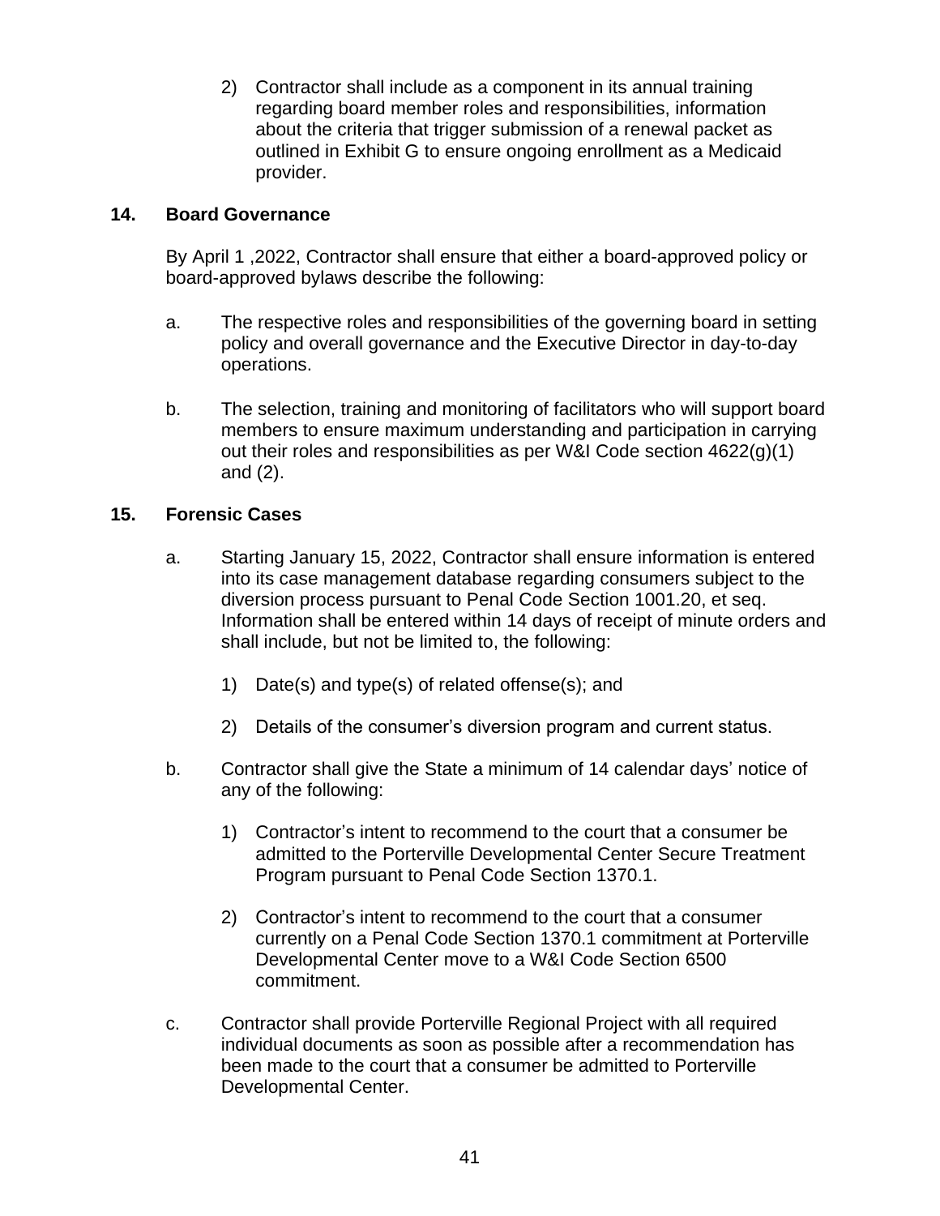2) Contractor shall include as a component in its annual training regarding board member roles and responsibilities, information about the criteria that trigger submission of a renewal packet as outlined in Exhibit G to ensure ongoing enrollment as a Medicaid provider.

**14. Board Governance**

By April 1 ,2022, Contractor shall ensure that either a board-approved policy or board-approved bylaws describe the following:

a. The respective roles and responsibilities of the governing board in setting policy and overall governance and the Executive Director in day-to-day operations.

b. The selection, training and monitoring of facilitators who will support board members to ensure maximum understanding and participation in carrying out their roles and responsibilities as per W&I Code section 4622(g)(1) and (2).

**15. Forensic Cases**

a. Starting January 15, 2022, Contractor shall ensure information is entered into its case management database regarding consumers subject to the diversion process pursuant to Penal Code Section 1001.20, et seq. Information shall be entered within 14 days of receipt of minute orders and shall include, but not be limited to, the following:

   1) Date(s) and type(s) of related offense(s); and

   2) Details of the consumer's diversion program and current status.

b. Contractor shall give the State a minimum of 14 calendar days' notice of any of the following:

   1) Contractor's intent to recommend to the court that a consumer be admitted to the Porterville Developmental Center Secure Treatment Program pursuant to Penal Code Section 1370.1.

   2) Contractor's intent to recommend to the court that a consumer currently on a Penal Code Section 1370.1 commitment at Porterville Developmental Center move to a W&I Code Section 6500 commitment.

c. Contractor shall provide Porterville Regional Project with all required individual documents as soon as possible after a recommendation has been made to the court that a consumer be admitted to Porterville Developmental Center.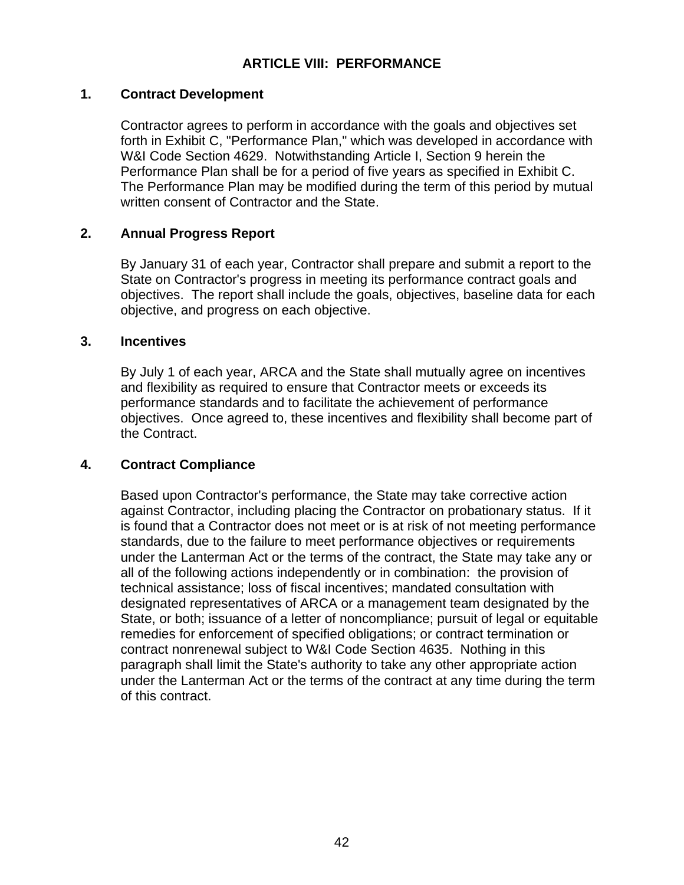## ARTICLE VIII: PERFORMANCE

### 1. Contract Development

Contractor agrees to perform in accordance with the goals and objectives set forth in Exhibit C, "Performance Plan," which was developed in accordance with W&I Code Section 4629. Notwithstanding Article I, Section 9 herein the Performance Plan shall be for a period of five years as specified in Exhibit C. The Performance Plan may be modified during the term of this period by mutual written consent of Contractor and the State.

### 2. Annual Progress Report

By January 31 of each year, Contractor shall prepare and submit a report to the State on Contractor's progress in meeting its performance contract goals and objectives. The report shall include the goals, objectives, baseline data for each objective, and progress on each objective.

### 3. Incentives

By July 1 of each year, ARCA and the State shall mutually agree on incentives and flexibility as required to ensure that Contractor meets or exceeds its performance standards and to facilitate the achievement of performance objectives. Once agreed to, these incentives and flexibility shall become part of the Contract.

### 4. Contract Compliance

Based upon Contractor's performance, the State may take corrective action against Contractor, including placing the Contractor on probationary status. If it is found that a Contractor does not meet or is at risk of not meeting performance standards, due to the failure to meet performance objectives or requirements under the Lanterman Act or the terms of the contract, the State may take any or all of the following actions independently or in combination: the provision of technical assistance; loss of fiscal incentives; mandated consultation with designated representatives of ARCA or a management team designated by the State, or both; issuance of a letter of noncompliance; pursuit of legal or equitable remedies for enforcement of specified obligations; or contract termination or contract nonrenewal subject to W&I Code Section 4635. Nothing in this paragraph shall limit the State's authority to take any other appropriate action under the Lanterman Act or the terms of the contract at any time during the term of this contract.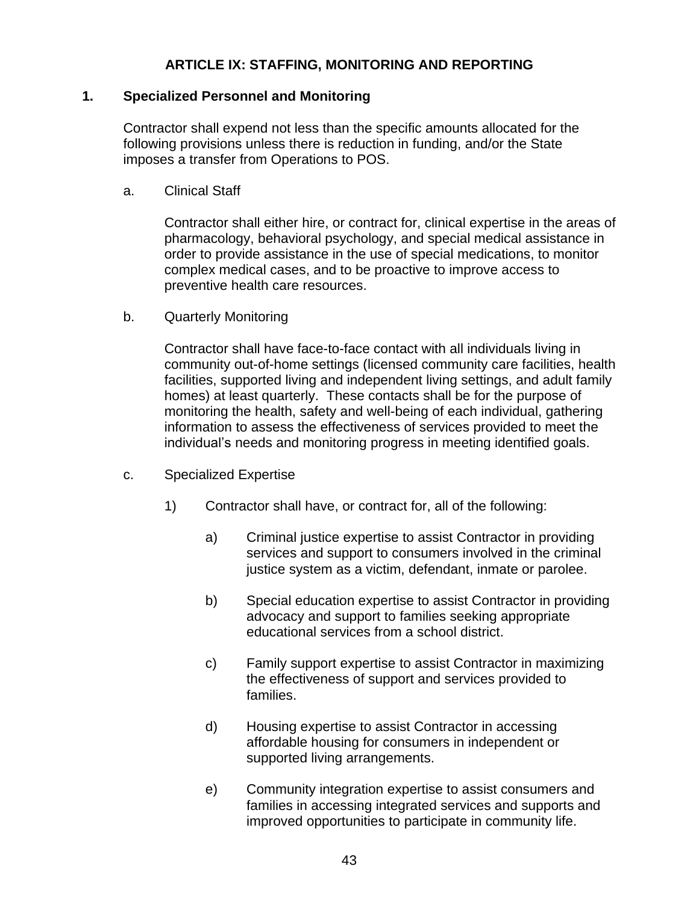## ARTICLE IX: STAFFING, MONITORING AND REPORTING

### 1. Specialized Personnel and Monitoring

Contractor shall expend not less than the specific amounts allocated for the following provisions unless there is reduction in funding, and/or the State imposes a transfer from Operations to POS.

a. Clinical Staff

Contractor shall either hire, or contract for, clinical expertise in the areas of pharmacology, behavioral psychology, and special medical assistance in order to provide assistance in the use of special medications, to monitor complex medical cases, and to be proactive to improve access to preventive health care resources.

b. Quarterly Monitoring

Contractor shall have face-to-face contact with all individuals living in community out-of-home settings (licensed community care facilities, health facilities, supported living and independent living settings, and adult family homes) at least quarterly. These contacts shall be for the purpose of monitoring the health, safety and well-being of each individual, gathering information to assess the effectiveness of services provided to meet the individual's needs and monitoring progress in meeting identified goals.

c. Specialized Expertise

1) Contractor shall have, or contract for, all of the following:

a) Criminal justice expertise to assist Contractor in providing services and support to consumers involved in the criminal justice system as a victim, defendant, inmate or parolee.

b) Special education expertise to assist Contractor in providing advocacy and support to families seeking appropriate educational services from a school district.

c) Family support expertise to assist Contractor in maximizing the effectiveness of support and services provided to families.

d) Housing expertise to assist Contractor in accessing affordable housing for consumers in independent or supported living arrangements.

e) Community integration expertise to assist consumers and families in accessing integrated services and supports and improved opportunities to participate in community life.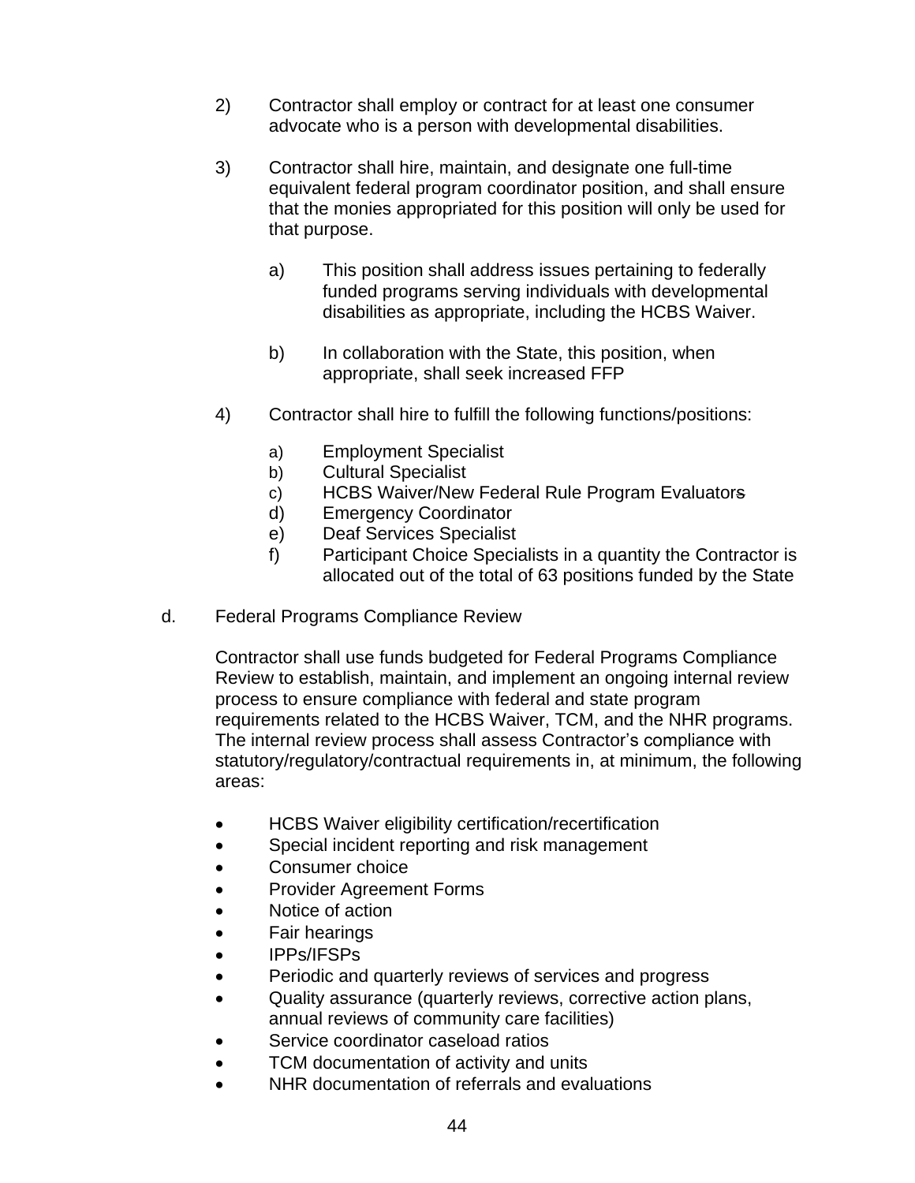2) Contractor shall employ or contract for at least one consumer advocate who is a person with developmental disabilities.

3) Contractor shall hire, maintain, and designate one full-time equivalent federal program coordinator position, and shall ensure that the monies appropriated for this position will only be used for that purpose.

   a) This position shall address issues pertaining to federally funded programs serving individuals with developmental disabilities as appropriate, including the HCBS Waiver.

   b) In collaboration with the State, this position, when appropriate, shall seek increased FFP

4) Contractor shall hire to fulfill the following functions/positions:

   a) Employment Specialist
   b) Cultural Specialist
   c) HCBS Waiver/New Federal Rule Program Evaluators
   d) Emergency Coordinator
   e) Deaf Services Specialist
   f) Participant Choice Specialists in a quantity the Contractor is allocated out of the total of 63 positions funded by the State

d. Federal Programs Compliance Review

Contractor shall use funds budgeted for Federal Programs Compliance Review to establish, maintain, and implement an ongoing internal review process to ensure compliance with federal and state program requirements related to the HCBS Waiver, TCM, and the NHR programs. The internal review process shall assess Contractor's compliance with statutory/regulatory/contractual requirements in, at minimum, the following areas:

- HCBS Waiver eligibility certification/recertification
- Special incident reporting and risk management
- Consumer choice
- Provider Agreement Forms
- Notice of action
- Fair hearings
- IPPs/IFSPs
- Periodic and quarterly reviews of services and progress
- Quality assurance (quarterly reviews, corrective action plans, annual reviews of community care facilities)
- Service coordinator caseload ratios
- TCM documentation of activity and units
- NHR documentation of referrals and evaluations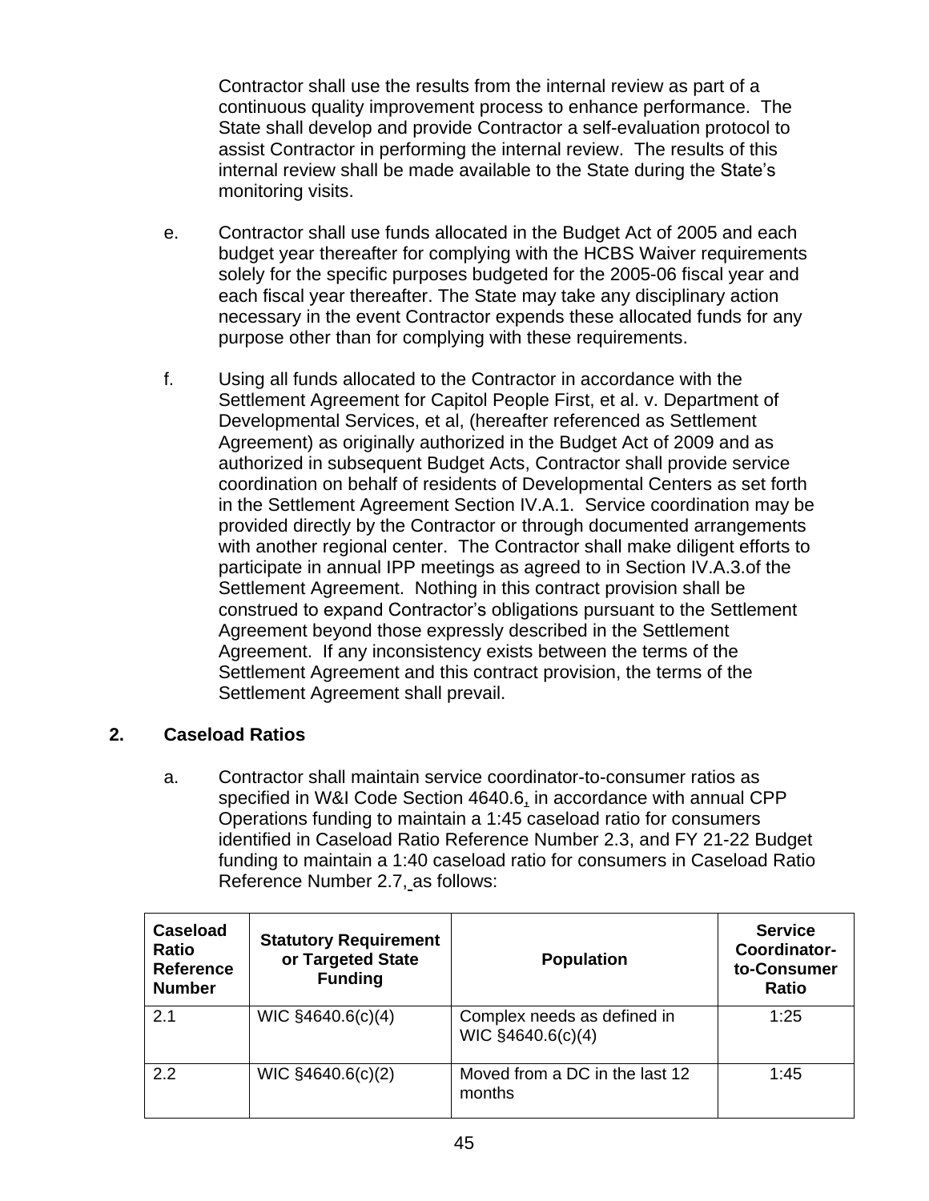Contractor shall use the results from the internal review as part of a continuous quality improvement process to enhance performance. The State shall develop and provide Contractor a self-evaluation protocol to assist Contractor in performing the internal review. The results of this internal review shall be made available to the State during the State's monitoring visits.

e. Contractor shall use funds allocated in the Budget Act of 2005 and each budget year thereafter for complying with the HCBS Waiver requirements solely for the specific purposes budgeted for the 2005-06 fiscal year and each fiscal year thereafter. The State may take any disciplinary action necessary in the event Contractor expends these allocated funds for any purpose other than for complying with these requirements.

f. Using all funds allocated to the Contractor in accordance with the Settlement Agreement for Capitol People First, et al. v. Department of Developmental Services, et al, (hereafter referenced as Settlement Agreement) as originally authorized in the Budget Act of 2009 and as authorized in subsequent Budget Acts, Contractor shall provide service coordination on behalf of residents of Developmental Centers as set forth in the Settlement Agreement Section IV.A.1. Service coordination may be provided directly by the Contractor or through documented arrangements with another regional center. The Contractor shall make diligent efforts to participate in annual IPP meetings as agreed to in Section IV.A.3.of the Settlement Agreement. Nothing in this contract provision shall be construed to expand Contractor's obligations pursuant to the Settlement Agreement beyond those expressly described in the Settlement Agreement. If any inconsistency exists between the terms of the Settlement Agreement and this contract provision, the terms of the Settlement Agreement shall prevail.

## 2. Caseload Ratios

a. Contractor shall maintain service coordinator-to-consumer ratios as specified in W&I Code Section 4640.6, in accordance with annual CPP Operations funding to maintain a 1:45 caseload ratio for consumers identified in Caseload Ratio Reference Number 2.3, and FY 21-22 Budget funding to maintain a 1:40 caseload ratio for consumers in Caseload Ratio Reference Number 2.7, as follows:

| Caseload Ratio Reference Number | Statutory Requirement or Targeted State Funding | Population | Service Coordinator-to-Consumer Ratio |
|---|---|---|---|
| 2.1 | WIC §4640.6(c)(4) | Complex needs as defined in WIC §4640.6(c)(4) | 1:25 |
| 2.2 | WIC §4640.6(c)(2) | Moved from a DC in the last 12 months | 1:45 |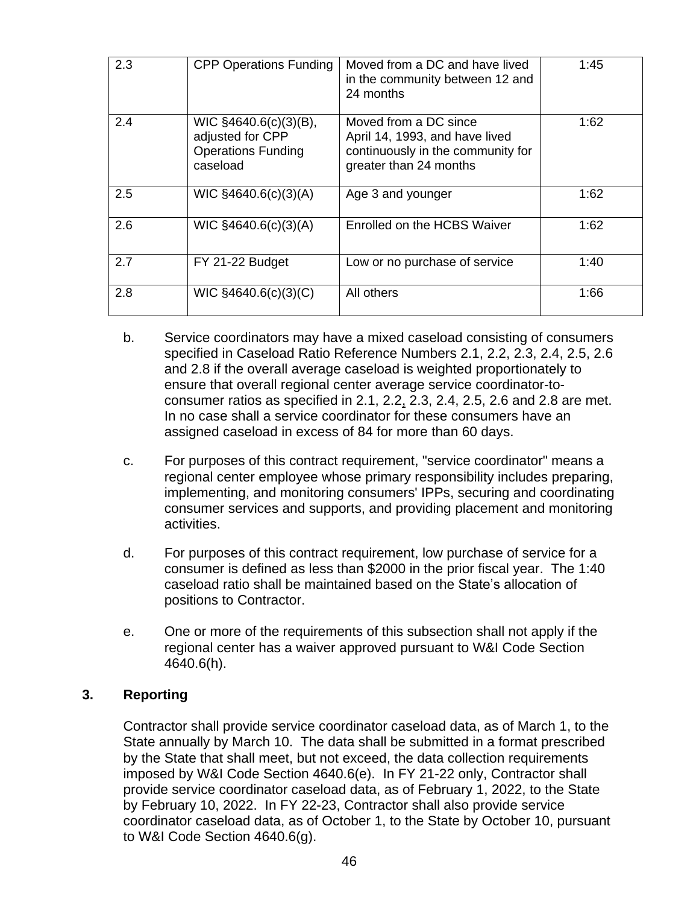| 2.3 | CPP Operations Funding | Moved from a DC and have lived in the community between 12 and 24 months | 1:45 |
|---|---|---|---|
| 2.4 | WIC §4640.6(c)(3)(B), adjusted for CPP Operations Funding caseload | Moved from a DC since April 14, 1993, and have lived continuously in the community for greater than 24 months | 1:62 |
| 2.5 | WIC §4640.6(c)(3)(A) | Age 3 and younger | 1:62 |
| 2.6 | WIC §4640.6(c)(3)(A) | Enrolled on the HCBS Waiver | 1:62 |
| 2.7 | FY 21-22 Budget | Low or no purchase of service | 1:40 |
| 2.8 | WIC §4640.6(c)(3)(C) | All others | 1:66 |

b. Service coordinators may have a mixed caseload consisting of consumers specified in Caseload Ratio Reference Numbers 2.1, 2.2, 2.3, 2.4, 2.5, 2.6 and 2.8 if the overall average caseload is weighted proportionately to ensure that overall regional center average service coordinator-to-consumer ratios as specified in 2.1, 2.2, 2.3, 2.4, 2.5, 2.6 and 2.8 are met. In no case shall a service coordinator for these consumers have an assigned caseload in excess of 84 for more than 60 days.

c. For purposes of this contract requirement, "service coordinator" means a regional center employee whose primary responsibility includes preparing, implementing, and monitoring consumers' IPPs, securing and coordinating consumer services and supports, and providing placement and monitoring activities.

d. For purposes of this contract requirement, low purchase of service for a consumer is defined as less than $2000 in the prior fiscal year. The 1:40 caseload ratio shall be maintained based on the State's allocation of positions to Contractor.

e. One or more of the requirements of this subsection shall not apply if the regional center has a waiver approved pursuant to W&I Code Section 4640.6(h).

### 3. Reporting

Contractor shall provide service coordinator caseload data, as of March 1, to the State annually by March 10. The data shall be submitted in a format prescribed by the State that shall meet, but not exceed, the data collection requirements imposed by W&I Code Section 4640.6(e). In FY 21-22 only, Contractor shall provide service coordinator caseload data, as of February 1, 2022, to the State by February 10, 2022. In FY 22-23, Contractor shall also provide service coordinator caseload data, as of October 1, to the State by October 10, pursuant to W&I Code Section 4640.6(g).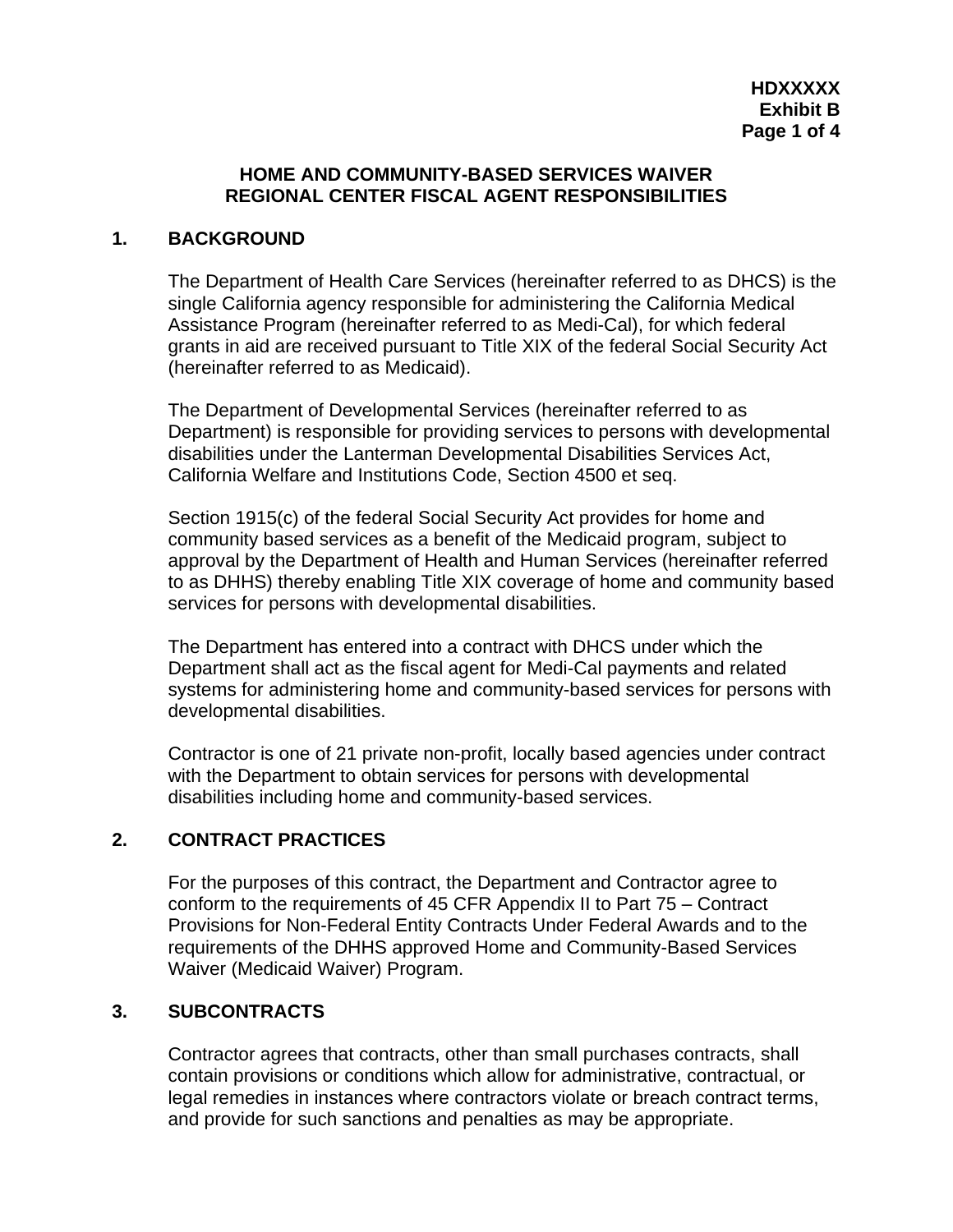HDXXXXX
Exhibit B

# HOME AND COMMUNITY-BASED SERVICES WAIVER REGIONAL CENTER FISCAL AGENT RESPONSIBILITIES

## 1. BACKGROUND

The Department of Health Care Services (hereinafter referred to as DHCS) is the single California agency responsible for administering the California Medical Assistance Program (hereinafter referred to as Medi-Cal), for which federal grants in aid are received pursuant to Title XIX of the federal Social Security Act (hereinafter referred to as Medicaid).

The Department of Developmental Services (hereinafter referred to as Department) is responsible for providing services to persons with developmental disabilities under the Lanterman Developmental Disabilities Services Act, California Welfare and Institutions Code, Section 4500 et seq.

Section 1915(c) of the federal Social Security Act provides for home and community based services as a benefit of the Medicaid program, subject to approval by the Department of Health and Human Services (hereinafter referred to as DHHS) thereby enabling Title XIX coverage of home and community based services for persons with developmental disabilities.

The Department has entered into a contract with DHCS under which the Department shall act as the fiscal agent for Medi-Cal payments and related systems for administering home and community-based services for persons with developmental disabilities.

Contractor is one of 21 private non-profit, locally based agencies under contract with the Department to obtain services for persons with developmental disabilities including home and community-based services.

## 2. CONTRACT PRACTICES

For the purposes of this contract, the Department and Contractor agree to conform to the requirements of 45 CFR Appendix II to Part 75 – Contract Provisions for Non-Federal Entity Contracts Under Federal Awards and to the requirements of the DHHS approved Home and Community-Based Services Waiver (Medicaid Waiver) Program.

## 3. SUBCONTRACTS

Contractor agrees that contracts, other than small purchases contracts, shall contain provisions or conditions which allow for administrative, contractual, or legal remedies in instances where contractors violate or breach contract terms, and provide for such sanctions and penalties as may be appropriate.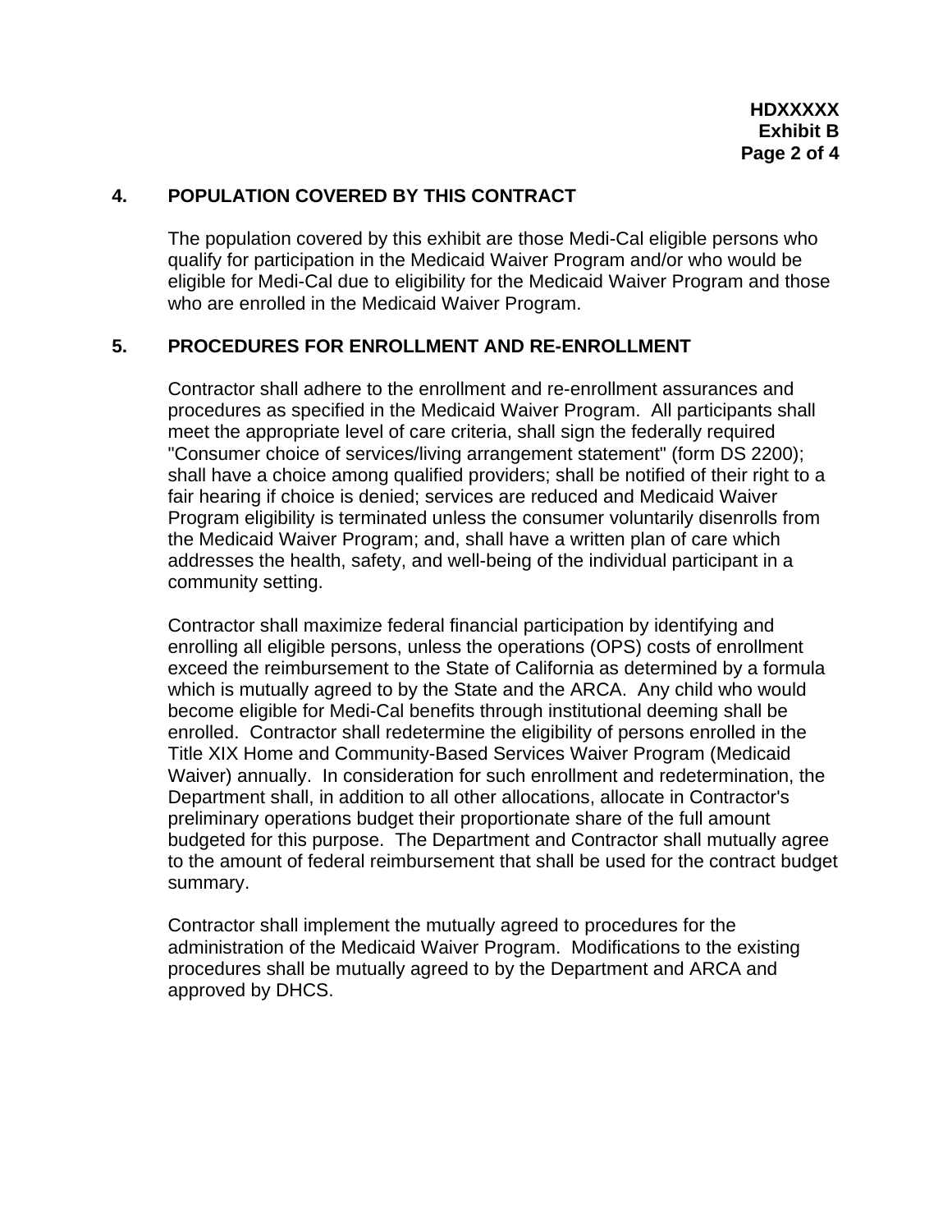## 4. POPULATION COVERED BY THIS CONTRACT

The population covered by this exhibit are those Medi-Cal eligible persons who qualify for participation in the Medicaid Waiver Program and/or who would be eligible for Medi-Cal due to eligibility for the Medicaid Waiver Program and those who are enrolled in the Medicaid Waiver Program.

## 5. PROCEDURES FOR ENROLLMENT AND RE-ENROLLMENT

Contractor shall adhere to the enrollment and re-enrollment assurances and procedures as specified in the Medicaid Waiver Program. All participants shall meet the appropriate level of care criteria, shall sign the federally required "Consumer choice of services/living arrangement statement" (form DS 2200); shall have a choice among qualified providers; shall be notified of their right to a fair hearing if choice is denied; services are reduced and Medicaid Waiver Program eligibility is terminated unless the consumer voluntarily disenrolls from the Medicaid Waiver Program; and, shall have a written plan of care which addresses the health, safety, and well-being of the individual participant in a community setting.

Contractor shall maximize federal financial participation by identifying and enrolling all eligible persons, unless the operations (OPS) costs of enrollment exceed the reimbursement to the State of California as determined by a formula which is mutually agreed to by the State and the ARCA. Any child who would become eligible for Medi-Cal benefits through institutional deeming shall be enrolled. Contractor shall redetermine the eligibility of persons enrolled in the Title XIX Home and Community-Based Services Waiver Program (Medicaid Waiver) annually. In consideration for such enrollment and redetermination, the Department shall, in addition to all other allocations, allocate in Contractor's preliminary operations budget their proportionate share of the full amount budgeted for this purpose. The Department and Contractor shall mutually agree to the amount of federal reimbursement that shall be used for the contract budget summary.

Contractor shall implement the mutually agreed to procedures for the administration of the Medicaid Waiver Program. Modifications to the existing procedures shall be mutually agreed to by the Department and ARCA and approved by DHCS.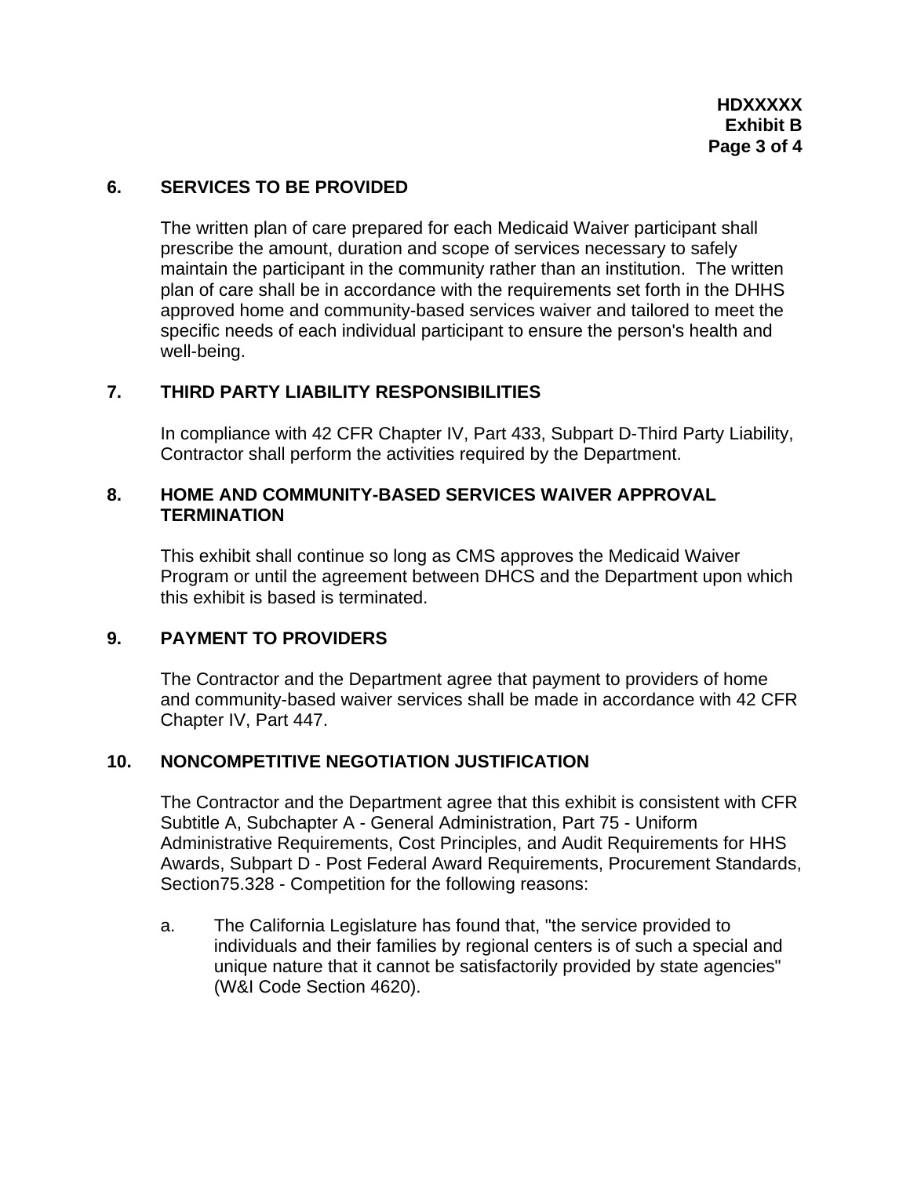## 6. SERVICES TO BE PROVIDED

The written plan of care prepared for each Medicaid Waiver participant shall prescribe the amount, duration and scope of services necessary to safely maintain the participant in the community rather than an institution. The written plan of care shall be in accordance with the requirements set forth in the DHHS approved home and community-based services waiver and tailored to meet the specific needs of each individual participant to ensure the person's health and well-being.

## 7. THIRD PARTY LIABILITY RESPONSIBILITIES

In compliance with 42 CFR Chapter IV, Part 433, Subpart D-Third Party Liability, Contractor shall perform the activities required by the Department.

## 8. HOME AND COMMUNITY-BASED SERVICES WAIVER APPROVAL TERMINATION

This exhibit shall continue so long as CMS approves the Medicaid Waiver Program or until the agreement between DHCS and the Department upon which this exhibit is based is terminated.

## 9. PAYMENT TO PROVIDERS

The Contractor and the Department agree that payment to providers of home and community-based waiver services shall be made in accordance with 42 CFR Chapter IV, Part 447.

## 10. NONCOMPETITIVE NEGOTIATION JUSTIFICATION

The Contractor and the Department agree that this exhibit is consistent with CFR Subtitle A, Subchapter A - General Administration, Part 75 - Uniform Administrative Requirements, Cost Principles, and Audit Requirements for HHS Awards, Subpart D - Post Federal Award Requirements, Procurement Standards, Section75.328 - Competition for the following reasons:

a. The California Legislature has found that, "the service provided to individuals and their families by regional centers is of such a special and unique nature that it cannot be satisfactorily provided by state agencies" (W&I Code Section 4620).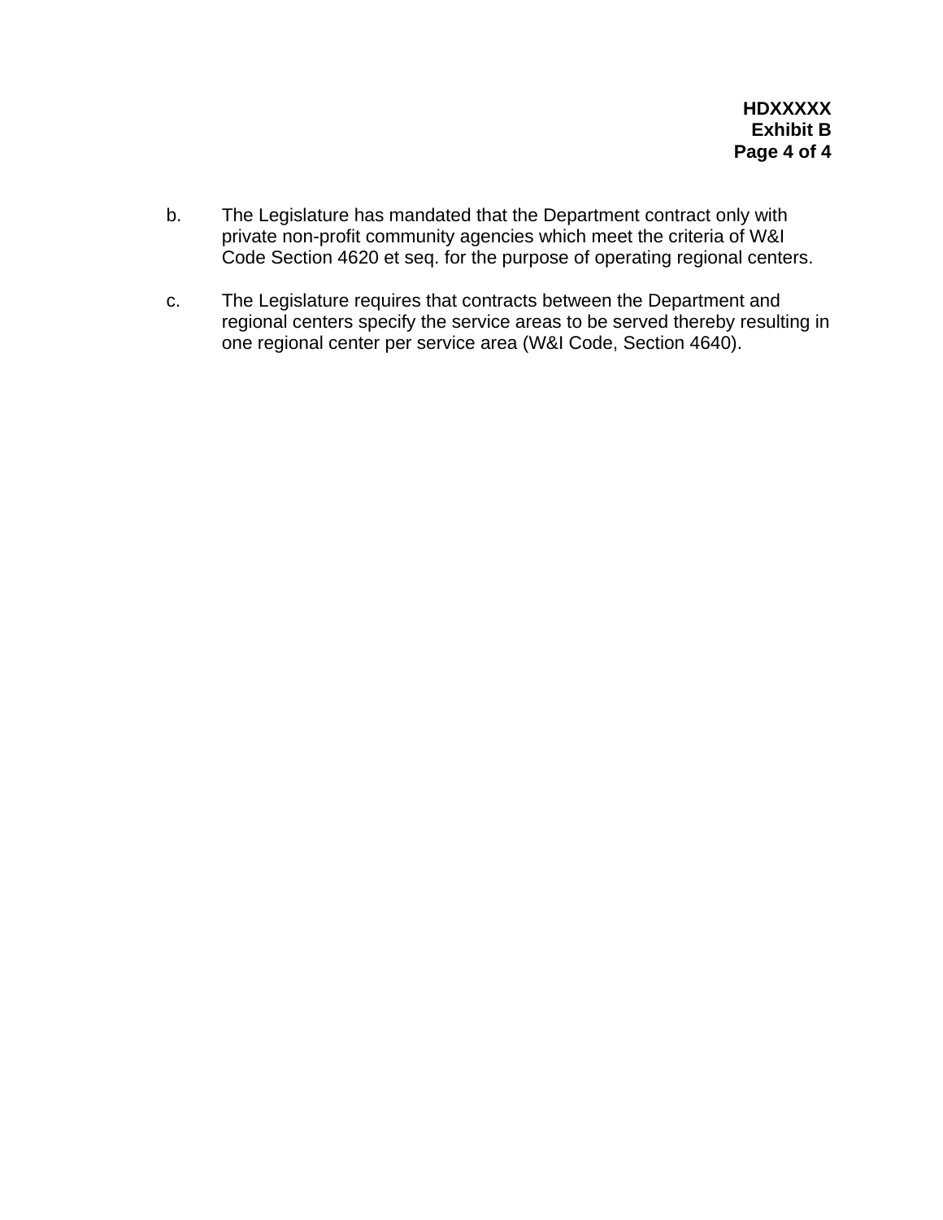b. The Legislature has mandated that the Department contract only with private non-profit community agencies which meet the criteria of W&I Code Section 4620 et seq. for the purpose of operating regional centers.

c. The Legislature requires that contracts between the Department and regional centers specify the service areas to be served thereby resulting in one regional center per service area (W&I Code, Section 4640).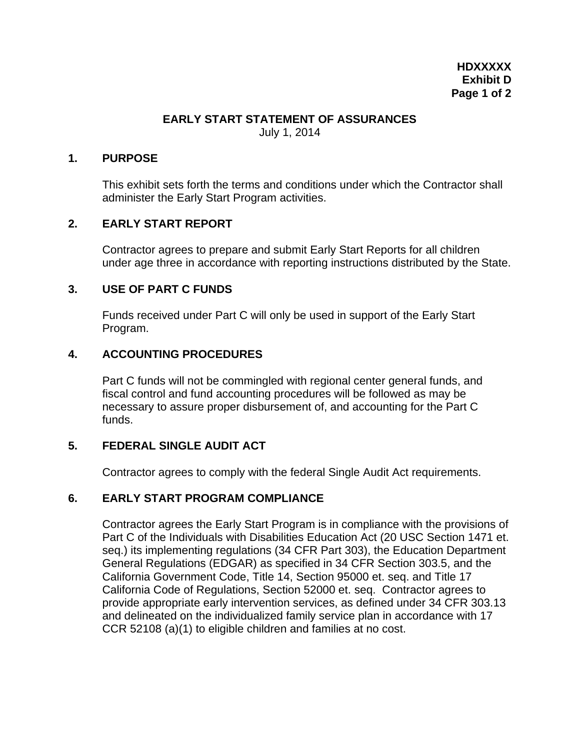HDXXXXX
Exhibit D

# EARLY START STATEMENT OF ASSURANCES

July 1, 2014

## 1. PURPOSE

This exhibit sets forth the terms and conditions under which the Contractor shall administer the Early Start Program activities.

## 2. EARLY START REPORT

Contractor agrees to prepare and submit Early Start Reports for all children under age three in accordance with reporting instructions distributed by the State.

## 3. USE OF PART C FUNDS

Funds received under Part C will only be used in support of the Early Start Program.

## 4. ACCOUNTING PROCEDURES

Part C funds will not be commingled with regional center general funds, and fiscal control and fund accounting procedures will be followed as may be necessary to assure proper disbursement of, and accounting for the Part C funds.

## 5. FEDERAL SINGLE AUDIT ACT

Contractor agrees to comply with the federal Single Audit Act requirements.

## 6. EARLY START PROGRAM COMPLIANCE

Contractor agrees the Early Start Program is in compliance with the provisions of Part C of the Individuals with Disabilities Education Act (20 USC Section 1471 et. seq.) its implementing regulations (34 CFR Part 303), the Education Department General Regulations (EDGAR) as specified in 34 CFR Section 303.5, and the California Government Code, Title 14, Section 95000 et. seq. and Title 17 California Code of Regulations, Section 52000 et. seq. Contractor agrees to provide appropriate early intervention services, as defined under 34 CFR 303.13 and delineated on the individualized family service plan in accordance with 17 CCR 52108 (a)(1) to eligible children and families at no cost.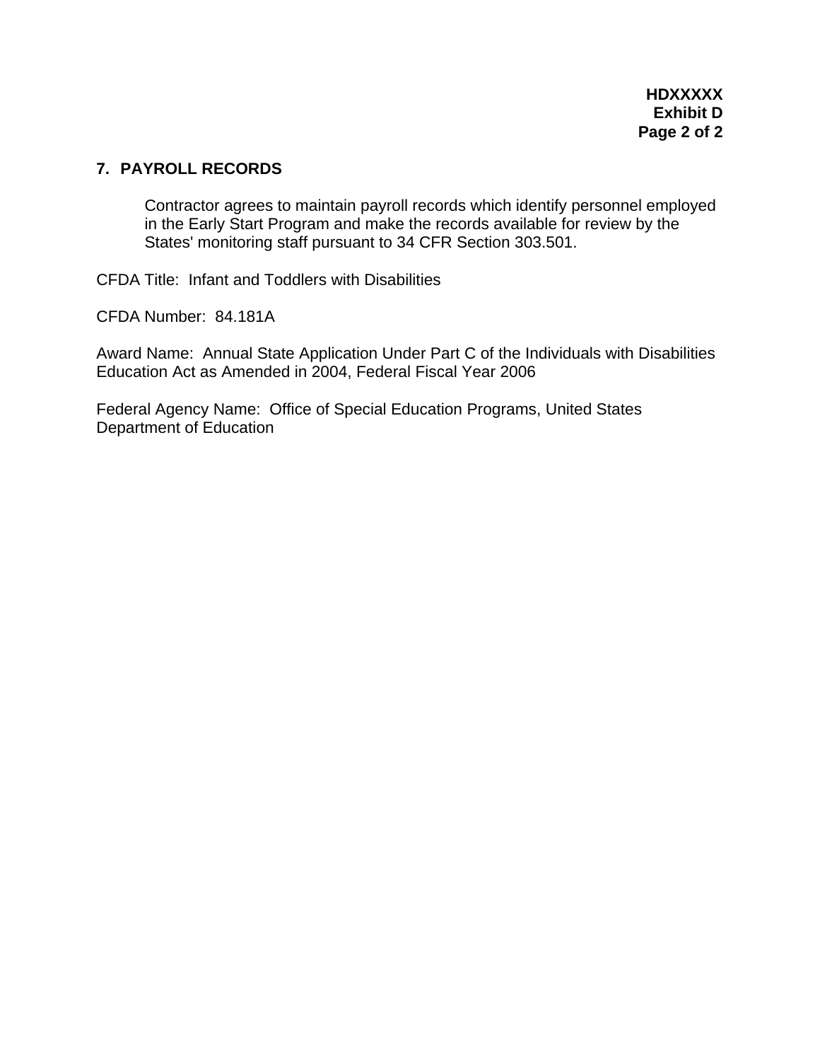## 7. PAYROLL RECORDS

Contractor agrees to maintain payroll records which identify personnel employed in the Early Start Program and make the records available for review by the States' monitoring staff pursuant to 34 CFR Section 303.501.

CFDA Title: Infant and Toddlers with Disabilities

CFDA Number: 84.181A

Award Name: Annual State Application Under Part C of the Individuals with Disabilities Education Act as Amended in 2004, Federal Fiscal Year 2006

Federal Agency Name: Office of Special Education Programs, United States Department of Education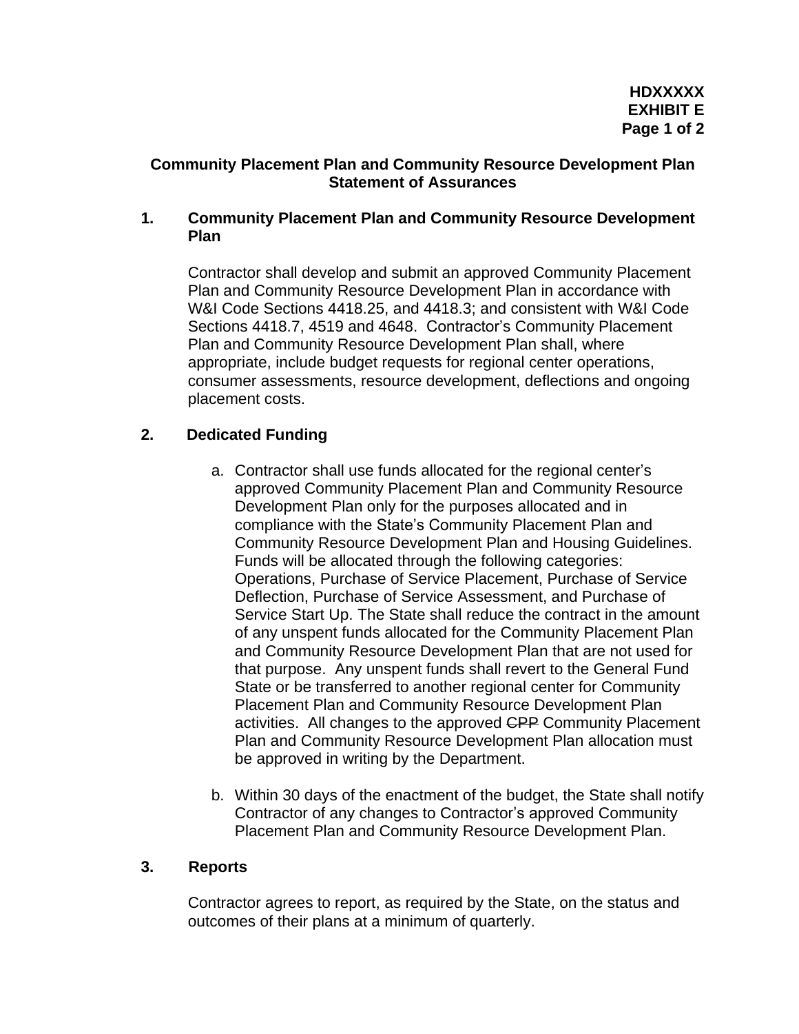**HDXXXXX**
**EXHIBIT E**

## Community Placement Plan and Community Resource Development Plan Statement of Assurances

### 1. Community Placement Plan and Community Resource Development Plan

Contractor shall develop and submit an approved Community Placement Plan and Community Resource Development Plan in accordance with W&I Code Sections 4418.25, and 4418.3; and consistent with W&I Code Sections 4418.7, 4519 and 4648. Contractor's Community Placement Plan and Community Resource Development Plan shall, where appropriate, include budget requests for regional center operations, consumer assessments, resource development, deflections and ongoing placement costs.

### 2. Dedicated Funding

a. Contractor shall use funds allocated for the regional center's approved Community Placement Plan and Community Resource Development Plan only for the purposes allocated and in compliance with the State's Community Placement Plan and Community Resource Development Plan and Housing Guidelines. Funds will be allocated through the following categories: Operations, Purchase of Service Placement, Purchase of Service Deflection, Purchase of Service Assessment, and Purchase of Service Start Up. The State shall reduce the contract in the amount of any unspent funds allocated for the Community Placement Plan and Community Resource Development Plan that are not used for that purpose. Any unspent funds shall revert to the General Fund State or be transferred to another regional center for Community Placement Plan and Community Resource Development Plan activities. All changes to the approved ~~CPP~~ Community Placement Plan and Community Resource Development Plan allocation must be approved in writing by the Department.

b. Within 30 days of the enactment of the budget, the State shall notify Contractor of any changes to Contractor's approved Community Placement Plan and Community Resource Development Plan.

### 3. Reports

Contractor agrees to report, as required by the State, on the status and outcomes of their plans at a minimum of quarterly.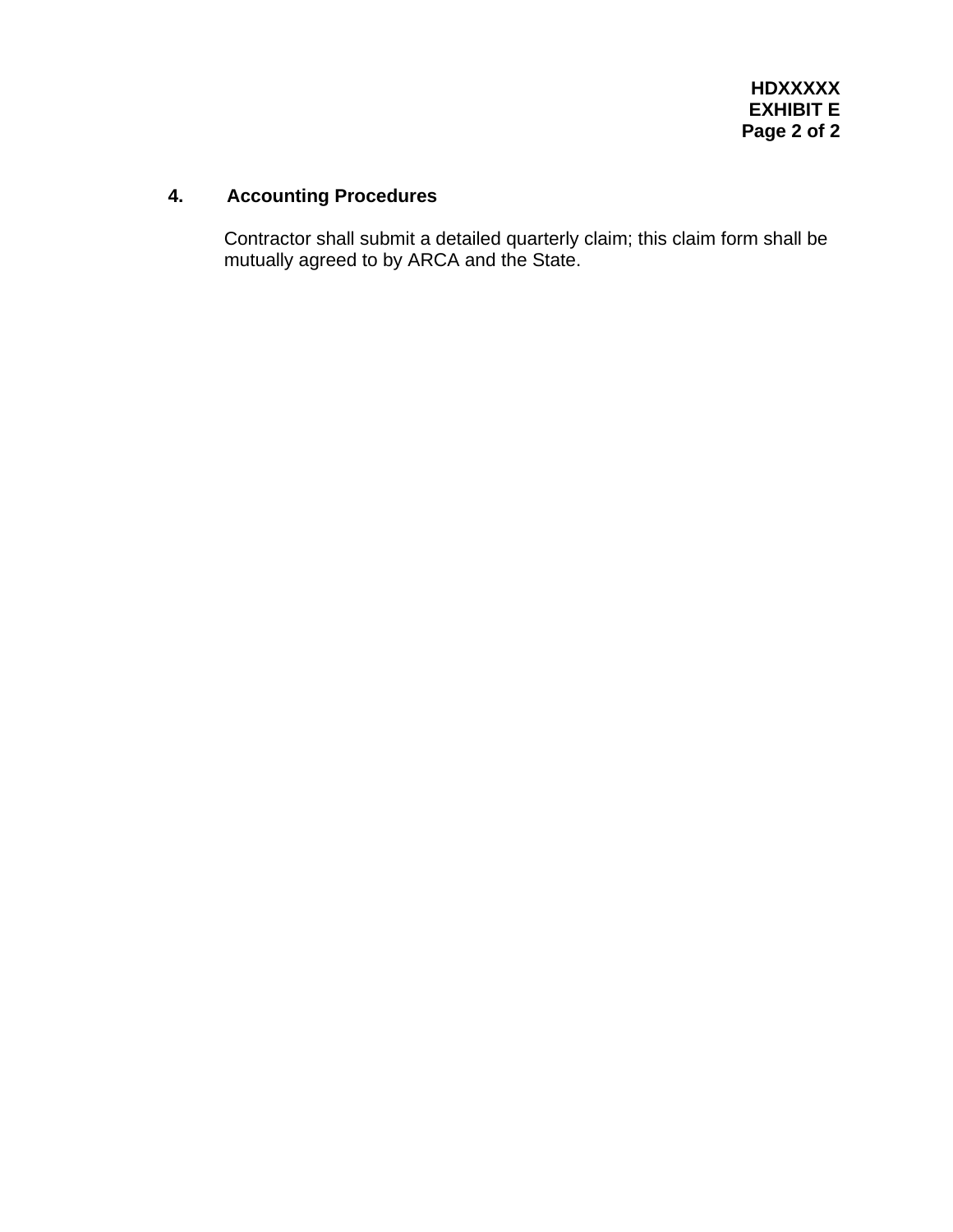## 4. Accounting Procedures

Contractor shall submit a detailed quarterly claim; this claim form shall be mutually agreed to by ARCA and the State.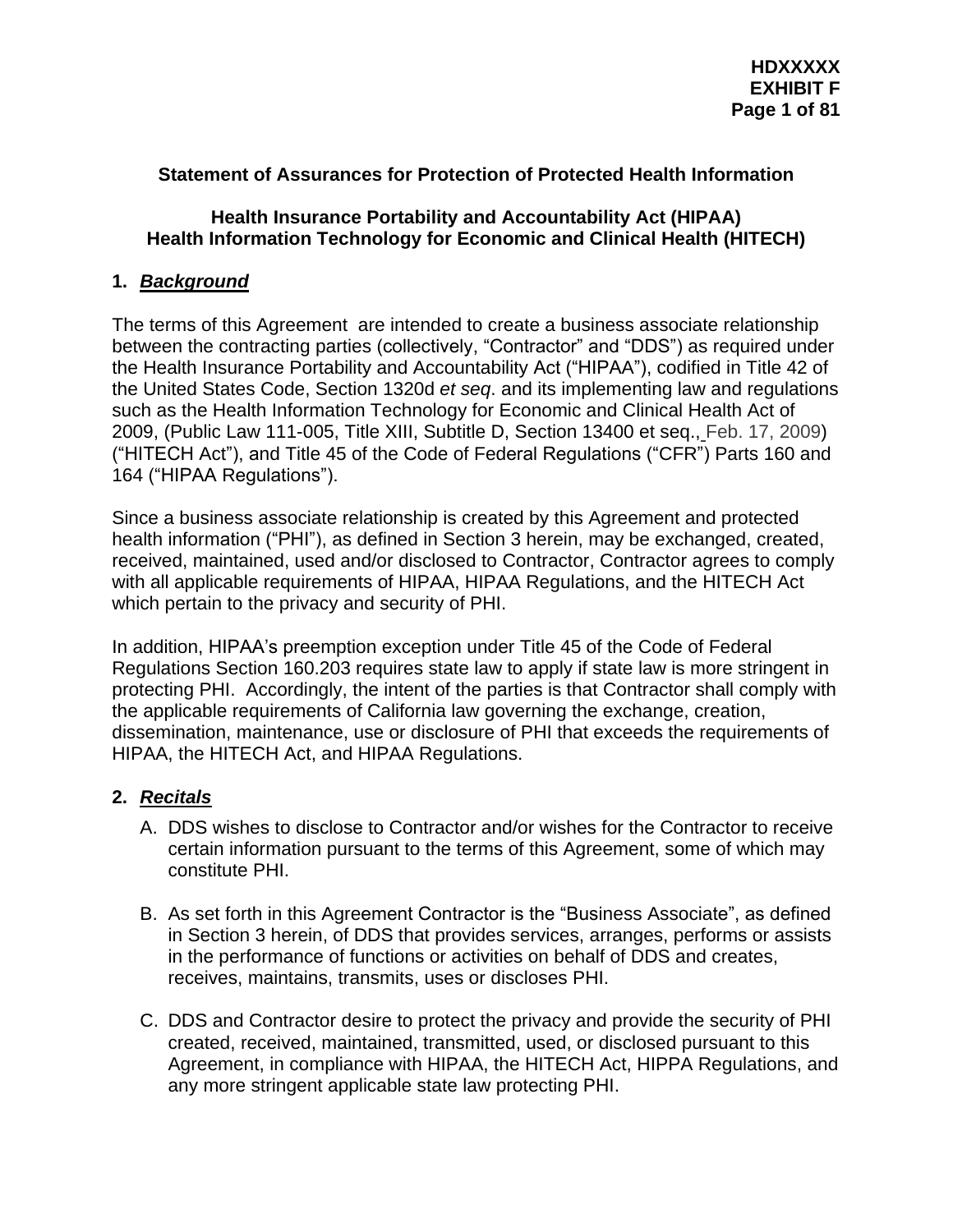**Statement of Assurances for Protection of Protected Health Information**

**Health Insurance Portability and Accountability Act (HIPAA)**
**Health Information Technology for Economic and Clinical Health (HITECH)**

## 1. ***Background***

The terms of this Agreement are intended to create a business associate relationship between the contracting parties (collectively, "Contractor" and "DDS") as required under the Health Insurance Portability and Accountability Act ("HIPAA"), codified in Title 42 of the United States Code, Section 1320d *et seq*. and its implementing law and regulations such as the Health Information Technology for Economic and Clinical Health Act of 2009, (Public Law 111-005, Title XIII, Subtitle D, Section 13400 et seq., Feb. 17, 2009) ("HITECH Act"), and Title 45 of the Code of Federal Regulations ("CFR") Parts 160 and 164 ("HIPAA Regulations").

Since a business associate relationship is created by this Agreement and protected health information ("PHI"), as defined in Section 3 herein, may be exchanged, created, received, maintained, used and/or disclosed to Contractor, Contractor agrees to comply with all applicable requirements of HIPAA, HIPAA Regulations, and the HITECH Act which pertain to the privacy and security of PHI.

In addition, HIPAA's preemption exception under Title 45 of the Code of Federal Regulations Section 160.203 requires state law to apply if state law is more stringent in protecting PHI. Accordingly, the intent of the parties is that Contractor shall comply with the applicable requirements of California law governing the exchange, creation, dissemination, maintenance, use or disclosure of PHI that exceeds the requirements of HIPAA, the HITECH Act, and HIPAA Regulations.

## 2. ***Recitals***

A. DDS wishes to disclose to Contractor and/or wishes for the Contractor to receive certain information pursuant to the terms of this Agreement, some of which may constitute PHI.

B. As set forth in this Agreement Contractor is the "Business Associate", as defined in Section 3 herein, of DDS that provides services, arranges, performs or assists in the performance of functions or activities on behalf of DDS and creates, receives, maintains, transmits, uses or discloses PHI.

C. DDS and Contractor desire to protect the privacy and provide the security of PHI created, received, maintained, transmitted, used, or disclosed pursuant to this Agreement, in compliance with HIPAA, the HITECH Act, HIPPA Regulations, and any more stringent applicable state law protecting PHI.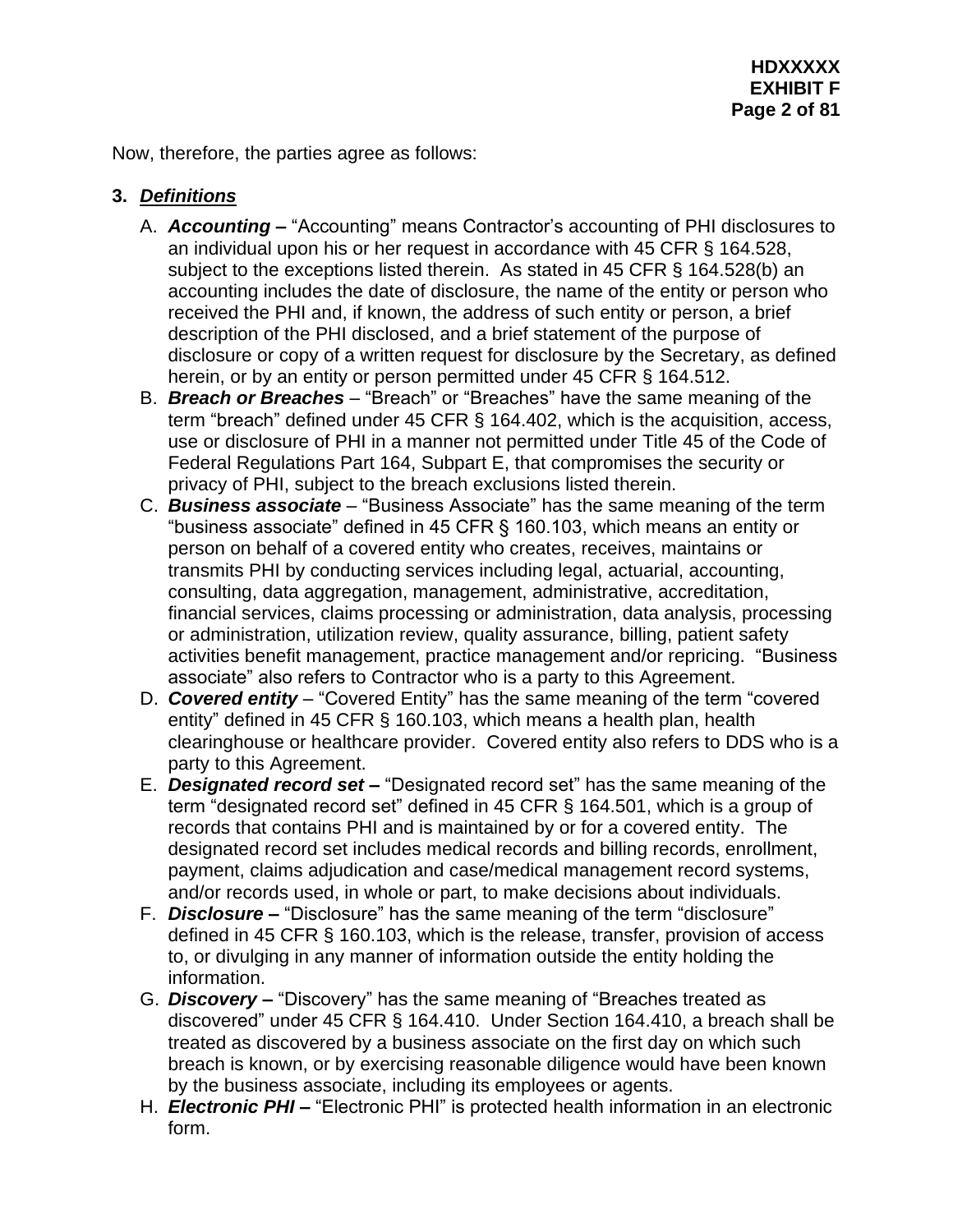Now, therefore, the parties agree as follows:

**3. *Definitions***

A. ***Accounting –*** "Accounting" means Contractor's accounting of PHI disclosures to an individual upon his or her request in accordance with 45 CFR § 164.528, subject to the exceptions listed therein. As stated in 45 CFR § 164.528(b) an accounting includes the date of disclosure, the name of the entity or person who received the PHI and, if known, the address of such entity or person, a brief description of the PHI disclosed, and a brief statement of the purpose of disclosure or copy of a written request for disclosure by the Secretary, as defined herein, or by an entity or person permitted under 45 CFR § 164.512.

B. ***Breach or Breaches*** – "Breach" or "Breaches" have the same meaning of the term "breach" defined under 45 CFR § 164.402, which is the acquisition, access, use or disclosure of PHI in a manner not permitted under Title 45 of the Code of Federal Regulations Part 164, Subpart E, that compromises the security or privacy of PHI, subject to the breach exclusions listed therein.

C. ***Business associate*** – "Business Associate" has the same meaning of the term "business associate" defined in 45 CFR § 160.103, which means an entity or person on behalf of a covered entity who creates, receives, maintains or transmits PHI by conducting services including legal, actuarial, accounting, consulting, data aggregation, management, administrative, accreditation, financial services, claims processing or administration, data analysis, processing or administration, utilization review, quality assurance, billing, patient safety activities benefit management, practice management and/or repricing. "Business associate" also refers to Contractor who is a party to this Agreement.

D. ***Covered entity*** – "Covered Entity" has the same meaning of the term "covered entity" defined in 45 CFR § 160.103, which means a health plan, health clearinghouse or healthcare provider. Covered entity also refers to DDS who is a party to this Agreement.

E. ***Designated record set –*** "Designated record set" has the same meaning of the term "designated record set" defined in 45 CFR § 164.501, which is a group of records that contains PHI and is maintained by or for a covered entity. The designated record set includes medical records and billing records, enrollment, payment, claims adjudication and case/medical management record systems, and/or records used, in whole or part, to make decisions about individuals.

F. ***Disclosure –*** "Disclosure" has the same meaning of the term "disclosure" defined in 45 CFR § 160.103, which is the release, transfer, provision of access to, or divulging in any manner of information outside the entity holding the information.

G. ***Discovery –*** "Discovery" has the same meaning of "Breaches treated as discovered" under 45 CFR § 164.410. Under Section 164.410, a breach shall be treated as discovered by a business associate on the first day on which such breach is known, or by exercising reasonable diligence would have been known by the business associate, including its employees or agents.

H. ***Electronic PHI –*** "Electronic PHI" is protected health information in an electronic form.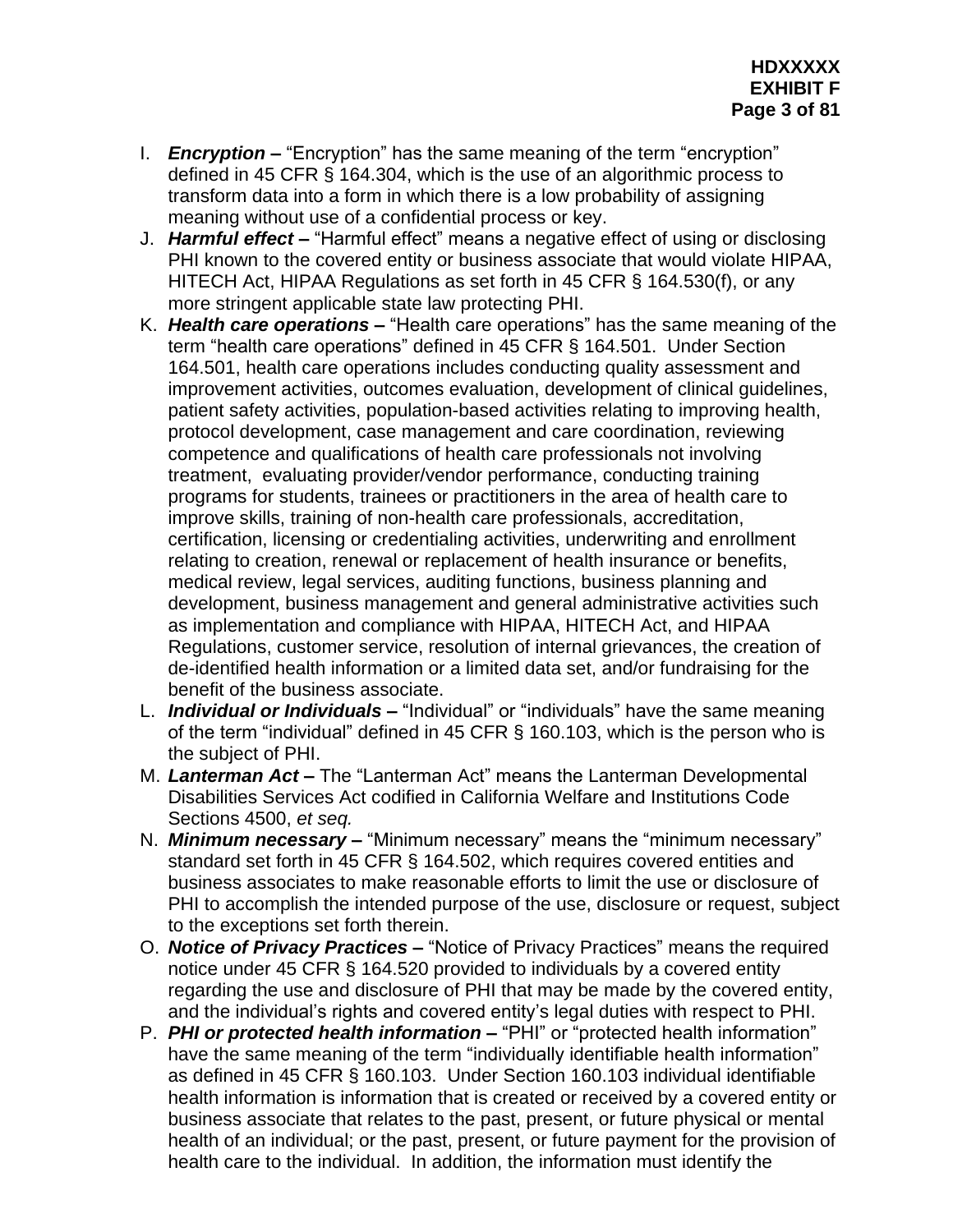I. ***Encryption –*** "Encryption" has the same meaning of the term "encryption" defined in 45 CFR § 164.304, which is the use of an algorithmic process to transform data into a form in which there is a low probability of assigning meaning without use of a confidential process or key.

J. ***Harmful effect –*** "Harmful effect" means a negative effect of using or disclosing PHI known to the covered entity or business associate that would violate HIPAA, HITECH Act, HIPAA Regulations as set forth in 45 CFR § 164.530(f), or any more stringent applicable state law protecting PHI.

K. ***Health care operations –*** "Health care operations" has the same meaning of the term "health care operations" defined in 45 CFR § 164.501. Under Section 164.501, health care operations includes conducting quality assessment and improvement activities, outcomes evaluation, development of clinical guidelines, patient safety activities, population-based activities relating to improving health, protocol development, case management and care coordination, reviewing competence and qualifications of health care professionals not involving treatment, evaluating provider/vendor performance, conducting training programs for students, trainees or practitioners in the area of health care to improve skills, training of non-health care professionals, accreditation, certification, licensing or credentialing activities, underwriting and enrollment relating to creation, renewal or replacement of health insurance or benefits, medical review, legal services, auditing functions, business planning and development, business management and general administrative activities such as implementation and compliance with HIPAA, HITECH Act, and HIPAA Regulations, customer service, resolution of internal grievances, the creation of de-identified health information or a limited data set, and/or fundraising for the benefit of the business associate.

L. ***Individual or Individuals –*** "Individual" or "individuals" have the same meaning of the term "individual" defined in 45 CFR § 160.103, which is the person who is the subject of PHI.

M. ***Lanterman Act –*** The "Lanterman Act" means the Lanterman Developmental Disabilities Services Act codified in California Welfare and Institutions Code Sections 4500, *et seq.*

N. ***Minimum necessary –*** "Minimum necessary" means the "minimum necessary" standard set forth in 45 CFR § 164.502, which requires covered entities and business associates to make reasonable efforts to limit the use or disclosure of PHI to accomplish the intended purpose of the use, disclosure or request, subject to the exceptions set forth therein.

O. ***Notice of Privacy Practices –*** "Notice of Privacy Practices" means the required notice under 45 CFR § 164.520 provided to individuals by a covered entity regarding the use and disclosure of PHI that may be made by the covered entity, and the individual's rights and covered entity's legal duties with respect to PHI.

P. ***PHI or protected health information –*** "PHI" or "protected health information" have the same meaning of the term "individually identifiable health information" as defined in 45 CFR § 160.103. Under Section 160.103 individual identifiable health information is information that is created or received by a covered entity or business associate that relates to the past, present, or future physical or mental health of an individual; or the past, present, or future payment for the provision of health care to the individual. In addition, the information must identify the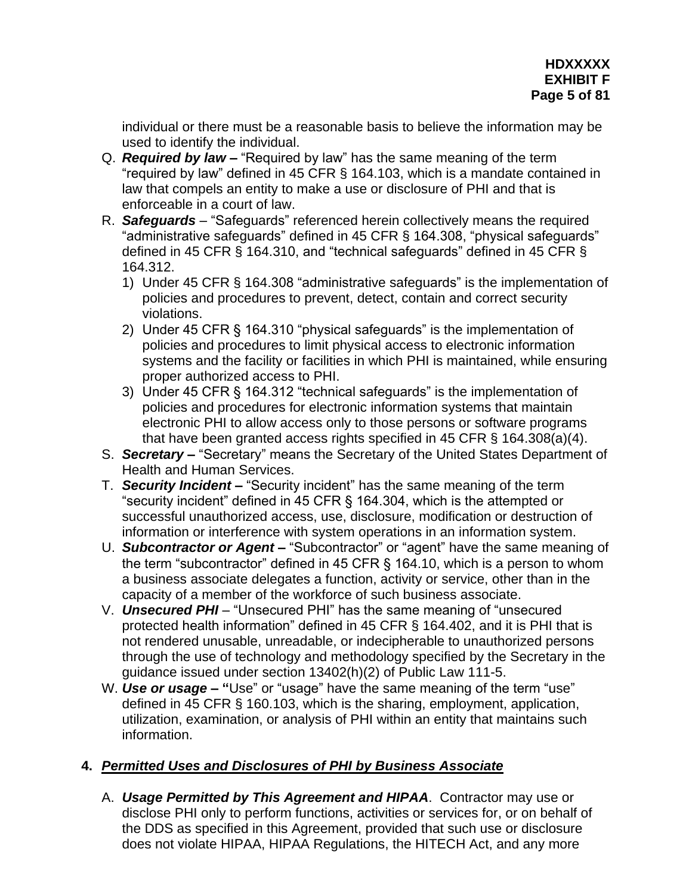individual or there must be a reasonable basis to believe the information may be used to identify the individual.

Q. ***Required by law –*** "Required by law" has the same meaning of the term "required by law" defined in 45 CFR § 164.103, which is a mandate contained in law that compels an entity to make a use or disclosure of PHI and that is enforceable in a court of law.

R. ***Safeguards*** – "Safeguards" referenced herein collectively means the required "administrative safeguards" defined in 45 CFR § 164.308, "physical safeguards" defined in 45 CFR § 164.310, and "technical safeguards" defined in 45 CFR § 164.312.
   1) Under 45 CFR § 164.308 "administrative safeguards" is the implementation of policies and procedures to prevent, detect, contain and correct security violations.
   2) Under 45 CFR § 164.310 "physical safeguards" is the implementation of policies and procedures to limit physical access to electronic information systems and the facility or facilities in which PHI is maintained, while ensuring proper authorized access to PHI.
   3) Under 45 CFR § 164.312 "technical safeguards" is the implementation of policies and procedures for electronic information systems that maintain electronic PHI to allow access only to those persons or software programs that have been granted access rights specified in 45 CFR § 164.308(a)(4).

S. ***Secretary –*** "Secretary" means the Secretary of the United States Department of Health and Human Services.

T. ***Security Incident –*** "Security incident" has the same meaning of the term "security incident" defined in 45 CFR § 164.304, which is the attempted or successful unauthorized access, use, disclosure, modification or destruction of information or interference with system operations in an information system.

U. ***Subcontractor or Agent –*** "Subcontractor" or "agent" have the same meaning of the term "subcontractor" defined in 45 CFR § 164.10, which is a person to whom a business associate delegates a function, activity or service, other than in the capacity of a member of the workforce of such business associate.

V. ***Unsecured PHI*** – "Unsecured PHI" has the same meaning of "unsecured protected health information" defined in 45 CFR § 164.402, and it is PHI that is not rendered unusable, unreadable, or indecipherable to unauthorized persons through the use of technology and methodology specified by the Secretary in the guidance issued under section 13402(h)(2) of Public Law 111-5.

W. ***Use or usage –*** "Use" or "usage" have the same meaning of the term "use" defined in 45 CFR § 160.103, which is the sharing, employment, application, utilization, examination, or analysis of PHI within an entity that maintains such information.

**4. *Permitted Uses and Disclosures of PHI by Business Associate***

A. ***Usage Permitted by This Agreement and HIPAA***. Contractor may use or disclose PHI only to perform functions, activities or services for, or on behalf of the DDS as specified in this Agreement, provided that such use or disclosure does not violate HIPAA, HIPAA Regulations, the HITECH Act, and any more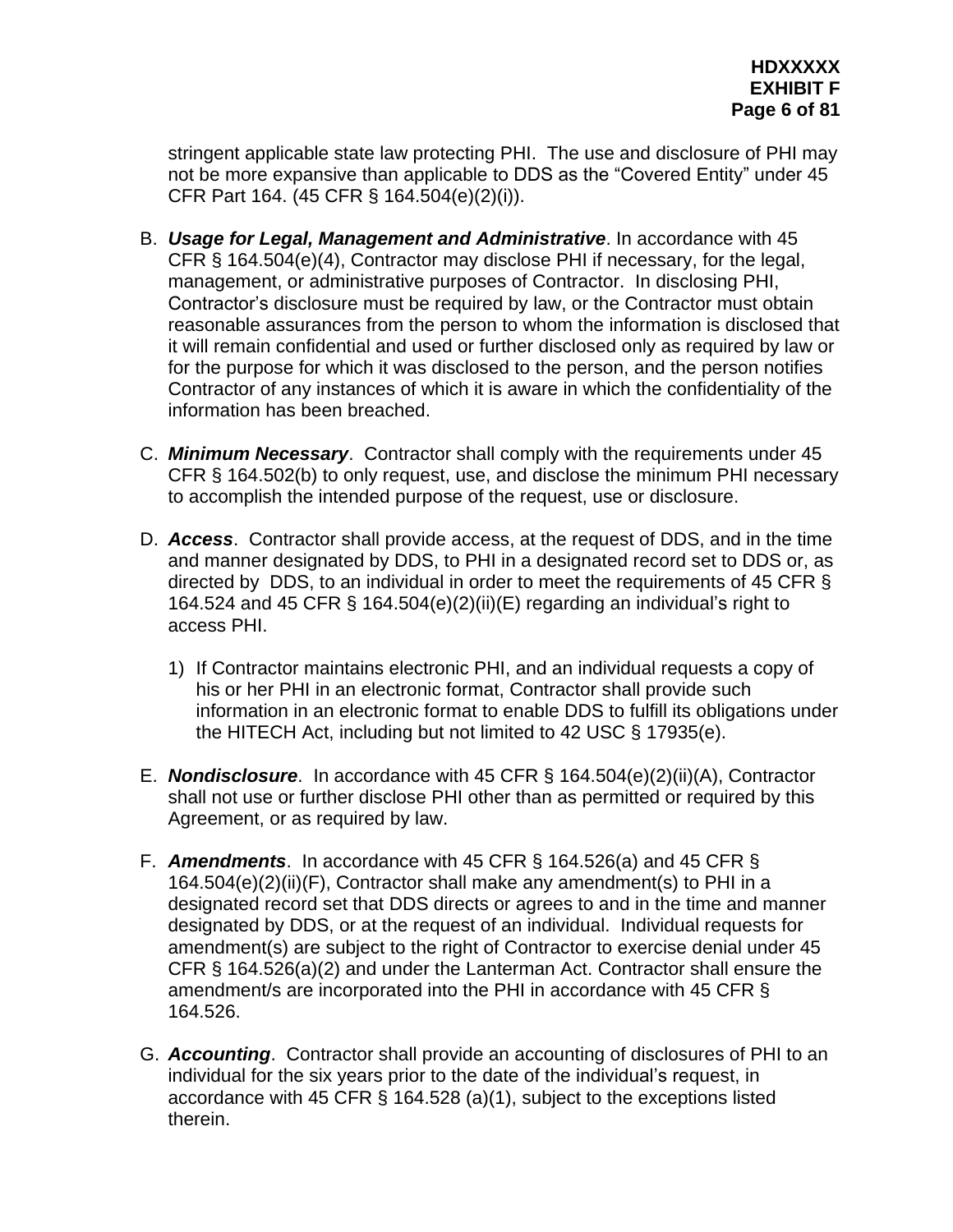stringent applicable state law protecting PHI. The use and disclosure of PHI may not be more expansive than applicable to DDS as the "Covered Entity" under 45 CFR Part 164. (45 CFR § 164.504(e)(2)(i)).

B. ***Usage for Legal, Management and Administrative***. In accordance with 45 CFR § 164.504(e)(4), Contractor may disclose PHI if necessary, for the legal, management, or administrative purposes of Contractor. In disclosing PHI, Contractor's disclosure must be required by law, or the Contractor must obtain reasonable assurances from the person to whom the information is disclosed that it will remain confidential and used or further disclosed only as required by law or for the purpose for which it was disclosed to the person, and the person notifies Contractor of any instances of which it is aware in which the confidentiality of the information has been breached.

C. ***Minimum Necessary***. Contractor shall comply with the requirements under 45 CFR § 164.502(b) to only request, use, and disclose the minimum PHI necessary to accomplish the intended purpose of the request, use or disclosure.

D. ***Access***. Contractor shall provide access, at the request of DDS, and in the time and manner designated by DDS, to PHI in a designated record set to DDS or, as directed by DDS, to an individual in order to meet the requirements of 45 CFR § 164.524 and 45 CFR § 164.504(e)(2)(ii)(E) regarding an individual's right to access PHI.

   1) If Contractor maintains electronic PHI, and an individual requests a copy of his or her PHI in an electronic format, Contractor shall provide such information in an electronic format to enable DDS to fulfill its obligations under the HITECH Act, including but not limited to 42 USC § 17935(e).

E. ***Nondisclosure***. In accordance with 45 CFR § 164.504(e)(2)(ii)(A), Contractor shall not use or further disclose PHI other than as permitted or required by this Agreement, or as required by law.

F. ***Amendments***. In accordance with 45 CFR § 164.526(a) and 45 CFR § 164.504(e)(2)(ii)(F), Contractor shall make any amendment(s) to PHI in a designated record set that DDS directs or agrees to and in the time and manner designated by DDS, or at the request of an individual. Individual requests for amendment(s) are subject to the right of Contractor to exercise denial under 45 CFR § 164.526(a)(2) and under the Lanterman Act. Contractor shall ensure the amendment/s are incorporated into the PHI in accordance with 45 CFR § 164.526.

G. ***Accounting***. Contractor shall provide an accounting of disclosures of PHI to an individual for the six years prior to the date of the individual's request, in accordance with 45 CFR § 164.528 (a)(1), subject to the exceptions listed therein.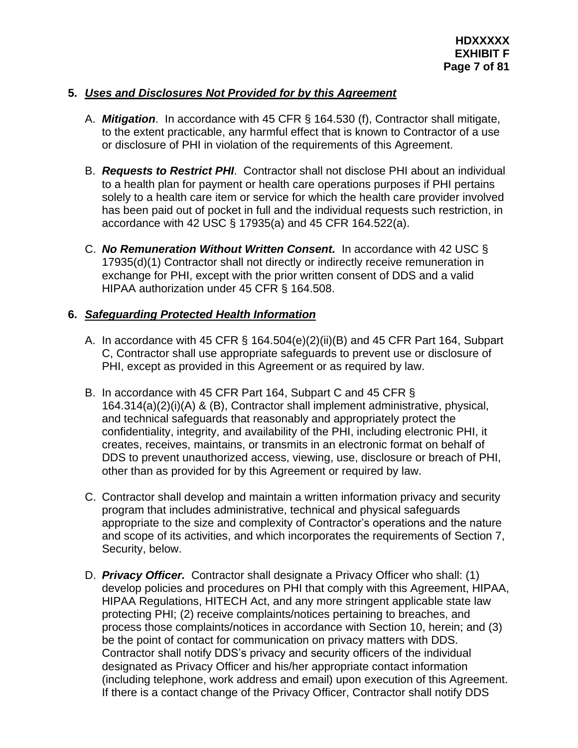**5. *Uses and Disclosures Not Provided for by this Agreement***

A. ***Mitigation***. In accordance with 45 CFR § 164.530 (f), Contractor shall mitigate, to the extent practicable, any harmful effect that is known to Contractor of a use or disclosure of PHI in violation of the requirements of this Agreement.

B. ***Requests to Restrict PHI***. Contractor shall not disclose PHI about an individual to a health plan for payment or health care operations purposes if PHI pertains solely to a health care item or service for which the health care provider involved has been paid out of pocket in full and the individual requests such restriction, in accordance with 42 USC § 17935(a) and 45 CFR 164.522(a).

C. ***No Remuneration Without Written Consent.*** In accordance with 42 USC § 17935(d)(1) Contractor shall not directly or indirectly receive remuneration in exchange for PHI, except with the prior written consent of DDS and a valid HIPAA authorization under 45 CFR § 164.508.

**6. *Safeguarding Protected Health Information***

A. In accordance with 45 CFR § 164.504(e)(2)(ii)(B) and 45 CFR Part 164, Subpart C, Contractor shall use appropriate safeguards to prevent use or disclosure of PHI, except as provided in this Agreement or as required by law.

B. In accordance with 45 CFR Part 164, Subpart C and 45 CFR § 164.314(a)(2)(i)(A) & (B), Contractor shall implement administrative, physical, and technical safeguards that reasonably and appropriately protect the confidentiality, integrity, and availability of the PHI, including electronic PHI, it creates, receives, maintains, or transmits in an electronic format on behalf of DDS to prevent unauthorized access, viewing, use, disclosure or breach of PHI, other than as provided for by this Agreement or required by law.

C. Contractor shall develop and maintain a written information privacy and security program that includes administrative, technical and physical safeguards appropriate to the size and complexity of Contractor's operations and the nature and scope of its activities, and which incorporates the requirements of Section 7, Security, below.

D. ***Privacy Officer.*** Contractor shall designate a Privacy Officer who shall: (1) develop policies and procedures on PHI that comply with this Agreement, HIPAA, HIPAA Regulations, HITECH Act, and any more stringent applicable state law protecting PHI; (2) receive complaints/notices pertaining to breaches, and process those complaints/notices in accordance with Section 10, herein; and (3) be the point of contact for communication on privacy matters with DDS. Contractor shall notify DDS's privacy and security officers of the individual designated as Privacy Officer and his/her appropriate contact information (including telephone, work address and email) upon execution of this Agreement. If there is a contact change of the Privacy Officer, Contractor shall notify DDS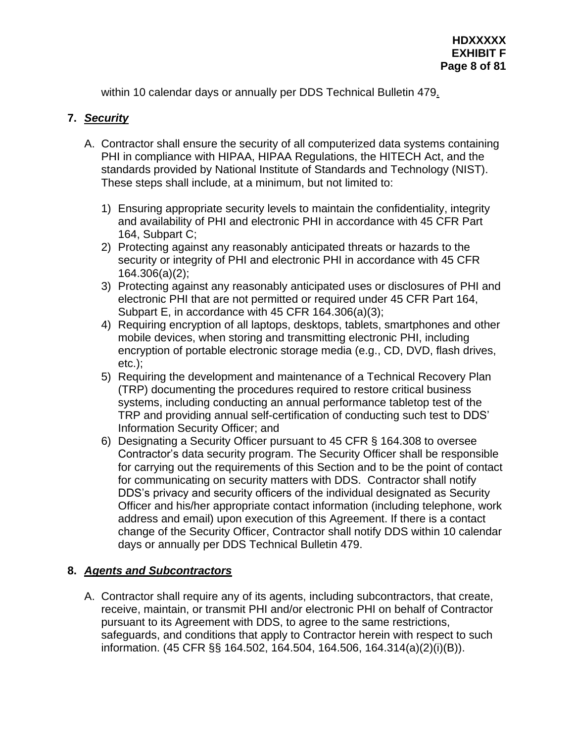within 10 calendar days or annually per DDS Technical Bulletin 479.

**7. *Security***

A. Contractor shall ensure the security of all computerized data systems containing PHI in compliance with HIPAA, HIPAA Regulations, the HITECH Act, and the standards provided by National Institute of Standards and Technology (NIST). These steps shall include, at a minimum, but not limited to:

1) Ensuring appropriate security levels to maintain the confidentiality, integrity and availability of PHI and electronic PHI in accordance with 45 CFR Part 164, Subpart C;
2) Protecting against any reasonably anticipated threats or hazards to the security or integrity of PHI and electronic PHI in accordance with 45 CFR 164.306(a)(2);
3) Protecting against any reasonably anticipated uses or disclosures of PHI and electronic PHI that are not permitted or required under 45 CFR Part 164, Subpart E, in accordance with 45 CFR 164.306(a)(3);
4) Requiring encryption of all laptops, desktops, tablets, smartphones and other mobile devices, when storing and transmitting electronic PHI, including encryption of portable electronic storage media (e.g., CD, DVD, flash drives, etc.);
5) Requiring the development and maintenance of a Technical Recovery Plan (TRP) documenting the procedures required to restore critical business systems, including conducting an annual performance tabletop test of the TRP and providing annual self-certification of conducting such test to DDS' Information Security Officer; and
6) Designating a Security Officer pursuant to 45 CFR § 164.308 to oversee Contractor's data security program. The Security Officer shall be responsible for carrying out the requirements of this Section and to be the point of contact for communicating on security matters with DDS. Contractor shall notify DDS's privacy and security officers of the individual designated as Security Officer and his/her appropriate contact information (including telephone, work address and email) upon execution of this Agreement. If there is a contact change of the Security Officer, Contractor shall notify DDS within 10 calendar days or annually per DDS Technical Bulletin 479.

**8. *Agents and Subcontractors***

A. Contractor shall require any of its agents, including subcontractors, that create, receive, maintain, or transmit PHI and/or electronic PHI on behalf of Contractor pursuant to its Agreement with DDS, to agree to the same restrictions, safeguards, and conditions that apply to Contractor herein with respect to such information. (45 CFR §§ 164.502, 164.504, 164.506, 164.314(a)(2)(i)(B)).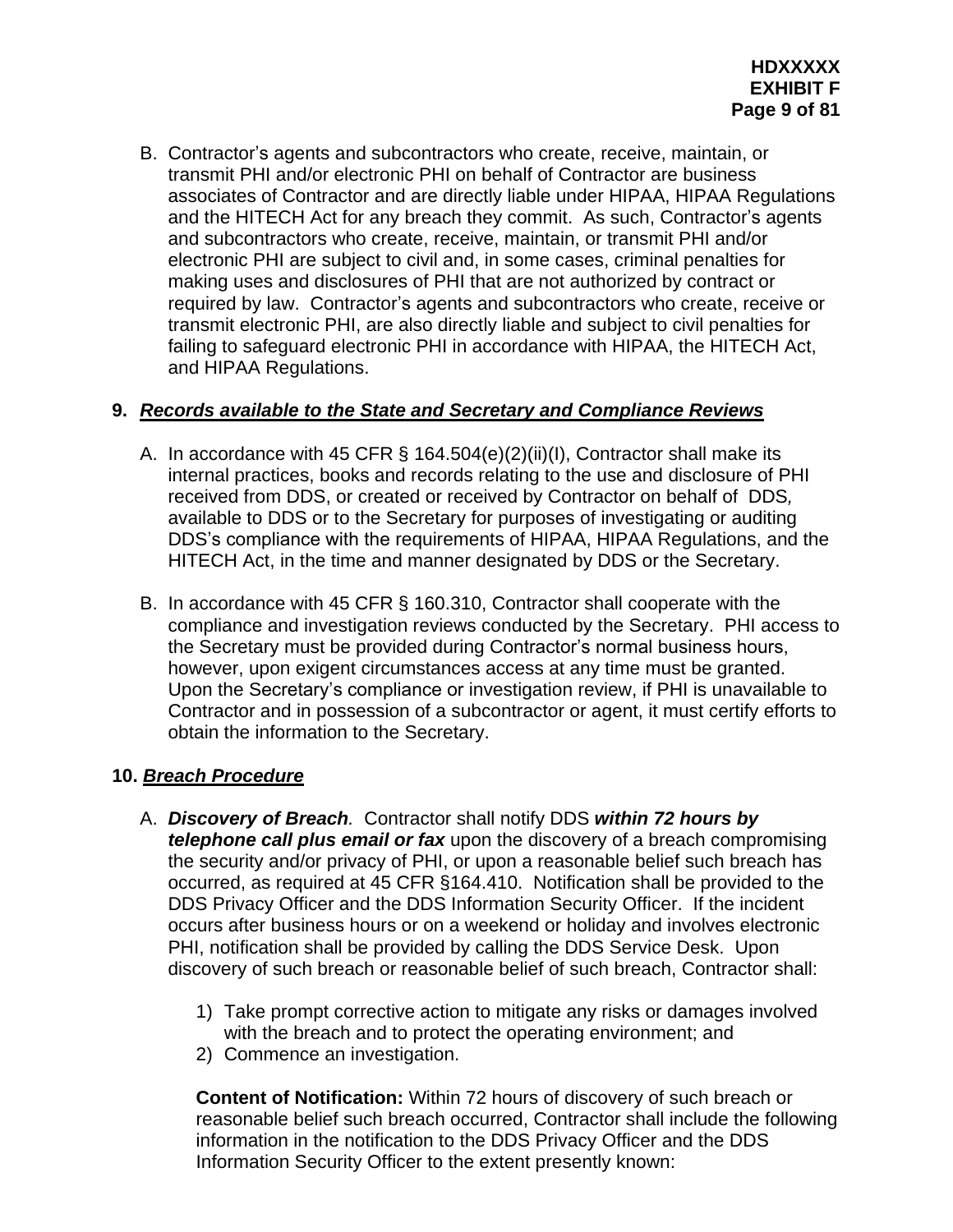B. Contractor's agents and subcontractors who create, receive, maintain, or transmit PHI and/or electronic PHI on behalf of Contractor are business associates of Contractor and are directly liable under HIPAA, HIPAA Regulations and the HITECH Act for any breach they commit. As such, Contractor's agents and subcontractors who create, receive, maintain, or transmit PHI and/or electronic PHI are subject to civil and, in some cases, criminal penalties for making uses and disclosures of PHI that are not authorized by contract or required by law. Contractor's agents and subcontractors who create, receive or transmit electronic PHI, are also directly liable and subject to civil penalties for failing to safeguard electronic PHI in accordance with HIPAA, the HITECH Act, and HIPAA Regulations.

**9. *Records available to the State and Secretary and Compliance Reviews***

A. In accordance with 45 CFR § 164.504(e)(2)(ii)(I), Contractor shall make its internal practices, books and records relating to the use and disclosure of PHI received from DDS, or created or received by Contractor on behalf of DDS, available to DDS or to the Secretary for purposes of investigating or auditing DDS's compliance with the requirements of HIPAA, HIPAA Regulations, and the HITECH Act, in the time and manner designated by DDS or the Secretary.

B. In accordance with 45 CFR § 160.310, Contractor shall cooperate with the compliance and investigation reviews conducted by the Secretary. PHI access to the Secretary must be provided during Contractor's normal business hours, however, upon exigent circumstances access at any time must be granted. Upon the Secretary's compliance or investigation review, if PHI is unavailable to Contractor and in possession of a subcontractor or agent, it must certify efforts to obtain the information to the Secretary.

**10. *Breach Procedure***

A. ***Discovery of Breach***. Contractor shall notify DDS ***within 72 hours by telephone call plus email or fax*** upon the discovery of a breach compromising the security and/or privacy of PHI, or upon a reasonable belief such breach has occurred, as required at 45 CFR §164.410. Notification shall be provided to the DDS Privacy Officer and the DDS Information Security Officer. If the incident occurs after business hours or on a weekend or holiday and involves electronic PHI, notification shall be provided by calling the DDS Service Desk. Upon discovery of such breach or reasonable belief of such breach, Contractor shall:

   1) Take prompt corrective action to mitigate any risks or damages involved with the breach and to protect the operating environment; and
   2) Commence an investigation.

   **Content of Notification:** Within 72 hours of discovery of such breach or reasonable belief such breach occurred, Contractor shall include the following information in the notification to the DDS Privacy Officer and the DDS Information Security Officer to the extent presently known: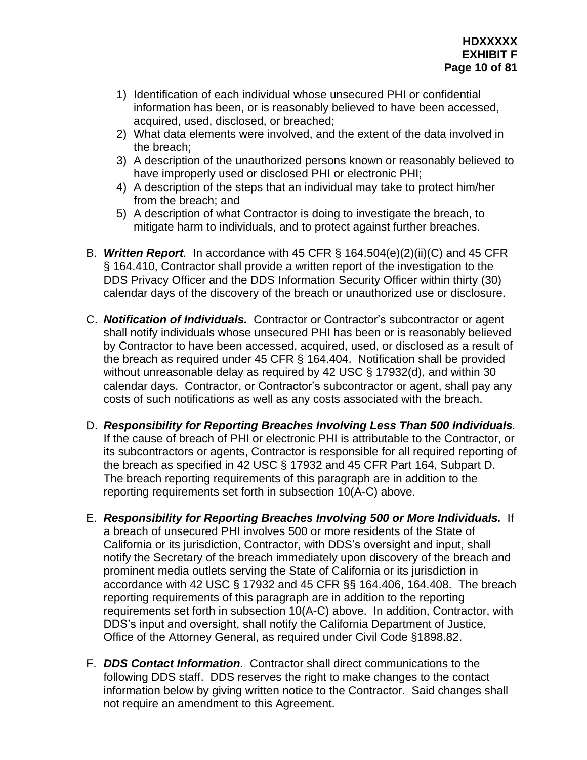1) Identification of each individual whose unsecured PHI or confidential information has been, or is reasonably believed to have been accessed, acquired, used, disclosed, or breached;
2) What data elements were involved, and the extent of the data involved in the breach;
3) A description of the unauthorized persons known or reasonably believed to have improperly used or disclosed PHI or electronic PHI;
4) A description of the steps that an individual may take to protect him/her from the breach; and
5) A description of what Contractor is doing to investigate the breach, to mitigate harm to individuals, and to protect against further breaches.

B. ***Written Report****.* In accordance with 45 CFR § 164.504(e)(2)(ii)(C) and 45 CFR § 164.410, Contractor shall provide a written report of the investigation to the DDS Privacy Officer and the DDS Information Security Officer within thirty (30) calendar days of the discovery of the breach or unauthorized use or disclosure.

C. ***Notification of Individuals.*** Contractor or Contractor's subcontractor or agent shall notify individuals whose unsecured PHI has been or is reasonably believed by Contractor to have been accessed, acquired, used, or disclosed as a result of the breach as required under 45 CFR § 164.404. Notification shall be provided without unreasonable delay as required by 42 USC § 17932(d), and within 30 calendar days. Contractor, or Contractor's subcontractor or agent, shall pay any costs of such notifications as well as any costs associated with the breach.

D. ***Responsibility for Reporting Breaches Involving Less Than 500 Individuals****.* If the cause of breach of PHI or electronic PHI is attributable to the Contractor, or its subcontractors or agents, Contractor is responsible for all required reporting of the breach as specified in 42 USC § 17932 and 45 CFR Part 164, Subpart D. The breach reporting requirements of this paragraph are in addition to the reporting requirements set forth in subsection 10(A-C) above.

E. ***Responsibility for Reporting Breaches Involving 500 or More Individuals.*** If a breach of unsecured PHI involves 500 or more residents of the State of California or its jurisdiction, Contractor, with DDS's oversight and input, shall notify the Secretary of the breach immediately upon discovery of the breach and prominent media outlets serving the State of California or its jurisdiction in accordance with 42 USC § 17932 and 45 CFR §§ 164.406, 164.408. The breach reporting requirements of this paragraph are in addition to the reporting requirements set forth in subsection 10(A-C) above. In addition, Contractor, with DDS's input and oversight, shall notify the California Department of Justice, Office of the Attorney General, as required under Civil Code §1898.82.

F. ***DDS Contact Information****.* Contractor shall direct communications to the following DDS staff. DDS reserves the right to make changes to the contact information below by giving written notice to the Contractor. Said changes shall not require an amendment to this Agreement.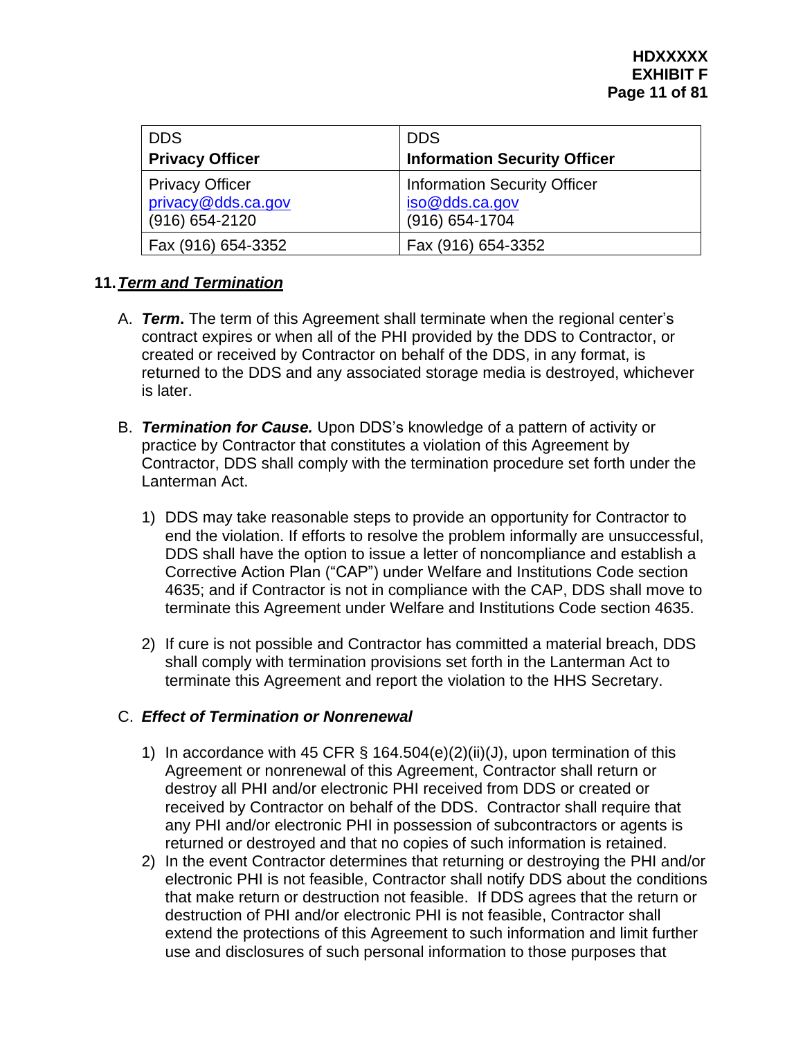| DDS<br>**Privacy Officer** | DDS<br>**Information Security Officer** |
|---|---|
| Privacy Officer<br>privacy@dds.ca.gov<br>(916) 654-2120 | Information Security Officer<br>iso@dds.ca.gov<br>(916) 654-1704 |
| Fax (916) 654-3352 | Fax (916) 654-3352 |

**11.** ***Term and Termination***

A. ***Term*.** The term of this Agreement shall terminate when the regional center's contract expires or when all of the PHI provided by the DDS to Contractor, or created or received by Contractor on behalf of the DDS, in any format, is returned to the DDS and any associated storage media is destroyed, whichever is later.

B. ***Termination for Cause.*** Upon DDS's knowledge of a pattern of activity or practice by Contractor that constitutes a violation of this Agreement by Contractor, DDS shall comply with the termination procedure set forth under the Lanterman Act.

1) DDS may take reasonable steps to provide an opportunity for Contractor to end the violation. If efforts to resolve the problem informally are unsuccessful, DDS shall have the option to issue a letter of noncompliance and establish a Corrective Action Plan ("CAP") under Welfare and Institutions Code section 4635; and if Contractor is not in compliance with the CAP, DDS shall move to terminate this Agreement under Welfare and Institutions Code section 4635.

2) If cure is not possible and Contractor has committed a material breach, DDS shall comply with termination provisions set forth in the Lanterman Act to terminate this Agreement and report the violation to the HHS Secretary.

C. ***Effect of Termination or Nonrenewal***

1) In accordance with 45 CFR § 164.504(e)(2)(ii)(J), upon termination of this Agreement or nonrenewal of this Agreement, Contractor shall return or destroy all PHI and/or electronic PHI received from DDS or created or received by Contractor on behalf of the DDS. Contractor shall require that any PHI and/or electronic PHI in possession of subcontractors or agents is returned or destroyed and that no copies of such information is retained.

2) In the event Contractor determines that returning or destroying the PHI and/or electronic PHI is not feasible, Contractor shall notify DDS about the conditions that make return or destruction not feasible. If DDS agrees that the return or destruction of PHI and/or electronic PHI is not feasible, Contractor shall extend the protections of this Agreement to such information and limit further use and disclosures of such personal information to those purposes that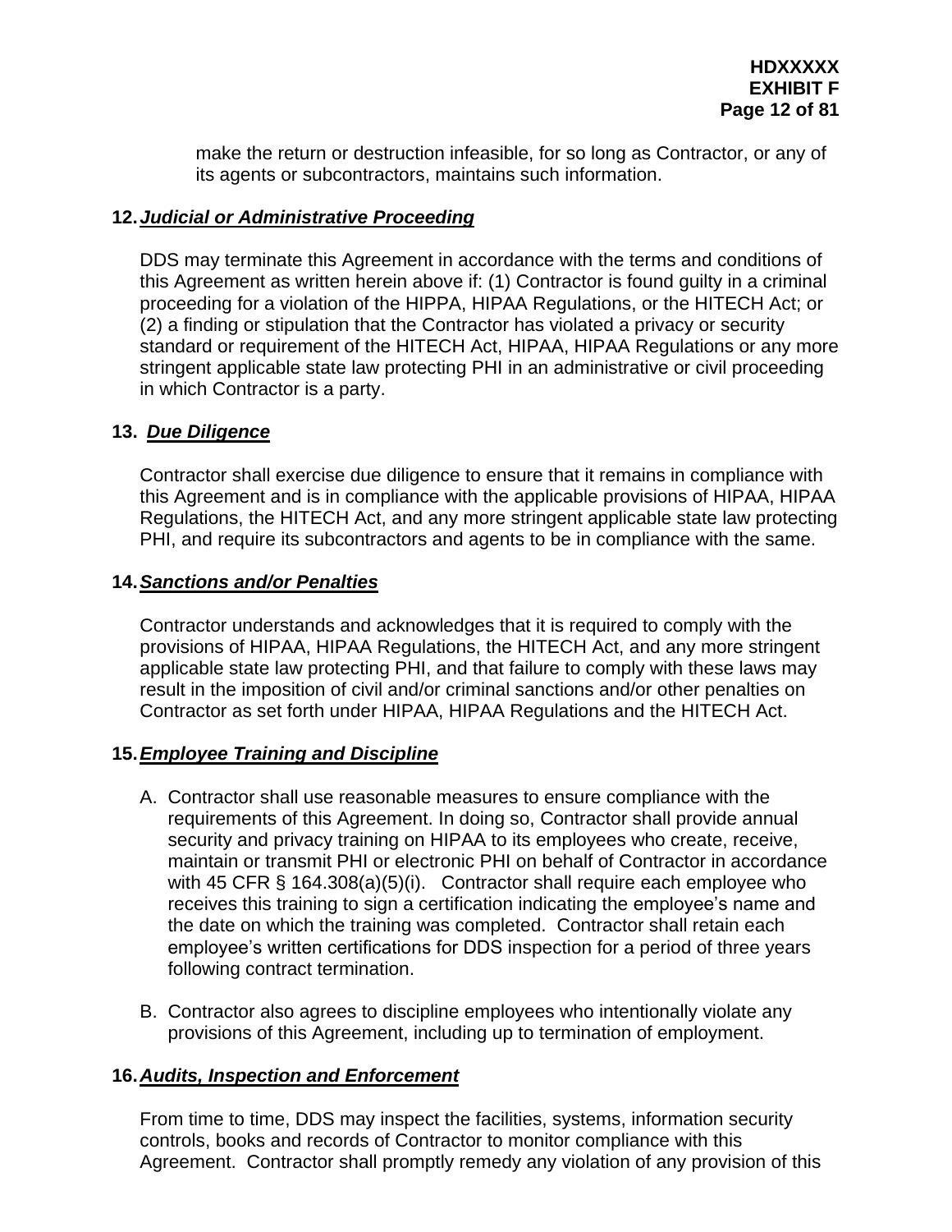make the return or destruction infeasible, for so long as Contractor, or any of its agents or subcontractors, maintains such information.

**12. *Judicial or Administrative Proceeding***

DDS may terminate this Agreement in accordance with the terms and conditions of this Agreement as written herein above if: (1) Contractor is found guilty in a criminal proceeding for a violation of the HIPPA, HIPAA Regulations, or the HITECH Act; or (2) a finding or stipulation that the Contractor has violated a privacy or security standard or requirement of the HITECH Act, HIPAA, HIPAA Regulations or any more stringent applicable state law protecting PHI in an administrative or civil proceeding in which Contractor is a party.

**13. *Due Diligence***

Contractor shall exercise due diligence to ensure that it remains in compliance with this Agreement and is in compliance with the applicable provisions of HIPAA, HIPAA Regulations, the HITECH Act, and any more stringent applicable state law protecting PHI, and require its subcontractors and agents to be in compliance with the same.

**14. *Sanctions and/or Penalties***

Contractor understands and acknowledges that it is required to comply with the provisions of HIPAA, HIPAA Regulations, the HITECH Act, and any more stringent applicable state law protecting PHI, and that failure to comply with these laws may result in the imposition of civil and/or criminal sanctions and/or other penalties on Contractor as set forth under HIPAA, HIPAA Regulations and the HITECH Act.

**15. *Employee Training and Discipline***

A. Contractor shall use reasonable measures to ensure compliance with the requirements of this Agreement. In doing so, Contractor shall provide annual security and privacy training on HIPAA to its employees who create, receive, maintain or transmit PHI or electronic PHI on behalf of Contractor in accordance with 45 CFR § 164.308(a)(5)(i). Contractor shall require each employee who receives this training to sign a certification indicating the employee's name and the date on which the training was completed. Contractor shall retain each employee's written certifications for DDS inspection for a period of three years following contract termination.

B. Contractor also agrees to discipline employees who intentionally violate any provisions of this Agreement, including up to termination of employment.

**16. *Audits, Inspection and Enforcement***

From time to time, DDS may inspect the facilities, systems, information security controls, books and records of Contractor to monitor compliance with this Agreement. Contractor shall promptly remedy any violation of any provision of this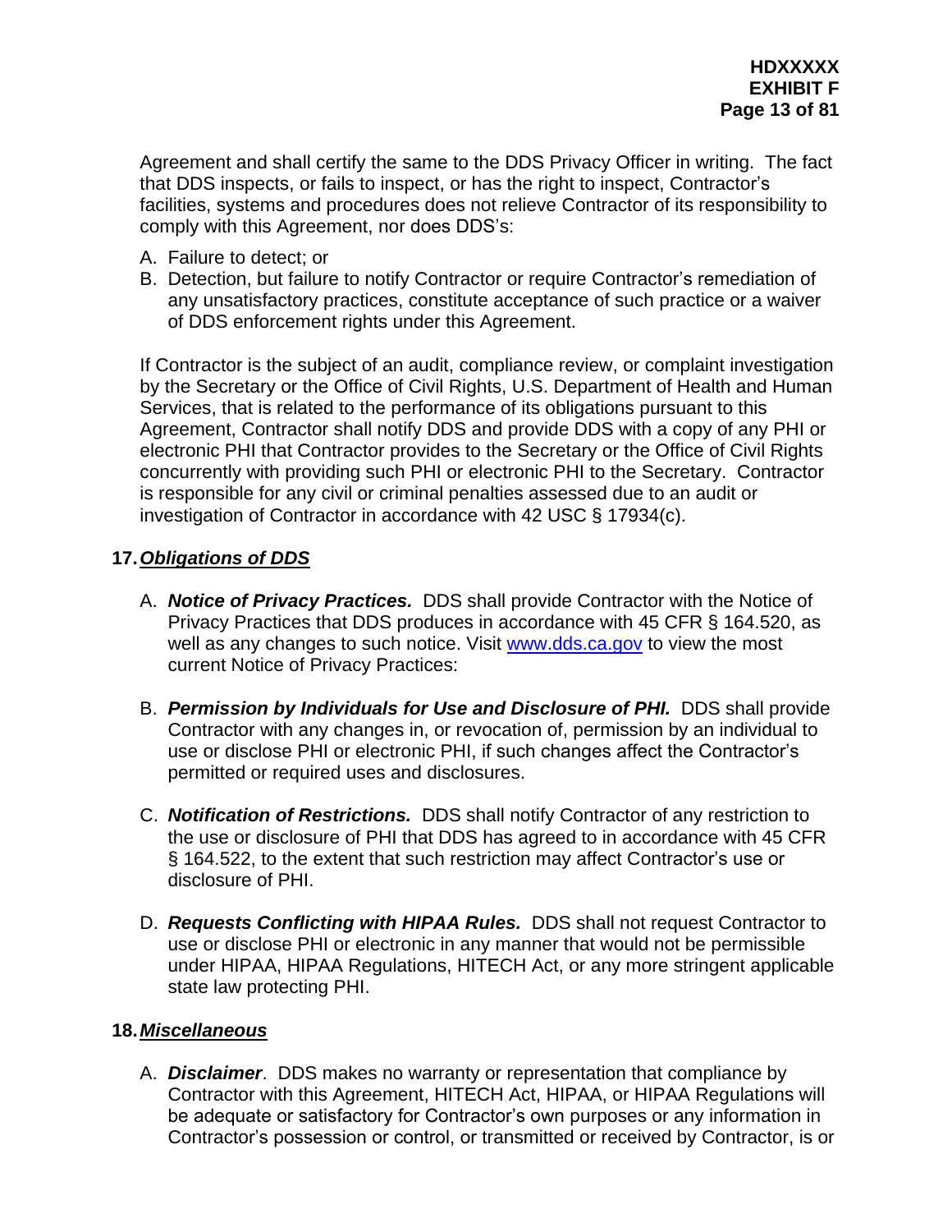Agreement and shall certify the same to the DDS Privacy Officer in writing. The fact that DDS inspects, or fails to inspect, or has the right to inspect, Contractor's facilities, systems and procedures does not relieve Contractor of its responsibility to comply with this Agreement, nor does DDS's:

A. Failure to detect; or
B. Detection, but failure to notify Contractor or require Contractor's remediation of any unsatisfactory practices, constitute acceptance of such practice or a waiver of DDS enforcement rights under this Agreement.

If Contractor is the subject of an audit, compliance review, or complaint investigation by the Secretary or the Office of Civil Rights, U.S. Department of Health and Human Services, that is related to the performance of its obligations pursuant to this Agreement, Contractor shall notify DDS and provide DDS with a copy of any PHI or electronic PHI that Contractor provides to the Secretary or the Office of Civil Rights concurrently with providing such PHI or electronic PHI to the Secretary. Contractor is responsible for any civil or criminal penalties assessed due to an audit or investigation of Contractor in accordance with 42 USC § 17934(c).

## 17. *Obligations of DDS*

A. ***Notice of Privacy Practices.*** DDS shall provide Contractor with the Notice of Privacy Practices that DDS produces in accordance with 45 CFR § 164.520, as well as any changes to such notice. Visit [www.dds.ca.gov](www.dds.ca.gov) to view the most current Notice of Privacy Practices:

B. ***Permission by Individuals for Use and Disclosure of PHI.*** DDS shall provide Contractor with any changes in, or revocation of, permission by an individual to use or disclose PHI or electronic PHI, if such changes affect the Contractor's permitted or required uses and disclosures.

C. ***Notification of Restrictions.*** DDS shall notify Contractor of any restriction to the use or disclosure of PHI that DDS has agreed to in accordance with 45 CFR § 164.522, to the extent that such restriction may affect Contractor's use or disclosure of PHI.

D. ***Requests Conflicting with HIPAA Rules.*** DDS shall not request Contractor to use or disclose PHI or electronic in any manner that would not be permissible under HIPAA, HIPAA Regulations, HITECH Act, or any more stringent applicable state law protecting PHI.

## 18. *Miscellaneous*

A. ***Disclaimer***. DDS makes no warranty or representation that compliance by Contractor with this Agreement, HITECH Act, HIPAA, or HIPAA Regulations will be adequate or satisfactory for Contractor's own purposes or any information in Contractor's possession or control, or transmitted or received by Contractor, is or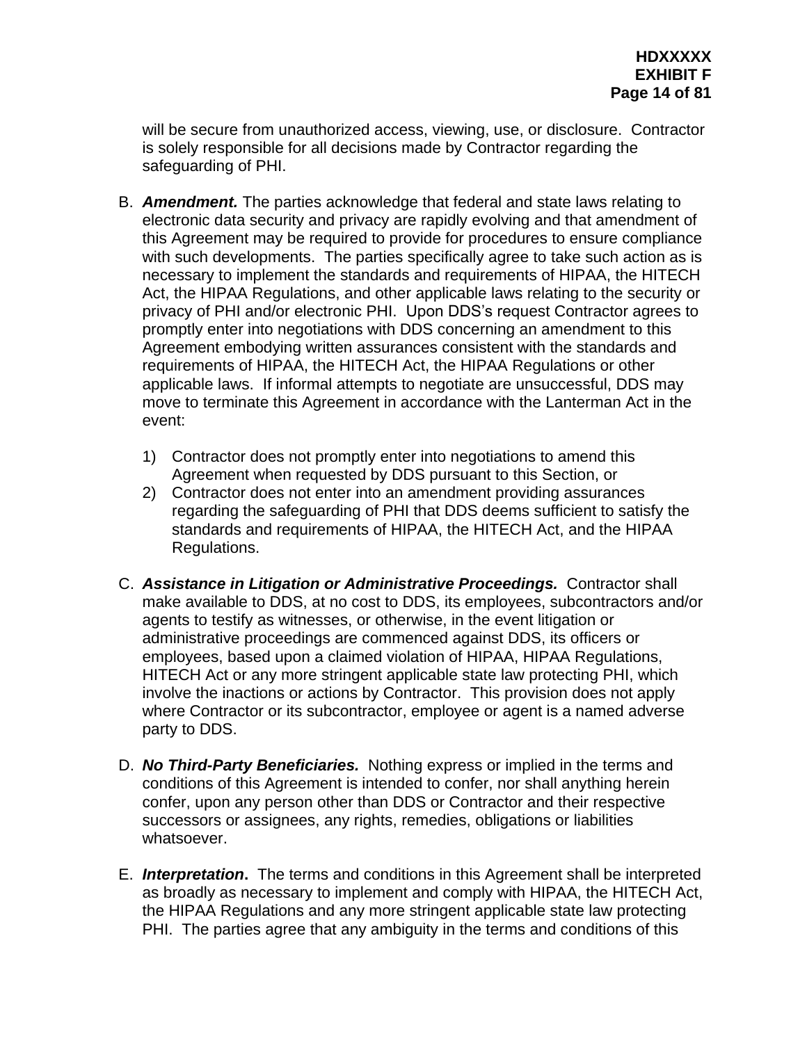will be secure from unauthorized access, viewing, use, or disclosure. Contractor is solely responsible for all decisions made by Contractor regarding the safeguarding of PHI.

B. ***Amendment.*** The parties acknowledge that federal and state laws relating to electronic data security and privacy are rapidly evolving and that amendment of this Agreement may be required to provide for procedures to ensure compliance with such developments. The parties specifically agree to take such action as is necessary to implement the standards and requirements of HIPAA, the HITECH Act, the HIPAA Regulations, and other applicable laws relating to the security or privacy of PHI and/or electronic PHI. Upon DDS's request Contractor agrees to promptly enter into negotiations with DDS concerning an amendment to this Agreement embodying written assurances consistent with the standards and requirements of HIPAA, the HITECH Act, the HIPAA Regulations or other applicable laws. If informal attempts to negotiate are unsuccessful, DDS may move to terminate this Agreement in accordance with the Lanterman Act in the event:

   1) Contractor does not promptly enter into negotiations to amend this Agreement when requested by DDS pursuant to this Section, or
   2) Contractor does not enter into an amendment providing assurances regarding the safeguarding of PHI that DDS deems sufficient to satisfy the standards and requirements of HIPAA, the HITECH Act, and the HIPAA Regulations.

C. ***Assistance in Litigation or Administrative Proceedings.*** Contractor shall make available to DDS, at no cost to DDS, its employees, subcontractors and/or agents to testify as witnesses, or otherwise, in the event litigation or administrative proceedings are commenced against DDS, its officers or employees, based upon a claimed violation of HIPAA, HIPAA Regulations, HITECH Act or any more stringent applicable state law protecting PHI, which involve the inactions or actions by Contractor. This provision does not apply where Contractor or its subcontractor, employee or agent is a named adverse party to DDS.

D. ***No Third-Party Beneficiaries.*** Nothing express or implied in the terms and conditions of this Agreement is intended to confer, nor shall anything herein confer, upon any person other than DDS or Contractor and their respective successors or assignees, any rights, remedies, obligations or liabilities whatsoever.

E. ***Interpretation*****.** The terms and conditions in this Agreement shall be interpreted as broadly as necessary to implement and comply with HIPAA, the HITECH Act, the HIPAA Regulations and any more stringent applicable state law protecting PHI. The parties agree that any ambiguity in the terms and conditions of this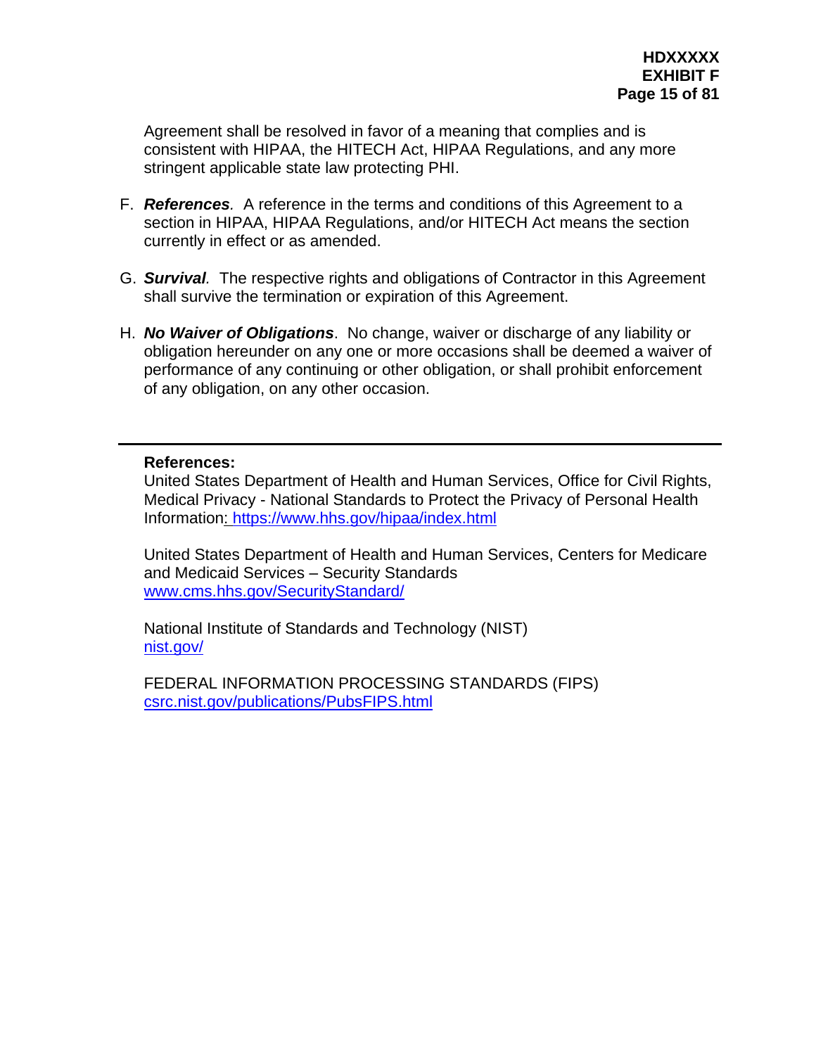Agreement shall be resolved in favor of a meaning that complies and is consistent with HIPAA, the HITECH Act, HIPAA Regulations, and any more stringent applicable state law protecting PHI.

F. ***References***. A reference in the terms and conditions of this Agreement to a section in HIPAA, HIPAA Regulations, and/or HITECH Act means the section currently in effect or as amended.

G. ***Survival***. The respective rights and obligations of Contractor in this Agreement shall survive the termination or expiration of this Agreement.

H. ***No Waiver of Obligations***. No change, waiver or discharge of any liability or obligation hereunder on any one or more occasions shall be deemed a waiver of performance of any continuing or other obligation, or shall prohibit enforcement of any obligation, on any other occasion.

---

**References:**

United States Department of Health and Human Services, Office for Civil Rights, Medical Privacy - National Standards to Protect the Privacy of Personal Health Information: https://www.hhs.gov/hipaa/index.html

United States Department of Health and Human Services, Centers for Medicare and Medicaid Services – Security Standards
www.cms.hhs.gov/SecurityStandard/

National Institute of Standards and Technology (NIST)
nist.gov/

FEDERAL INFORMATION PROCESSING STANDARDS (FIPS)
csrc.nist.gov/publications/PubsFIPS.html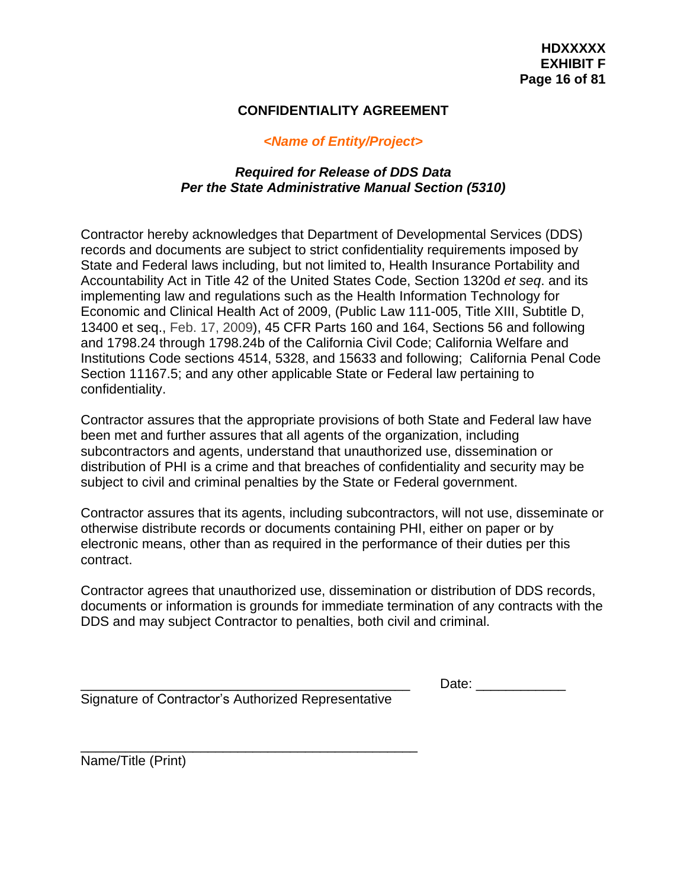# CONFIDENTIALITY AGREEMENT

***<Name of Entity/Project>***

***Required for Release of DDS Data***
***Per the State Administrative Manual Section (5310)***

Contractor hereby acknowledges that Department of Developmental Services (DDS) records and documents are subject to strict confidentiality requirements imposed by State and Federal laws including, but not limited to, Health Insurance Portability and Accountability Act in Title 42 of the United States Code, Section 1320d *et seq*. and its implementing law and regulations such as the Health Information Technology for Economic and Clinical Health Act of 2009, (Public Law 111-005, Title XIII, Subtitle D, 13400 et seq., Feb. 17, 2009), 45 CFR Parts 160 and 164, Sections 56 and following and 1798.24 through 1798.24b of the California Civil Code; California Welfare and Institutions Code sections 4514, 5328, and 15633 and following; California Penal Code Section 11167.5; and any other applicable State or Federal law pertaining to confidentiality.

Contractor assures that the appropriate provisions of both State and Federal law have been met and further assures that all agents of the organization, including subcontractors and agents, understand that unauthorized use, dissemination or distribution of PHI is a crime and that breaches of confidentiality and security may be subject to civil and criminal penalties by the State or Federal government.

Contractor assures that its agents, including subcontractors, will not use, disseminate or otherwise distribute records or documents containing PHI, either on paper or by electronic means, other than as required in the performance of their duties per this contract.

Contractor agrees that unauthorized use, dissemination or distribution of DDS records, documents or information is grounds for immediate termination of any contracts with the DDS and may subject Contractor to penalties, both civil and criminal.

_____________________________________________ Date: ____________
Signature of Contractor's Authorized Representative

_____________________________________________
Name/Title (Print)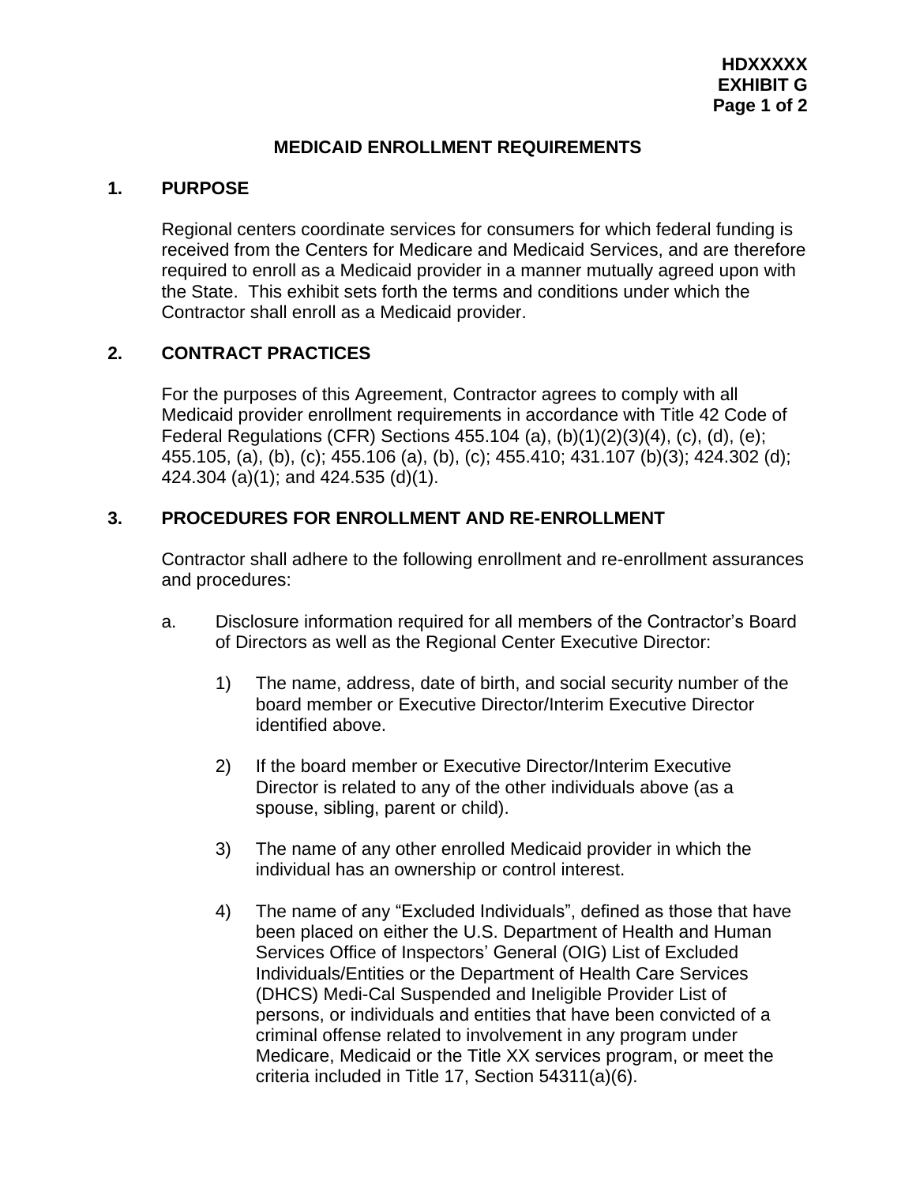**HDXXXXX**
**EXHIBIT G**

## MEDICAID ENROLLMENT REQUIREMENTS

### 1. PURPOSE

Regional centers coordinate services for consumers for which federal funding is received from the Centers for Medicare and Medicaid Services, and are therefore required to enroll as a Medicaid provider in a manner mutually agreed upon with the State. This exhibit sets forth the terms and conditions under which the Contractor shall enroll as a Medicaid provider.

### 2. CONTRACT PRACTICES

For the purposes of this Agreement, Contractor agrees to comply with all Medicaid provider enrollment requirements in accordance with Title 42 Code of Federal Regulations (CFR) Sections 455.104 (a), (b)(1)(2)(3)(4), (c), (d), (e); 455.105, (a), (b), (c); 455.106 (a), (b), (c); 455.410; 431.107 (b)(3); 424.302 (d); 424.304 (a)(1); and 424.535 (d)(1).

### 3. PROCEDURES FOR ENROLLMENT AND RE-ENROLLMENT

Contractor shall adhere to the following enrollment and re-enrollment assurances and procedures:

a. Disclosure information required for all members of the Contractor's Board of Directors as well as the Regional Center Executive Director:

   1) The name, address, date of birth, and social security number of the board member or Executive Director/Interim Executive Director identified above.

   2) If the board member or Executive Director/Interim Executive Director is related to any of the other individuals above (as a spouse, sibling, parent or child).

   3) The name of any other enrolled Medicaid provider in which the individual has an ownership or control interest.

   4) The name of any "Excluded Individuals", defined as those that have been placed on either the U.S. Department of Health and Human Services Office of Inspectors' General (OIG) List of Excluded Individuals/Entities or the Department of Health Care Services (DHCS) Medi-Cal Suspended and Ineligible Provider List of persons, or individuals and entities that have been convicted of a criminal offense related to involvement in any program under Medicare, Medicaid or the Title XX services program, or meet the criteria included in Title 17, Section 54311(a)(6).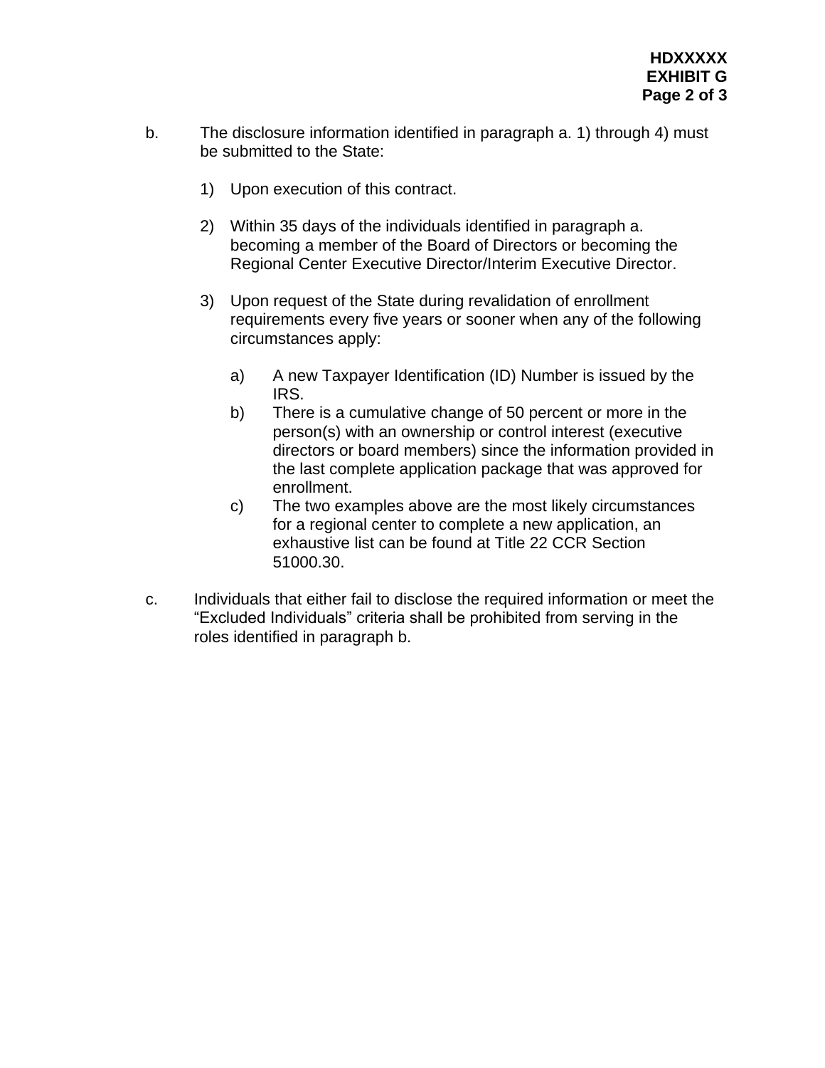b. The disclosure information identified in paragraph a. 1) through 4) must be submitted to the State:

   1) Upon execution of this contract.

   2) Within 35 days of the individuals identified in paragraph a. becoming a member of the Board of Directors or becoming the Regional Center Executive Director/Interim Executive Director.

   3) Upon request of the State during revalidation of enrollment requirements every five years or sooner when any of the following circumstances apply:

      a) A new Taxpayer Identification (ID) Number is issued by the IRS.
      b) There is a cumulative change of 50 percent or more in the person(s) with an ownership or control interest (executive directors or board members) since the information provided in the last complete application package that was approved for enrollment.
      c) The two examples above are the most likely circumstances for a regional center to complete a new application, an exhaustive list can be found at Title 22 CCR Section 51000.30.

c. Individuals that either fail to disclose the required information or meet the "Excluded Individuals" criteria shall be prohibited from serving in the roles identified in paragraph b.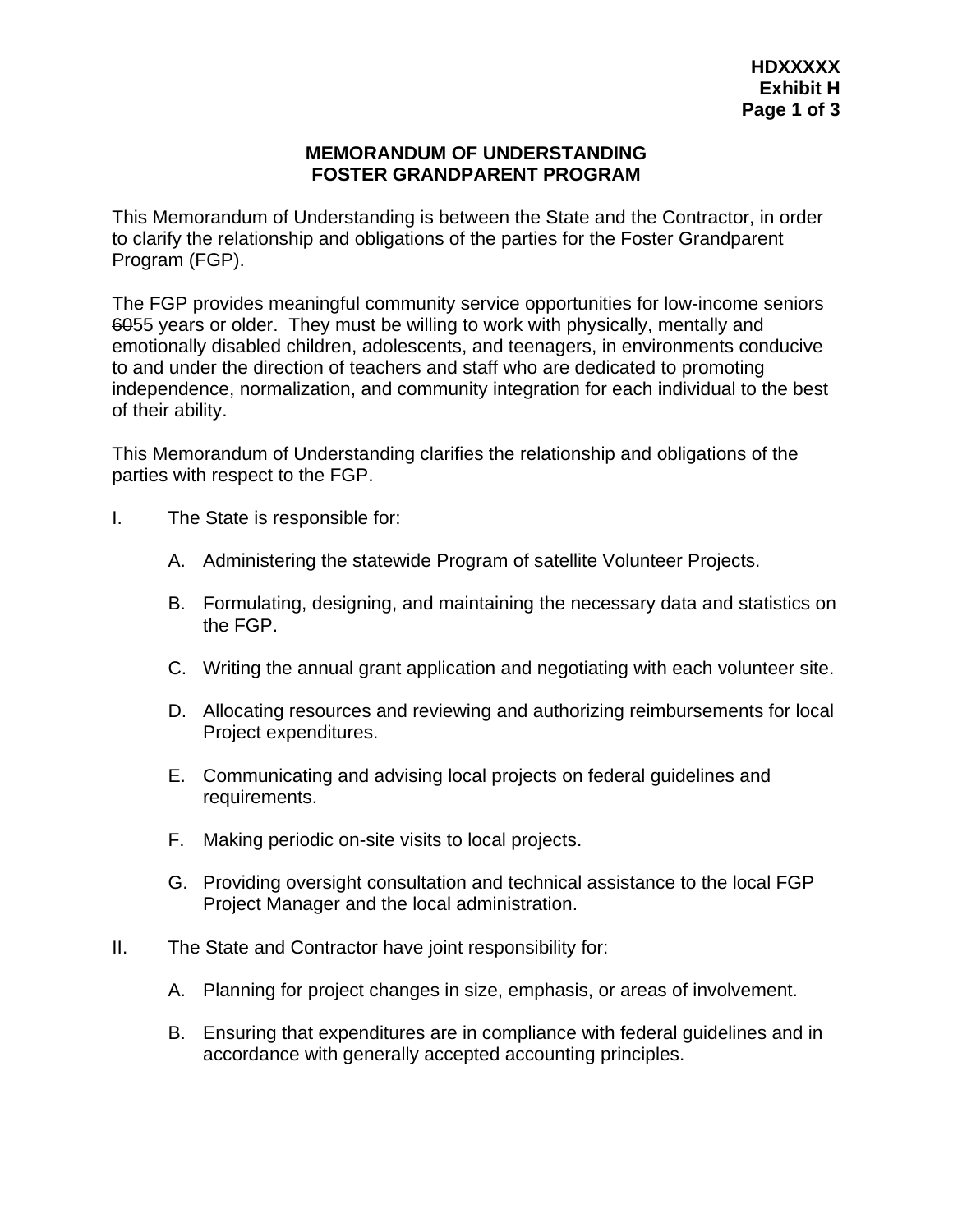# MEMORANDUM OF UNDERSTANDING
# FOSTER GRANDPARENT PROGRAM

This Memorandum of Understanding is between the State and the Contractor, in order to clarify the relationship and obligations of the parties for the Foster Grandparent Program (FGP).

The FGP provides meaningful community service opportunities for low-income seniors ~~60~~55 years or older. They must be willing to work with physically, mentally and emotionally disabled children, adolescents, and teenagers, in environments conducive to and under the direction of teachers and staff who are dedicated to promoting independence, normalization, and community integration for each individual to the best of their ability.

This Memorandum of Understanding clarifies the relationship and obligations of the parties with respect to the FGP.

I. The State is responsible for:

   A. Administering the statewide Program of satellite Volunteer Projects.

   B. Formulating, designing, and maintaining the necessary data and statistics on the FGP.

   C. Writing the annual grant application and negotiating with each volunteer site.

   D. Allocating resources and reviewing and authorizing reimbursements for local Project expenditures.

   E. Communicating and advising local projects on federal guidelines and requirements.

   F. Making periodic on-site visits to local projects.

   G. Providing oversight consultation and technical assistance to the local FGP Project Manager and the local administration.

II. The State and Contractor have joint responsibility for:

   A. Planning for project changes in size, emphasis, or areas of involvement.

   B. Ensuring that expenditures are in compliance with federal guidelines and in accordance with generally accepted accounting principles.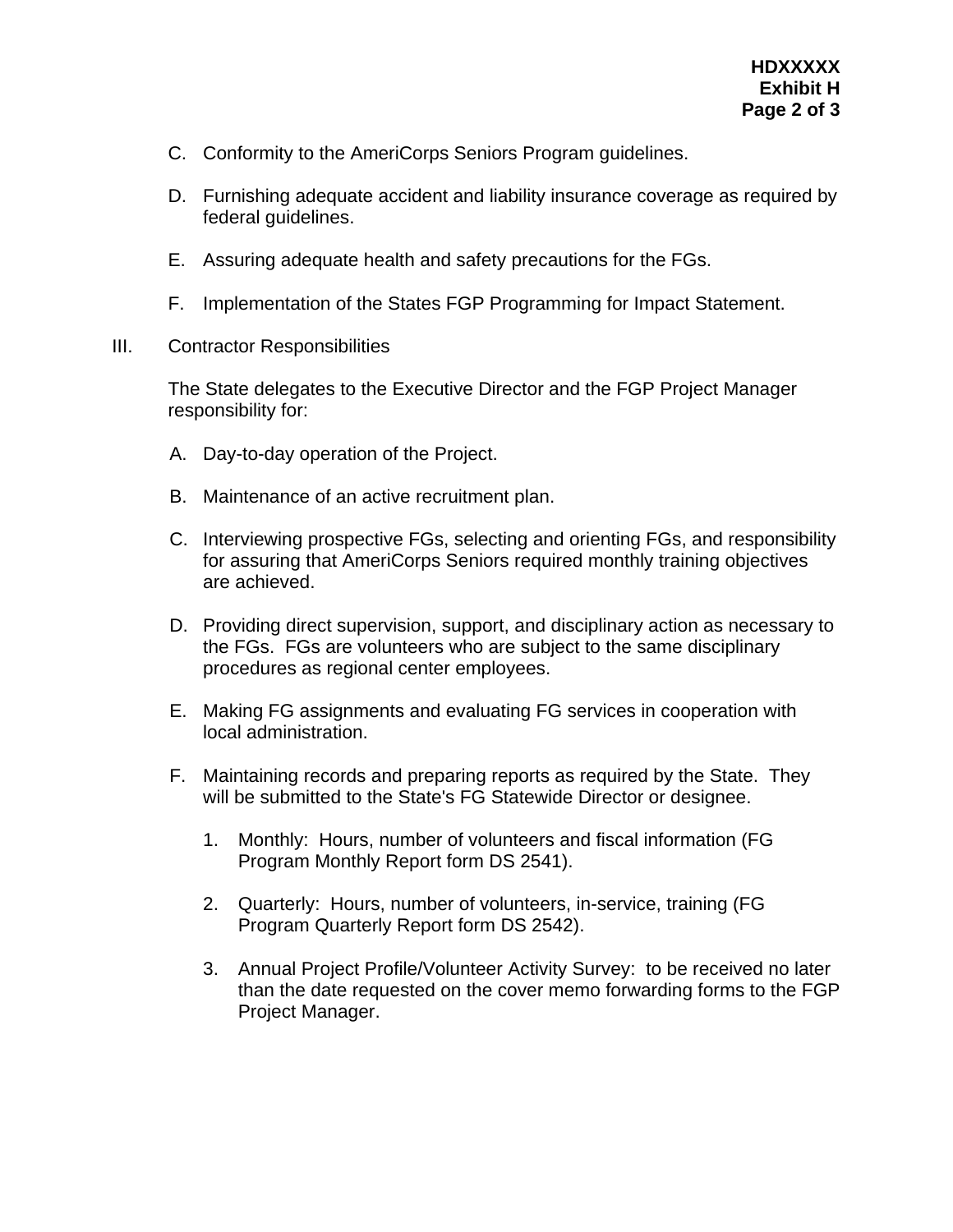C. Conformity to the AmeriCorps Seniors Program guidelines.

D. Furnishing adequate accident and liability insurance coverage as required by federal guidelines.

E. Assuring adequate health and safety precautions for the FGs.

F. Implementation of the States FGP Programming for Impact Statement.

III. Contractor Responsibilities

The State delegates to the Executive Director and the FGP Project Manager responsibility for:

A. Day-to-day operation of the Project.

B. Maintenance of an active recruitment plan.

C. Interviewing prospective FGs, selecting and orienting FGs, and responsibility for assuring that AmeriCorps Seniors required monthly training objectives are achieved.

D. Providing direct supervision, support, and disciplinary action as necessary to the FGs. FGs are volunteers who are subject to the same disciplinary procedures as regional center employees.

E. Making FG assignments and evaluating FG services in cooperation with local administration.

F. Maintaining records and preparing reports as required by the State. They will be submitted to the State's FG Statewide Director or designee.

1. Monthly: Hours, number of volunteers and fiscal information (FG Program Monthly Report form DS 2541).

2. Quarterly: Hours, number of volunteers, in-service, training (FG Program Quarterly Report form DS 2542).

3. Annual Project Profile/Volunteer Activity Survey: to be received no later than the date requested on the cover memo forwarding forms to the FGP Project Manager.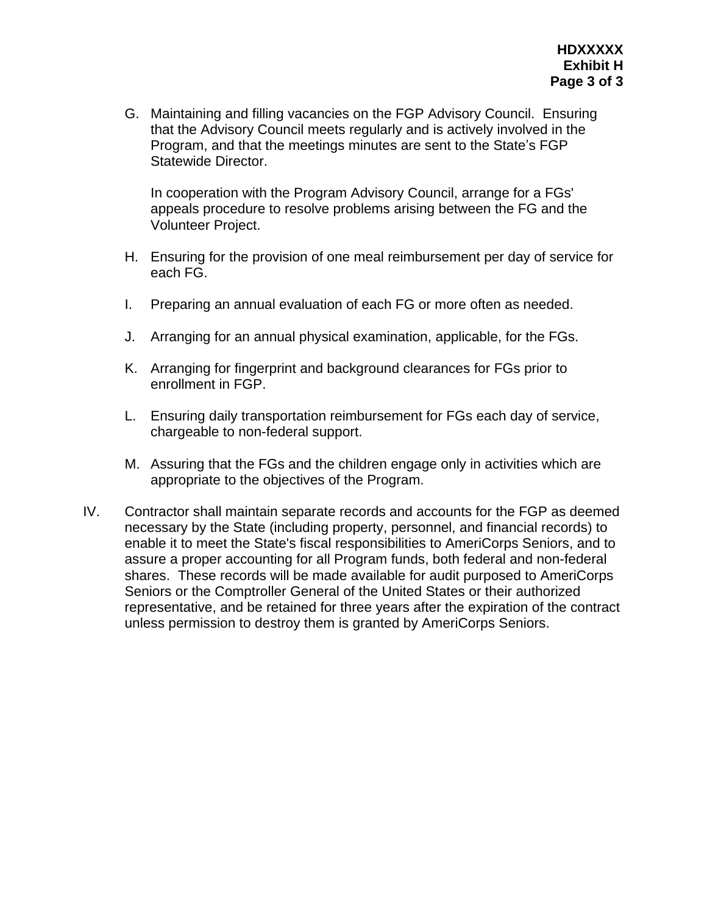G. Maintaining and filling vacancies on the FGP Advisory Council. Ensuring that the Advisory Council meets regularly and is actively involved in the Program, and that the meetings minutes are sent to the State's FGP Statewide Director.

   In cooperation with the Program Advisory Council, arrange for a FGs' appeals procedure to resolve problems arising between the FG and the Volunteer Project.

H. Ensuring for the provision of one meal reimbursement per day of service for each FG.

I. Preparing an annual evaluation of each FG or more often as needed.

J. Arranging for an annual physical examination, applicable, for the FGs.

K. Arranging for fingerprint and background clearances for FGs prior to enrollment in FGP.

L. Ensuring daily transportation reimbursement for FGs each day of service, chargeable to non-federal support.

M. Assuring that the FGs and the children engage only in activities which are appropriate to the objectives of the Program.

IV. Contractor shall maintain separate records and accounts for the FGP as deemed necessary by the State (including property, personnel, and financial records) to enable it to meet the State's fiscal responsibilities to AmeriCorps Seniors, and to assure a proper accounting for all Program funds, both federal and non-federal shares. These records will be made available for audit purposed to AmeriCorps Seniors or the Comptroller General of the United States or their authorized representative, and be retained for three years after the expiration of the contract unless permission to destroy them is granted by AmeriCorps Seniors.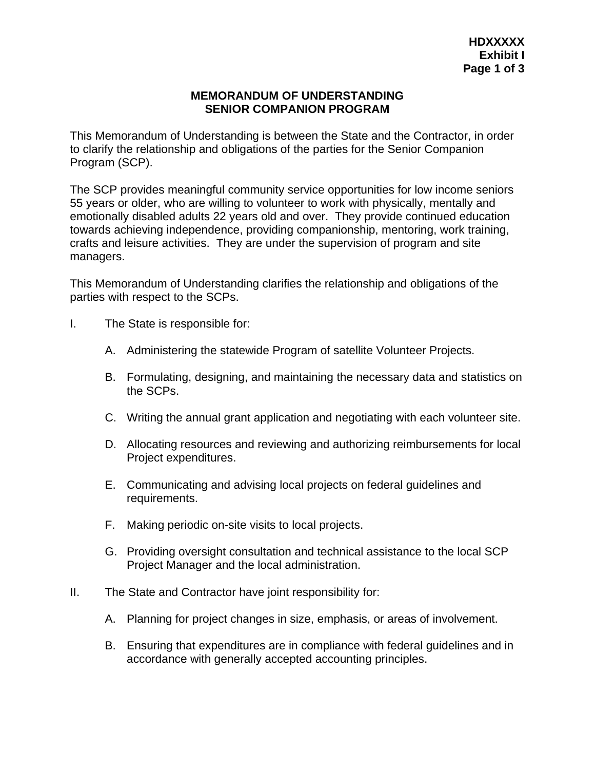# MEMORANDUM OF UNDERSTANDING
## SENIOR COMPANION PROGRAM

This Memorandum of Understanding is between the State and the Contractor, in order to clarify the relationship and obligations of the parties for the Senior Companion Program (SCP).

The SCP provides meaningful community service opportunities for low income seniors 55 years or older, who are willing to volunteer to work with physically, mentally and emotionally disabled adults 22 years old and over. They provide continued education towards achieving independence, providing companionship, mentoring, work training, crafts and leisure activities. They are under the supervision of program and site managers.

This Memorandum of Understanding clarifies the relationship and obligations of the parties with respect to the SCPs.

I. The State is responsible for:

   A. Administering the statewide Program of satellite Volunteer Projects.

   B. Formulating, designing, and maintaining the necessary data and statistics on the SCPs.

   C. Writing the annual grant application and negotiating with each volunteer site.

   D. Allocating resources and reviewing and authorizing reimbursements for local Project expenditures.

   E. Communicating and advising local projects on federal guidelines and requirements.

   F. Making periodic on-site visits to local projects.

   G. Providing oversight consultation and technical assistance to the local SCP Project Manager and the local administration.

II. The State and Contractor have joint responsibility for:

   A. Planning for project changes in size, emphasis, or areas of involvement.

   B. Ensuring that expenditures are in compliance with federal guidelines and in accordance with generally accepted accounting principles.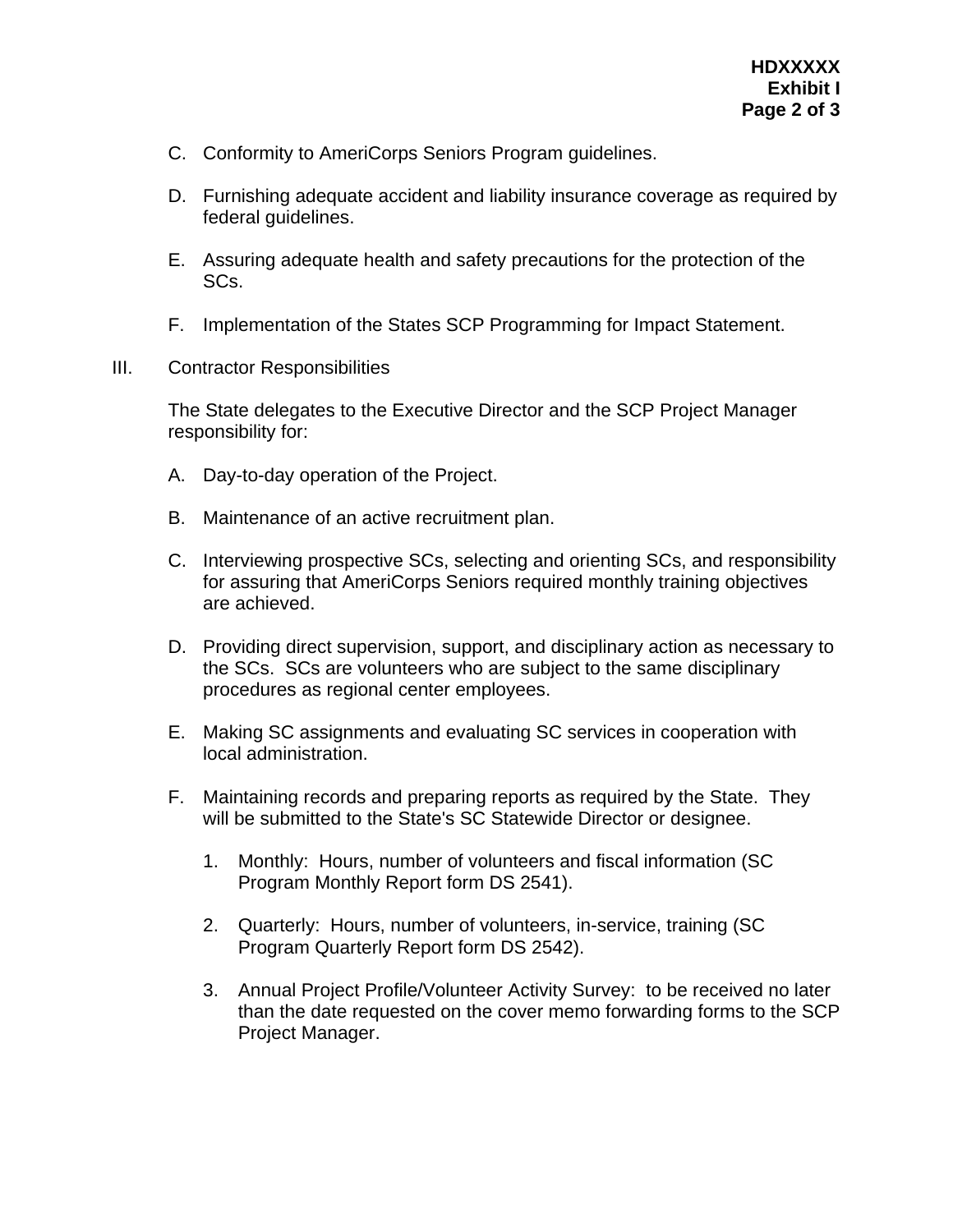C. Conformity to AmeriCorps Seniors Program guidelines.

D. Furnishing adequate accident and liability insurance coverage as required by federal guidelines.

E. Assuring adequate health and safety precautions for the protection of the SCs.

F. Implementation of the States SCP Programming for Impact Statement.

III. Contractor Responsibilities

The State delegates to the Executive Director and the SCP Project Manager responsibility for:

A. Day-to-day operation of the Project.

B. Maintenance of an active recruitment plan.

C. Interviewing prospective SCs, selecting and orienting SCs, and responsibility for assuring that AmeriCorps Seniors required monthly training objectives are achieved.

D. Providing direct supervision, support, and disciplinary action as necessary to the SCs. SCs are volunteers who are subject to the same disciplinary procedures as regional center employees.

E. Making SC assignments and evaluating SC services in cooperation with local administration.

F. Maintaining records and preparing reports as required by the State. They will be submitted to the State's SC Statewide Director or designee.

   1. Monthly: Hours, number of volunteers and fiscal information (SC Program Monthly Report form DS 2541).

   2. Quarterly: Hours, number of volunteers, in-service, training (SC Program Quarterly Report form DS 2542).

   3. Annual Project Profile/Volunteer Activity Survey: to be received no later than the date requested on the cover memo forwarding forms to the SCP Project Manager.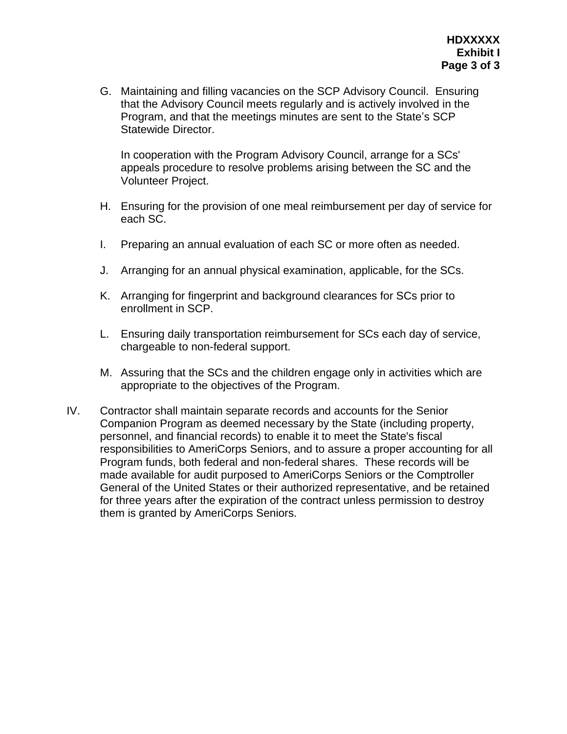G. Maintaining and filling vacancies on the SCP Advisory Council. Ensuring that the Advisory Council meets regularly and is actively involved in the Program, and that the meetings minutes are sent to the State's SCP Statewide Director.

   In cooperation with the Program Advisory Council, arrange for a SCs' appeals procedure to resolve problems arising between the SC and the Volunteer Project.

H. Ensuring for the provision of one meal reimbursement per day of service for each SC.

I. Preparing an annual evaluation of each SC or more often as needed.

J. Arranging for an annual physical examination, applicable, for the SCs.

K. Arranging for fingerprint and background clearances for SCs prior to enrollment in SCP.

L. Ensuring daily transportation reimbursement for SCs each day of service, chargeable to non-federal support.

M. Assuring that the SCs and the children engage only in activities which are appropriate to the objectives of the Program.

IV. Contractor shall maintain separate records and accounts for the Senior Companion Program as deemed necessary by the State (including property, personnel, and financial records) to enable it to meet the State's fiscal responsibilities to AmeriCorps Seniors, and to assure a proper accounting for all Program funds, both federal and non-federal shares. These records will be made available for audit purposed to AmeriCorps Seniors or the Comptroller General of the United States or their authorized representative, and be retained for three years after the expiration of the contract unless permission to destroy them is granted by AmeriCorps Seniors.